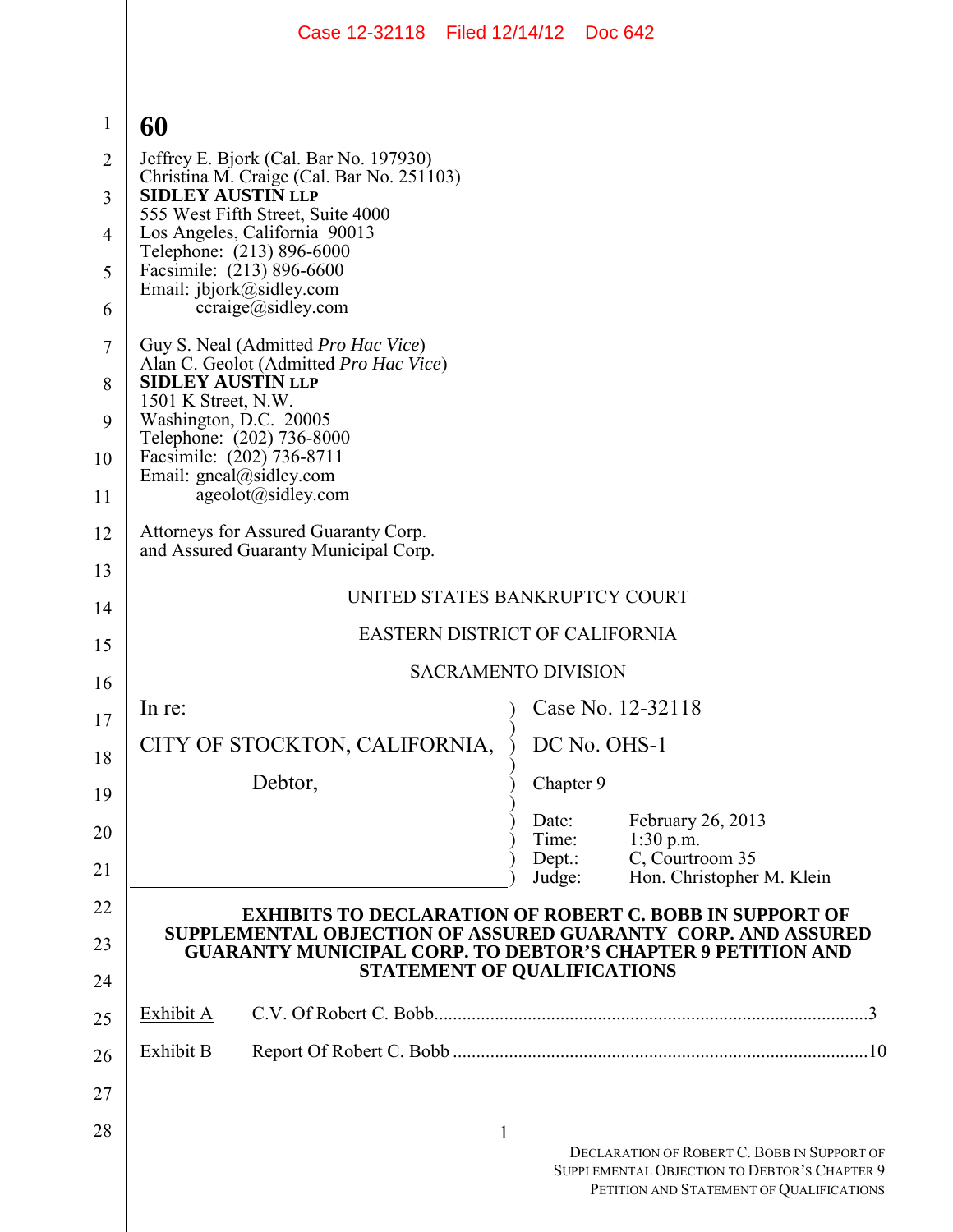60

Jeffrey E. Bjork (Cal. Bar No. 197930)
Christina M. Craige (Cal. Bar No. 251103)
**SIDLEY AUSTIN LLP**
555 West Fifth Street, Suite 4000
Los Angeles, California 90013
Telephone: (213) 896-6000
Facsimile: (213) 896-6600
Email: jbjork@sidley.com
ccraige@sidley.com

Guy S. Neal (Admitted *Pro Hac Vice*)
Alan C. Geolot (Admitted *Pro Hac Vice*)
**SIDLEY AUSTIN LLP**
1501 K Street, N.W.
Washington, D.C. 20005
Telephone: (202) 736-8000
Facsimile: (202) 736-8711
Email: gneal@sidley.com
ageolot@sidley.com

Attorneys for Assured Guaranty Corp.
and Assured Guaranty Municipal Corp.

UNITED STATES BANKRUPTCY COURT

EASTERN DISTRICT OF CALIFORNIA

SACRAMENTO DIVISION

| | |
|---|---|
| In re: | Case No. 12-32118 |
| CITY OF STOCKTON, CALIFORNIA, | DC No. OHS-1 |
| Debtor, | Chapter 9 |
| | Date: February 26, 2013 |
| | Time: 1:30 p.m. |
| | Dept.: C, Courtroom 35 |
| | Judge: Hon. Christopher M. Klein |

**EXHIBITS TO DECLARATION OF ROBERT C. BOBB IN SUPPORT OF SUPPLEMENTAL OBJECTION OF ASSURED GUARANTY CORP. AND ASSURED GUARANTY MUNICIPAL CORP. TO DEBTOR'S CHAPTER 9 PETITION AND STATEMENT OF QUALIFICATIONS**

Exhibit A C.V. Of Robert C. Bobb.............................................................................................3

Exhibit B Report Of Robert C. Bobb .........................................................................................10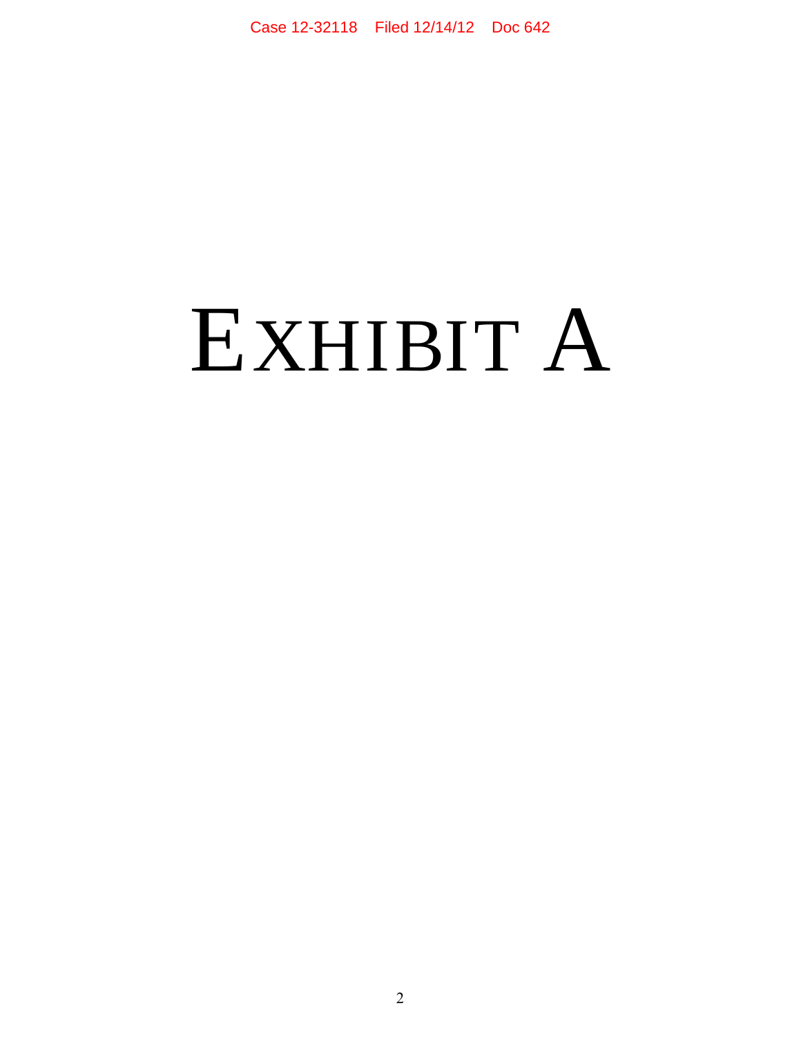# EXHIBIT A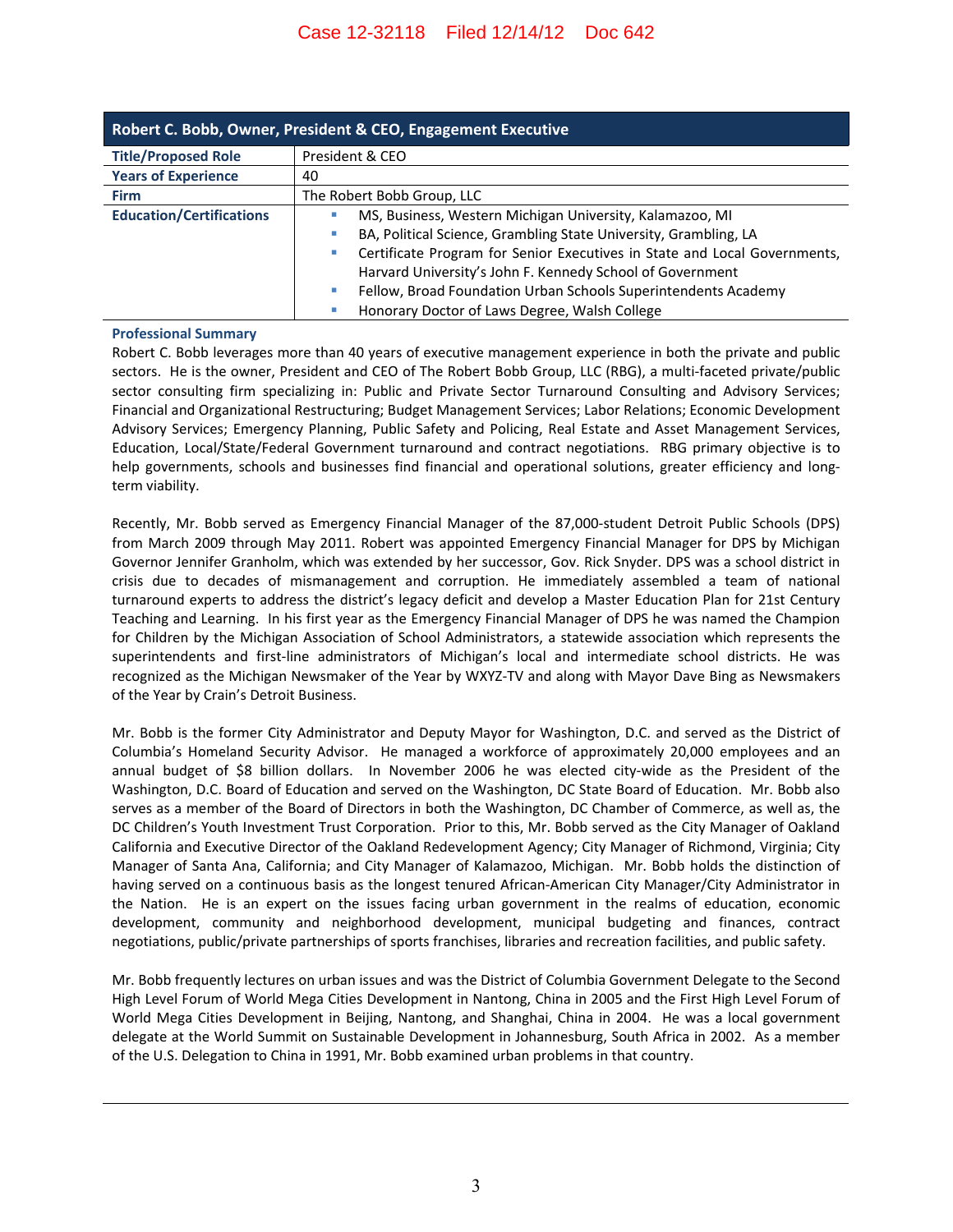| Robert C. Bobb, Owner, President & CEO, Engagement Executive | |
|---|---|
| **Title/Proposed Role** | President & CEO |
| **Years of Experience** | 40 |
| **Firm** | The Robert Bobb Group, LLC |
| **Education/Certifications** | - MS, Business, Western Michigan University, Kalamazoo, MI<br>- BA, Political Science, Grambling State University, Grambling, LA<br>- Certificate Program for Senior Executives in State and Local Governments, Harvard University's John F. Kennedy School of Government<br>- Fellow, Broad Foundation Urban Schools Superintendents Academy<br>- Honorary Doctor of Laws Degree, Walsh College |

### Professional Summary

Robert C. Bobb leverages more than 40 years of executive management experience in both the private and public sectors. He is the owner, President and CEO of The Robert Bobb Group, LLC (RBG), a multi-faceted private/public sector consulting firm specializing in: Public and Private Sector Turnaround Consulting and Advisory Services; Financial and Organizational Restructuring; Budget Management Services; Labor Relations; Economic Development Advisory Services; Emergency Planning, Public Safety and Policing, Real Estate and Asset Management Services, Education, Local/State/Federal Government turnaround and contract negotiations. RBG primary objective is to help governments, schools and businesses find financial and operational solutions, greater efficiency and long-term viability.

Recently, Mr. Bobb served as Emergency Financial Manager of the 87,000-student Detroit Public Schools (DPS) from March 2009 through May 2011. Robert was appointed Emergency Financial Manager for DPS by Michigan Governor Jennifer Granholm, which was extended by her successor, Gov. Rick Snyder. DPS was a school district in crisis due to decades of mismanagement and corruption. He immediately assembled a team of national turnaround experts to address the district's legacy deficit and develop a Master Education Plan for 21st Century Teaching and Learning. In his first year as the Emergency Financial Manager of DPS he was named the Champion for Children by the Michigan Association of School Administrators, a statewide association which represents the superintendents and first-line administrators of Michigan's local and intermediate school districts. He was recognized as the Michigan Newsmaker of the Year by WXYZ-TV and along with Mayor Dave Bing as Newsmakers of the Year by Crain's Detroit Business.

Mr. Bobb is the former City Administrator and Deputy Mayor for Washington, D.C. and served as the District of Columbia's Homeland Security Advisor. He managed a workforce of approximately 20,000 employees and an annual budget of $8 billion dollars. In November 2006 he was elected city-wide as the President of the Washington, D.C. Board of Education and served on the Washington, DC State Board of Education. Mr. Bobb also serves as a member of the Board of Directors in both the Washington, DC Chamber of Commerce, as well as, the DC Children's Youth Investment Trust Corporation. Prior to this, Mr. Bobb served as the City Manager of Oakland California and Executive Director of the Oakland Redevelopment Agency; City Manager of Richmond, Virginia; City Manager of Santa Ana, California; and City Manager of Kalamazoo, Michigan. Mr. Bobb holds the distinction of having served on a continuous basis as the longest tenured African-American City Manager/City Administrator in the Nation. He is an expert on the issues facing urban government in the realms of education, economic development, community and neighborhood development, municipal budgeting and finances, contract negotiations, public/private partnerships of sports franchises, libraries and recreation facilities, and public safety.

Mr. Bobb frequently lectures on urban issues and was the District of Columbia Government Delegate to the Second High Level Forum of World Mega Cities Development in Nantong, China in 2005 and the First High Level Forum of World Mega Cities Development in Beijing, Nantong, and Shanghai, China in 2004. He was a local government delegate at the World Summit on Sustainable Development in Johannesburg, South Africa in 2002. As a member of the U.S. Delegation to China in 1991, Mr. Bobb examined urban problems in that country.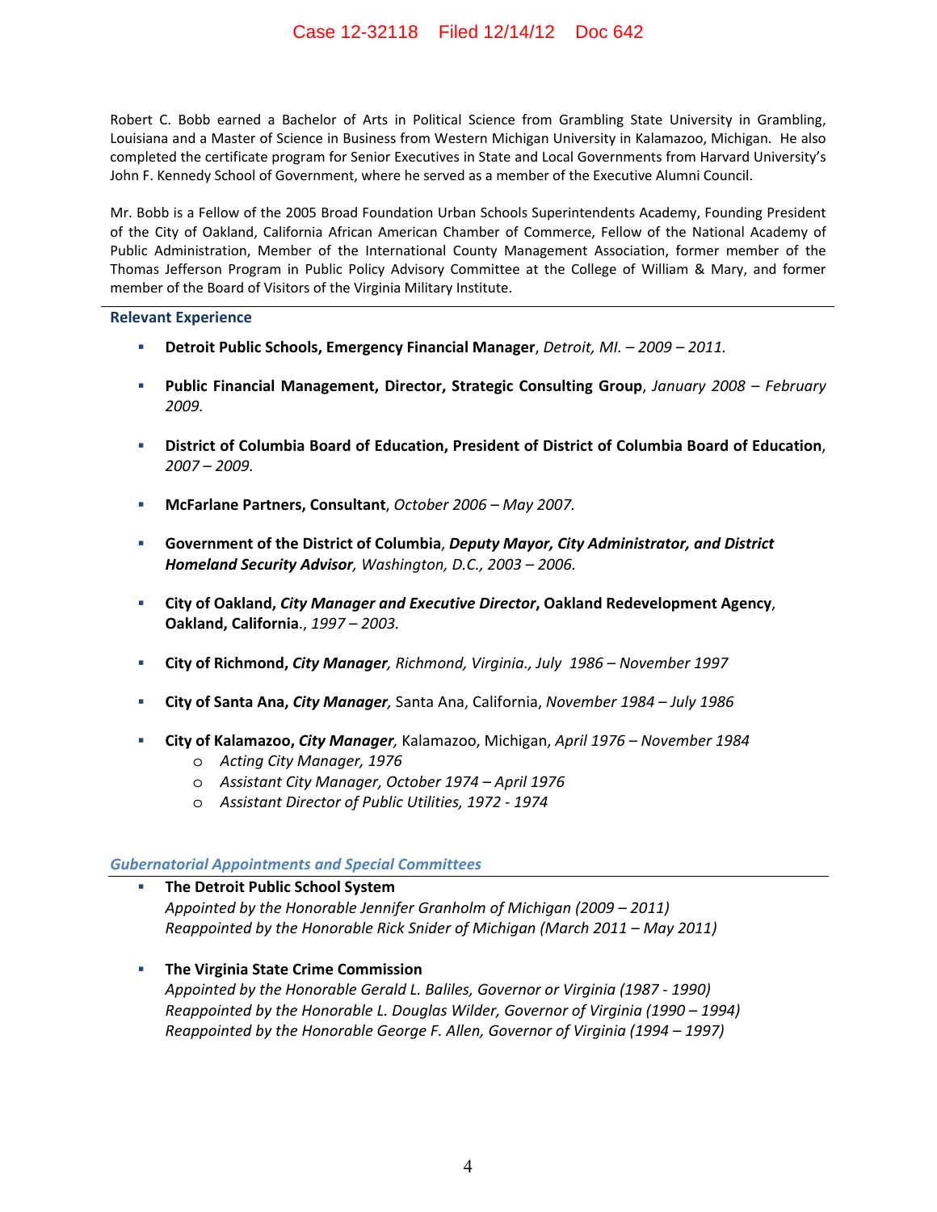Robert C. Bobb earned a Bachelor of Arts in Political Science from Grambling State University in Grambling, Louisiana and a Master of Science in Business from Western Michigan University in Kalamazoo, Michigan. He also completed the certificate program for Senior Executives in State and Local Governments from Harvard University's John F. Kennedy School of Government, where he served as a member of the Executive Alumni Council.

Mr. Bobb is a Fellow of the 2005 Broad Foundation Urban Schools Superintendents Academy, Founding President of the City of Oakland, California African American Chamber of Commerce, Fellow of the National Academy of Public Administration, Member of the International County Management Association, former member of the Thomas Jefferson Program in Public Policy Advisory Committee at the College of William & Mary, and former member of the Board of Visitors of the Virginia Military Institute.

## Relevant Experience

- **Detroit Public Schools, Emergency Financial Manager**, *Detroit, MI. – 2009 – 2011.*
- **Public Financial Management, Director, Strategic Consulting Group**, *January 2008 – February 2009.*
- **District of Columbia Board of Education, President of District of Columbia Board of Education**, *2007 – 2009.*
- **McFarlane Partners, Consultant**, *October 2006 – May 2007.*
- **Government of the District of Columbia**, ***Deputy Mayor, City Administrator, and District Homeland Security Advisor****, Washington, D.C., 2003 – 2006.*
- **City of Oakland, *City Manager and Executive Director*, Oakland Redevelopment Agency**, **Oakland, California**., *1997 – 2003.*
- **City of Richmond, *City Manager****, Richmond, Virginia., July 1986 – November 1997*
- **City of Santa Ana, *City Manager**,* Santa Ana, California, *November 1984 – July 1986*
- **City of Kalamazoo, *City Manager**,* Kalamazoo, Michigan, *April 1976 – November 1984*
  - *Acting City Manager, 1976*
  - *Assistant City Manager, October 1974 – April 1976*
  - *Assistant Director of Public Utilities, 1972 - 1974*

## *Gubernatorial Appointments and Special Committees*

- **The Detroit Public School System**
  *Appointed by the Honorable Jennifer Granholm of Michigan (2009 – 2011)*
  *Reappointed by the Honorable Rick Snider of Michigan (March 2011 – May 2011)*
- **The Virginia State Crime Commission**
  *Appointed by the Honorable Gerald L. Baliles, Governor or Virginia (1987 - 1990)*
  *Reappointed by the Honorable L. Douglas Wilder, Governor of Virginia (1990 – 1994)*
  *Reappointed by the Honorable George F. Allen, Governor of Virginia (1994 – 1997)*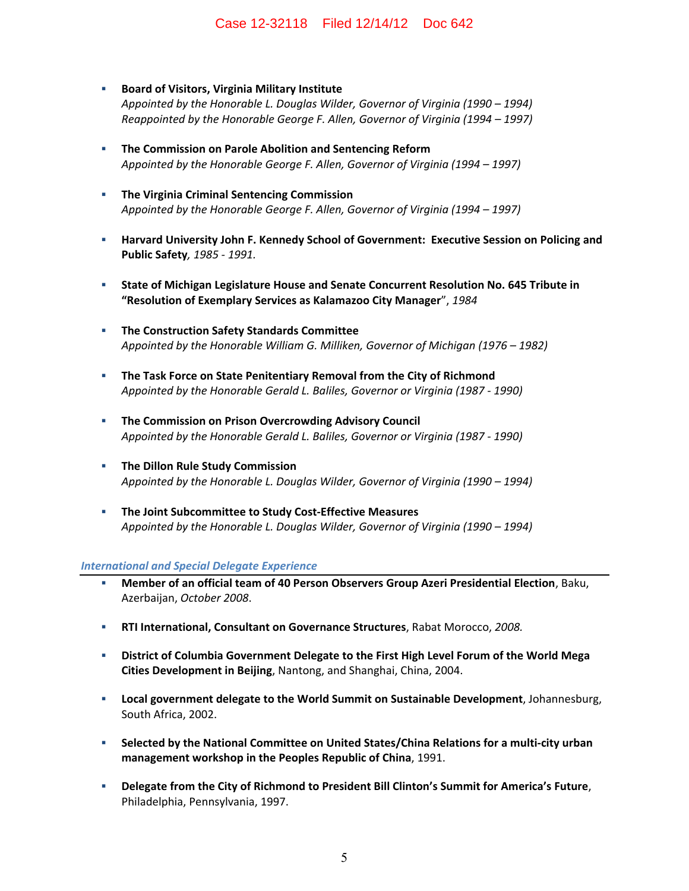- **Board of Visitors, Virginia Military Institute**
  *Appointed by the Honorable L. Douglas Wilder, Governor of Virginia (1990 – 1994)*
  *Reappointed by the Honorable George F. Allen, Governor of Virginia (1994 – 1997)*

- **The Commission on Parole Abolition and Sentencing Reform**
  *Appointed by the Honorable George F. Allen, Governor of Virginia (1994 – 1997)*

- **The Virginia Criminal Sentencing Commission**
  *Appointed by the Honorable George F. Allen, Governor of Virginia (1994 – 1997)*

- **Harvard University John F. Kennedy School of Government: Executive Session on Policing and Public Safety***, 1985 - 1991.*

- **State of Michigan Legislature House and Senate Concurrent Resolution No. 645 Tribute in "Resolution of Exemplary Services as Kalamazoo City Manager**", *1984*

- **The Construction Safety Standards Committee**
  *Appointed by the Honorable William G. Milliken, Governor of Michigan (1976 – 1982)*

- **The Task Force on State Penitentiary Removal from the City of Richmond**
  *Appointed by the Honorable Gerald L. Baliles, Governor or Virginia (1987 - 1990)*

- **The Commission on Prison Overcrowding Advisory Council**
  *Appointed by the Honorable Gerald L. Baliles, Governor or Virginia (1987 - 1990)*

- **The Dillon Rule Study Commission**
  *Appointed by the Honorable L. Douglas Wilder, Governor of Virginia (1990 – 1994)*

- **The Joint Subcommittee to Study Cost-Effective Measures**
  *Appointed by the Honorable L. Douglas Wilder, Governor of Virginia (1990 – 1994)*

### *International and Special Delegate Experience*

- **Member of an official team of 40 Person Observers Group Azeri Presidential Election**, Baku, Azerbaijan, *October 2008*.

- **RTI International, Consultant on Governance Structures**, Rabat Morocco, *2008.*

- **District of Columbia Government Delegate to the First High Level Forum of the World Mega Cities Development in Beijing**, Nantong, and Shanghai, China, 2004.

- **Local government delegate to the World Summit on Sustainable Development**, Johannesburg, South Africa, 2002.

- **Selected by the National Committee on United States/China Relations for a multi-city urban management workshop in the Peoples Republic of China**, 1991.

- **Delegate from the City of Richmond to President Bill Clinton's Summit for America's Future**, Philadelphia, Pennsylvania, 1997.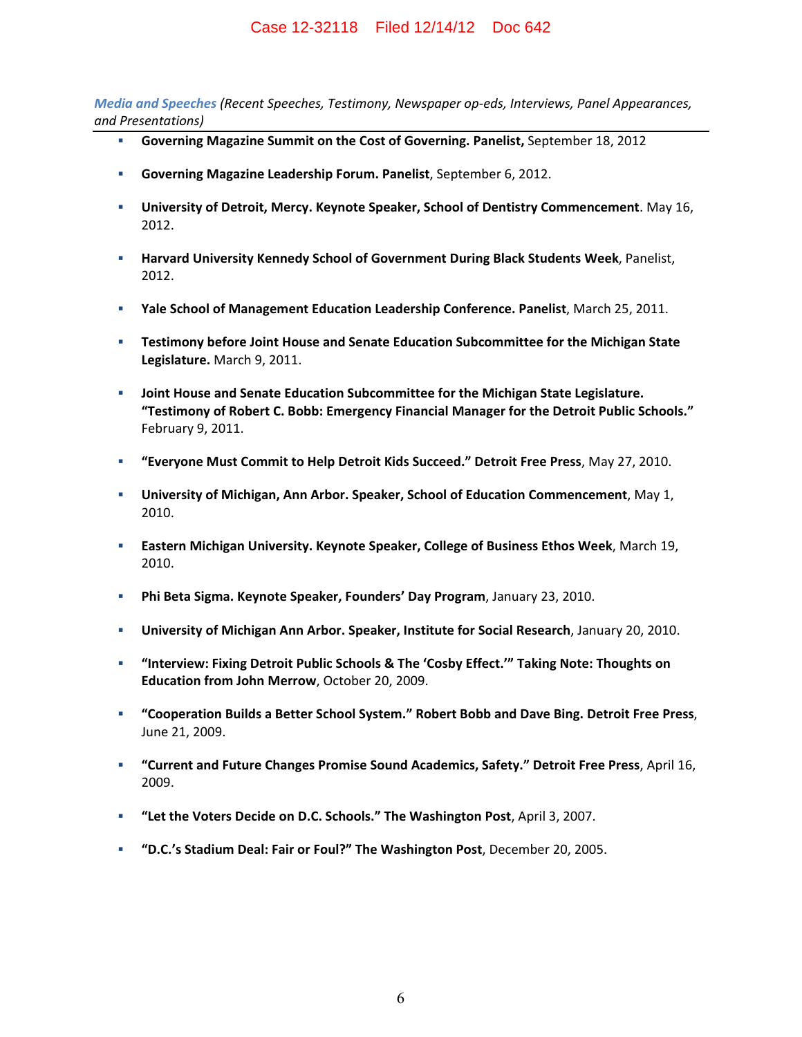***Media and Speeches** (Recent Speeches, Testimony, Newspaper op-eds, Interviews, Panel Appearances, and Presentations)*

- **Governing Magazine Summit on the Cost of Governing. Panelist,** September 18, 2012
- **Governing Magazine Leadership Forum. Panelist**, September 6, 2012.
- **University of Detroit, Mercy. Keynote Speaker, School of Dentistry Commencement**. May 16, 2012.
- **Harvard University Kennedy School of Government During Black Students Week**, Panelist, 2012.
- **Yale School of Management Education Leadership Conference. Panelist**, March 25, 2011.
- **Testimony before Joint House and Senate Education Subcommittee for the Michigan State Legislature.** March 9, 2011.
- **Joint House and Senate Education Subcommittee for the Michigan State Legislature. "Testimony of Robert C. Bobb: Emergency Financial Manager for the Detroit Public Schools."** February 9, 2011.
- **"Everyone Must Commit to Help Detroit Kids Succeed." Detroit Free Press**, May 27, 2010.
- **University of Michigan, Ann Arbor. Speaker, School of Education Commencement**, May 1, 2010.
- **Eastern Michigan University. Keynote Speaker, College of Business Ethos Week**, March 19, 2010.
- **Phi Beta Sigma. Keynote Speaker, Founders' Day Program**, January 23, 2010.
- **University of Michigan Ann Arbor. Speaker, Institute for Social Research**, January 20, 2010.
- **"Interview: Fixing Detroit Public Schools & The 'Cosby Effect.'" Taking Note: Thoughts on Education from John Merrow**, October 20, 2009.
- **"Cooperation Builds a Better School System." Robert Bobb and Dave Bing. Detroit Free Press**, June 21, 2009.
- **"Current and Future Changes Promise Sound Academics, Safety." Detroit Free Press**, April 16, 2009.
- **"Let the Voters Decide on D.C. Schools." The Washington Post**, April 3, 2007.
- **"D.C.'s Stadium Deal: Fair or Foul?" The Washington Post**, December 20, 2005.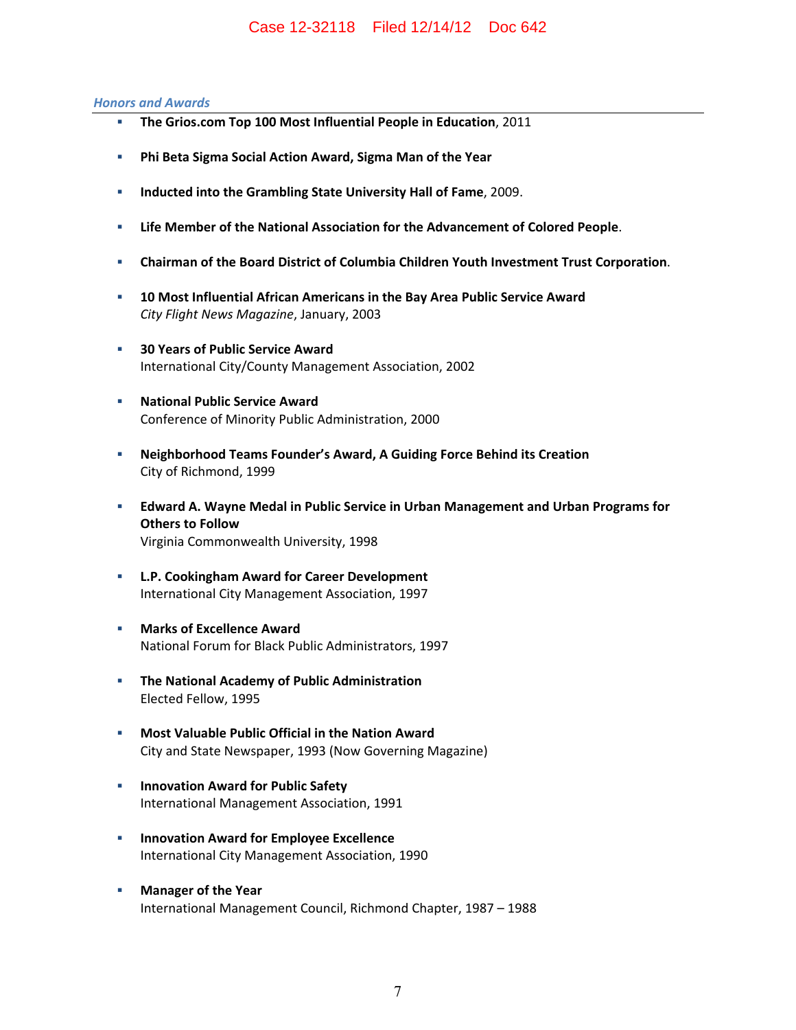*Honors and Awards*

- **The Grios.com Top 100 Most Influential People in Education**, 2011
- **Phi Beta Sigma Social Action Award, Sigma Man of the Year**
- **Inducted into the Grambling State University Hall of Fame**, 2009.
- **Life Member of the National Association for the Advancement of Colored People**.
- **Chairman of the Board District of Columbia Children Youth Investment Trust Corporation**.
- **10 Most Influential African Americans in the Bay Area Public Service Award**
  *City Flight News Magazine*, January, 2003
- **30 Years of Public Service Award**
  International City/County Management Association, 2002
- **National Public Service Award**
  Conference of Minority Public Administration, 2000
- **Neighborhood Teams Founder's Award, A Guiding Force Behind its Creation**
  City of Richmond, 1999
- **Edward A. Wayne Medal in Public Service in Urban Management and Urban Programs for Others to Follow**
  Virginia Commonwealth University, 1998
- **L.P. Cookingham Award for Career Development**
  International City Management Association, 1997
- **Marks of Excellence Award**
  National Forum for Black Public Administrators, 1997
- **The National Academy of Public Administration**
  Elected Fellow, 1995
- **Most Valuable Public Official in the Nation Award**
  City and State Newspaper, 1993 (Now Governing Magazine)
- **Innovation Award for Public Safety**
  International Management Association, 1991
- **Innovation Award for Employee Excellence**
  International City Management Association, 1990
- **Manager of the Year**
  International Management Council, Richmond Chapter, 1987 – 1988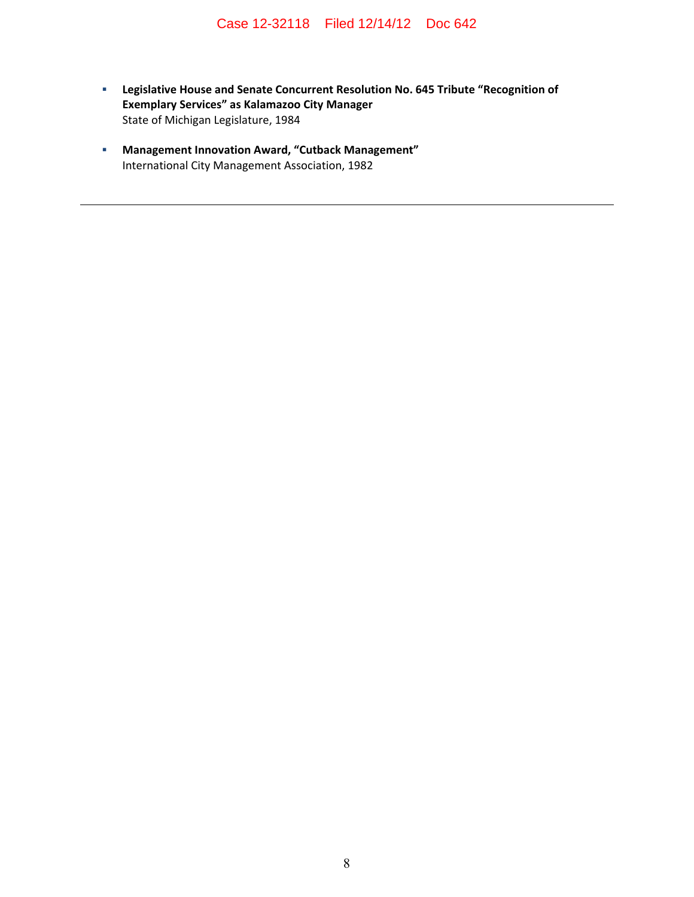- **Legislative House and Senate Concurrent Resolution No. 645 Tribute "Recognition of Exemplary Services" as Kalamazoo City Manager**
  State of Michigan Legislature, 1984

- **Management Innovation Award, "Cutback Management"**
  International City Management Association, 1982

---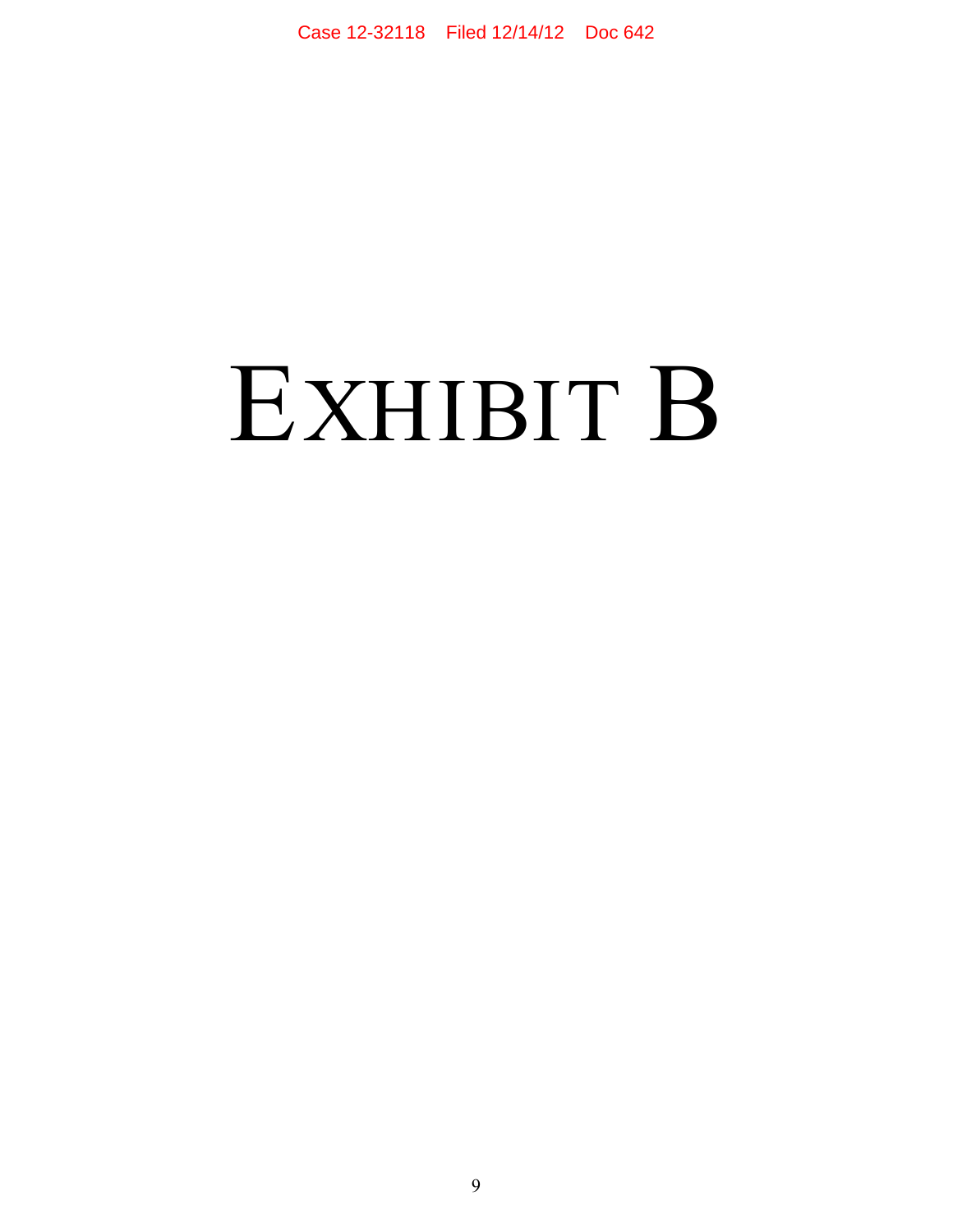# EXHIBIT B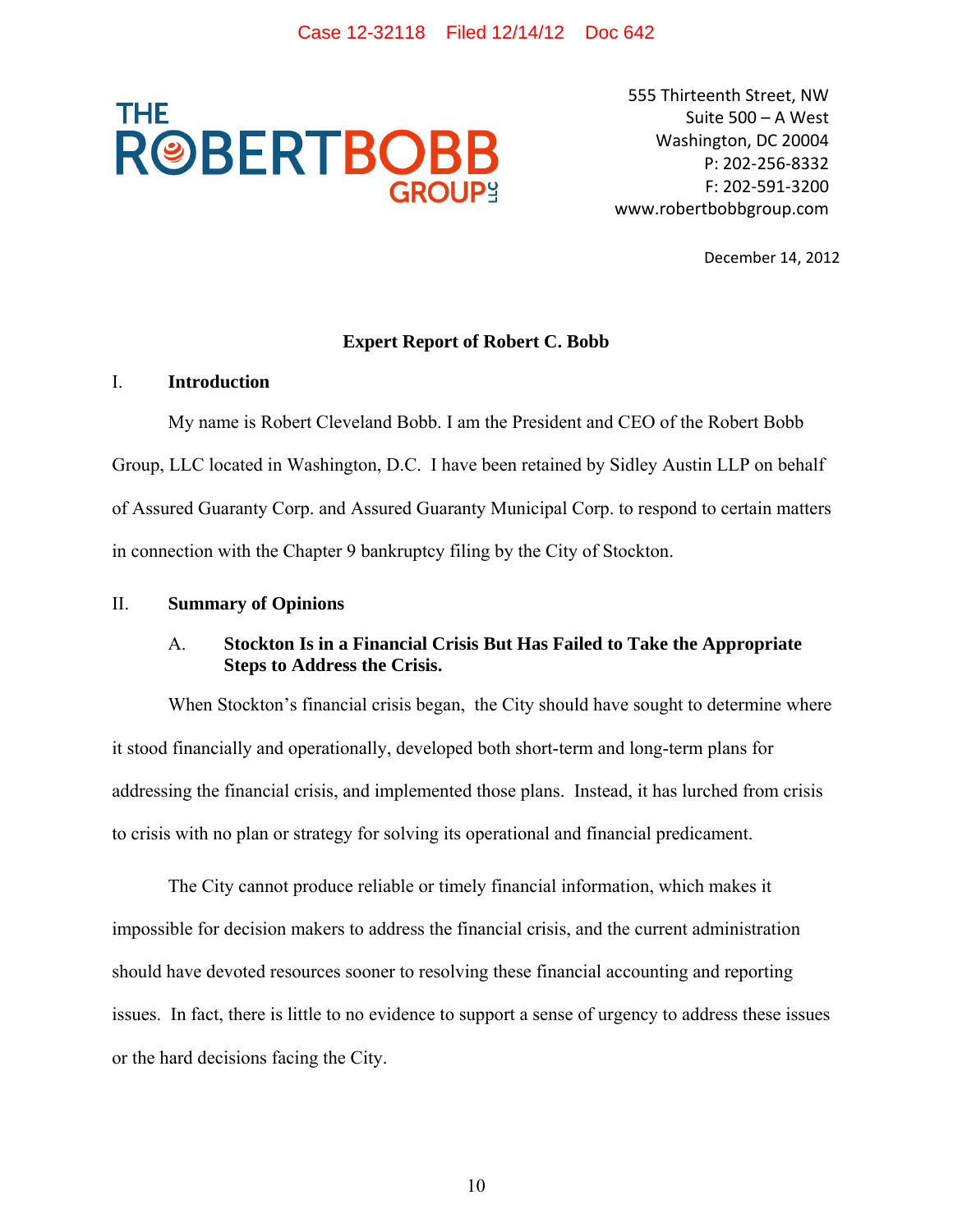THE ROBERTBOBB GROUP LLC

555 Thirteenth Street, NW
Suite 500 – A West
Washington, DC 20004
P: 202-256-8332
F: 202-591-3200
www.robertbobbgroup.com

December 14, 2012

# Expert Report of Robert C. Bobb

## I. Introduction

My name is Robert Cleveland Bobb. I am the President and CEO of the Robert Bobb Group, LLC located in Washington, D.C. I have been retained by Sidley Austin LLP on behalf of Assured Guaranty Corp. and Assured Guaranty Municipal Corp. to respond to certain matters in connection with the Chapter 9 bankruptcy filing by the City of Stockton.

## II. Summary of Opinions

### A. Stockton Is in a Financial Crisis But Has Failed to Take the Appropriate Steps to Address the Crisis.

When Stockton's financial crisis began, the City should have sought to determine where it stood financially and operationally, developed both short-term and long-term plans for addressing the financial crisis, and implemented those plans. Instead, it has lurched from crisis to crisis with no plan or strategy for solving its operational and financial predicament.

The City cannot produce reliable or timely financial information, which makes it impossible for decision makers to address the financial crisis, and the current administration should have devoted resources sooner to resolving these financial accounting and reporting issues. In fact, there is little to no evidence to support a sense of urgency to address these issues or the hard decisions facing the City.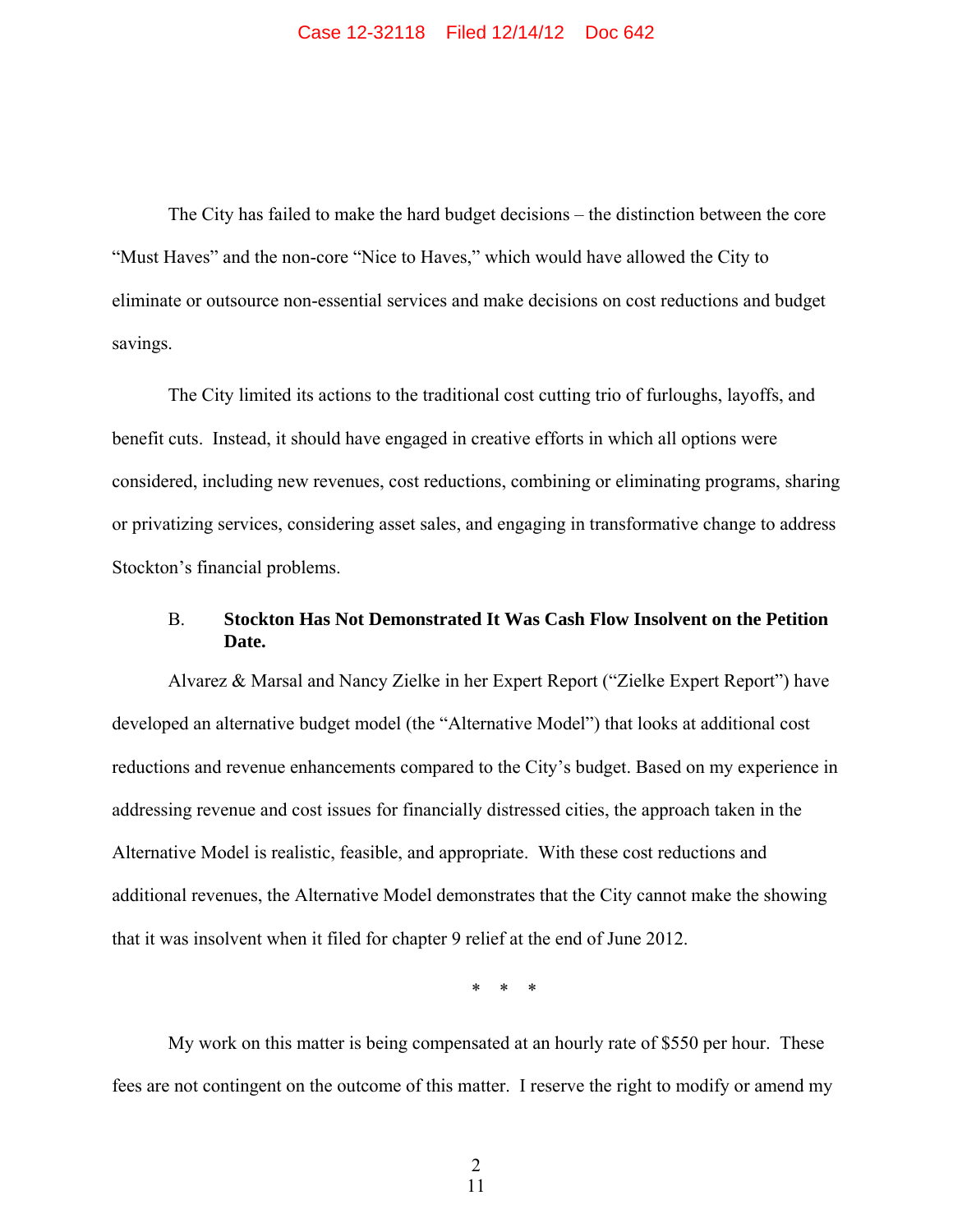The City has failed to make the hard budget decisions – the distinction between the core "Must Haves" and the non-core "Nice to Haves," which would have allowed the City to eliminate or outsource non-essential services and make decisions on cost reductions and budget savings.

The City limited its actions to the traditional cost cutting trio of furloughs, layoffs, and benefit cuts. Instead, it should have engaged in creative efforts in which all options were considered, including new revenues, cost reductions, combining or eliminating programs, sharing or privatizing services, considering asset sales, and engaging in transformative change to address Stockton's financial problems.

### B. Stockton Has Not Demonstrated It Was Cash Flow Insolvent on the Petition Date.

Alvarez & Marsal and Nancy Zielke in her Expert Report ("Zielke Expert Report") have developed an alternative budget model (the "Alternative Model") that looks at additional cost reductions and revenue enhancements compared to the City's budget. Based on my experience in addressing revenue and cost issues for financially distressed cities, the approach taken in the Alternative Model is realistic, feasible, and appropriate. With these cost reductions and additional revenues, the Alternative Model demonstrates that the City cannot make the showing that it was insolvent when it filed for chapter 9 relief at the end of June 2012.

\* \* \*

My work on this matter is being compensated at an hourly rate of $550 per hour. These fees are not contingent on the outcome of this matter. I reserve the right to modify or amend my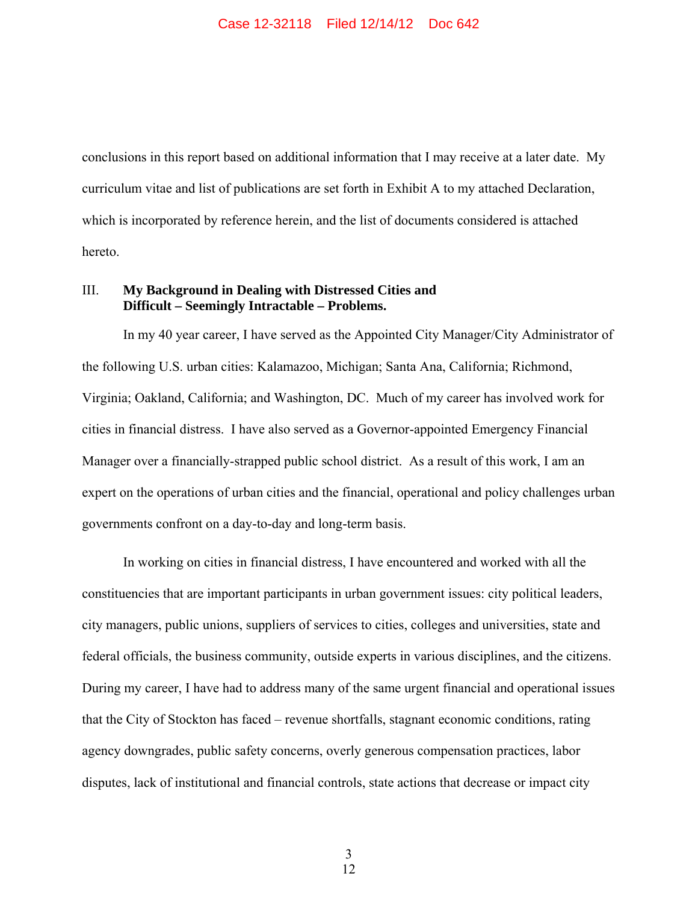conclusions in this report based on additional information that I may receive at a later date. My curriculum vitae and list of publications are set forth in Exhibit A to my attached Declaration, which is incorporated by reference herein, and the list of documents considered is attached hereto.

## III. My Background in Dealing with Distressed Cities and Difficult – Seemingly Intractable – Problems.

In my 40 year career, I have served as the Appointed City Manager/City Administrator of the following U.S. urban cities: Kalamazoo, Michigan; Santa Ana, California; Richmond, Virginia; Oakland, California; and Washington, DC. Much of my career has involved work for cities in financial distress. I have also served as a Governor-appointed Emergency Financial Manager over a financially-strapped public school district. As a result of this work, I am an expert on the operations of urban cities and the financial, operational and policy challenges urban governments confront on a day-to-day and long-term basis.

In working on cities in financial distress, I have encountered and worked with all the constituencies that are important participants in urban government issues: city political leaders, city managers, public unions, suppliers of services to cities, colleges and universities, state and federal officials, the business community, outside experts in various disciplines, and the citizens. During my career, I have had to address many of the same urgent financial and operational issues that the City of Stockton has faced – revenue shortfalls, stagnant economic conditions, rating agency downgrades, public safety concerns, overly generous compensation practices, labor disputes, lack of institutional and financial controls, state actions that decrease or impact city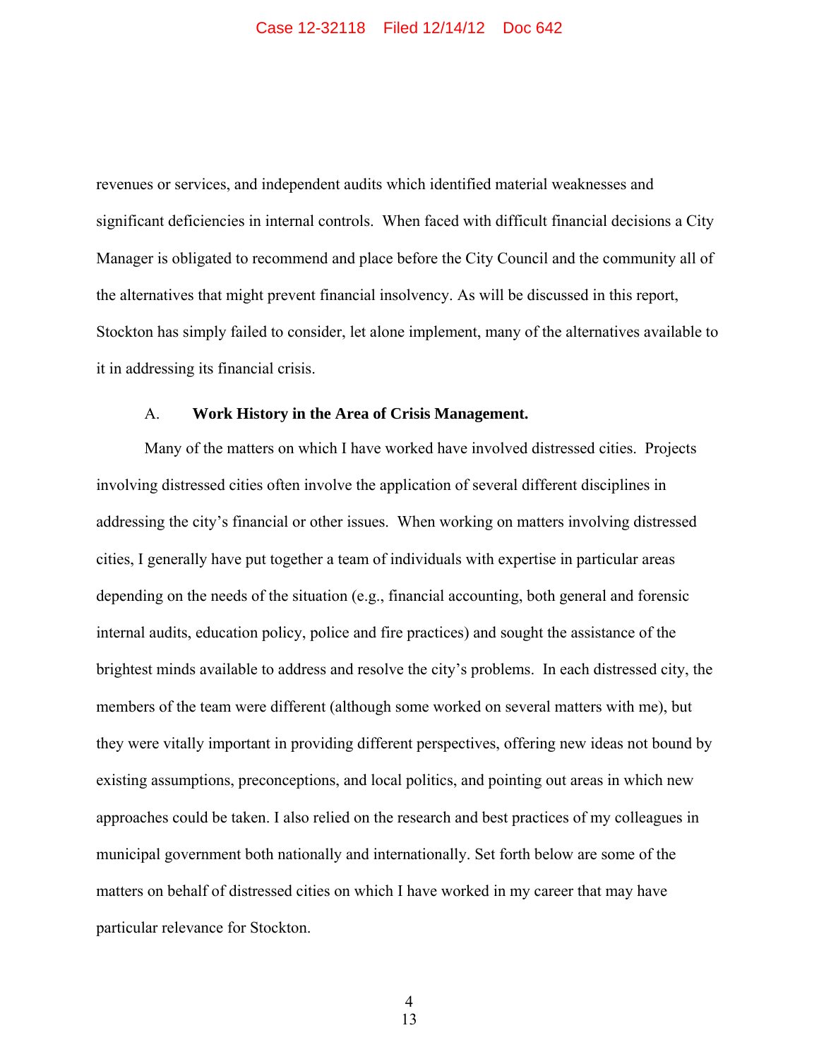revenues or services, and independent audits which identified material weaknesses and significant deficiencies in internal controls. When faced with difficult financial decisions a City Manager is obligated to recommend and place before the City Council and the community all of the alternatives that might prevent financial insolvency. As will be discussed in this report, Stockton has simply failed to consider, let alone implement, many of the alternatives available to it in addressing its financial crisis.

### A. **Work History in the Area of Crisis Management.**

Many of the matters on which I have worked have involved distressed cities. Projects involving distressed cities often involve the application of several different disciplines in addressing the city's financial or other issues. When working on matters involving distressed cities, I generally have put together a team of individuals with expertise in particular areas depending on the needs of the situation (e.g., financial accounting, both general and forensic internal audits, education policy, police and fire practices) and sought the assistance of the brightest minds available to address and resolve the city's problems. In each distressed city, the members of the team were different (although some worked on several matters with me), but they were vitally important in providing different perspectives, offering new ideas not bound by existing assumptions, preconceptions, and local politics, and pointing out areas in which new approaches could be taken. I also relied on the research and best practices of my colleagues in municipal government both nationally and internationally. Set forth below are some of the matters on behalf of distressed cities on which I have worked in my career that may have particular relevance for Stockton.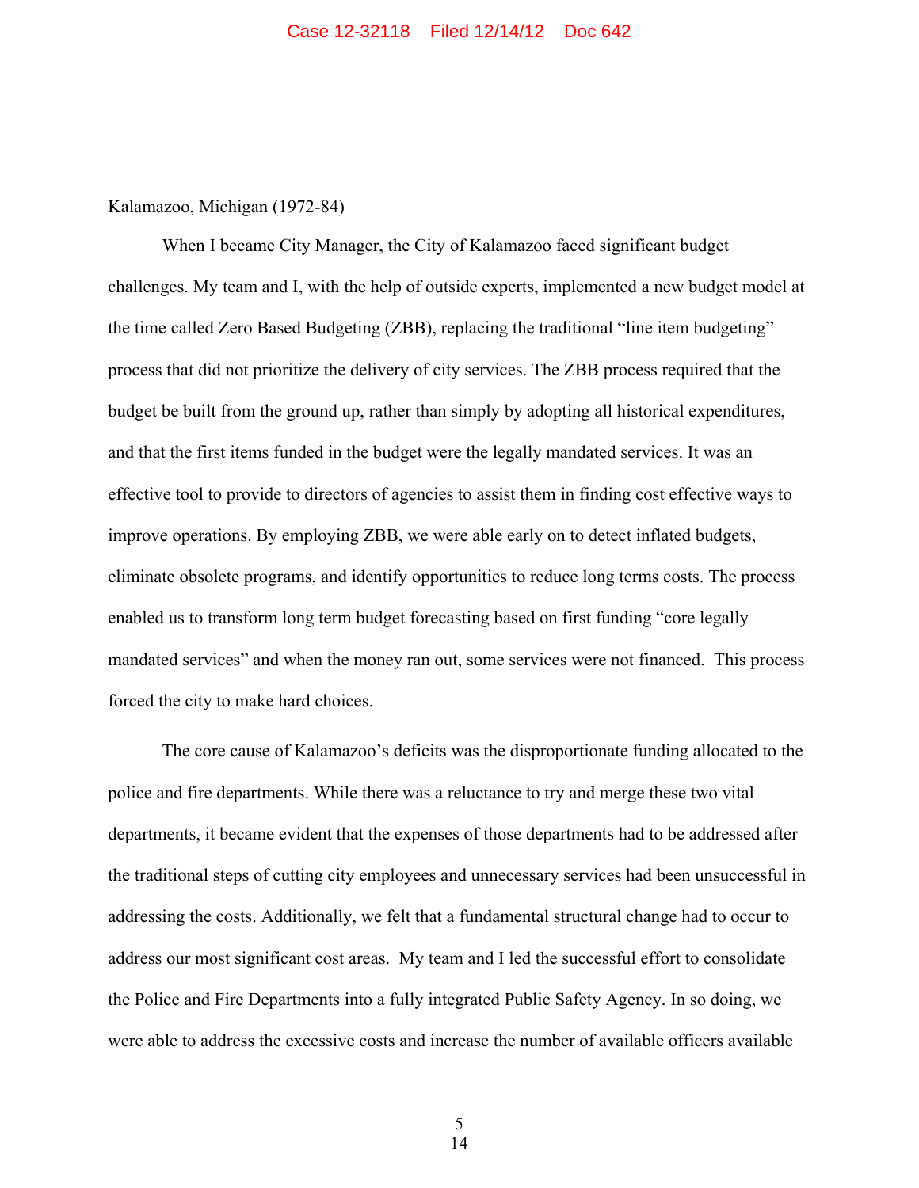Kalamazoo, Michigan (1972-84)

When I became City Manager, the City of Kalamazoo faced significant budget challenges. My team and I, with the help of outside experts, implemented a new budget model at the time called Zero Based Budgeting (ZBB), replacing the traditional "line item budgeting" process that did not prioritize the delivery of city services. The ZBB process required that the budget be built from the ground up, rather than simply by adopting all historical expenditures, and that the first items funded in the budget were the legally mandated services. It was an effective tool to provide to directors of agencies to assist them in finding cost effective ways to improve operations. By employing ZBB, we were able early on to detect inflated budgets, eliminate obsolete programs, and identify opportunities to reduce long terms costs. The process enabled us to transform long term budget forecasting based on first funding "core legally mandated services" and when the money ran out, some services were not financed. This process forced the city to make hard choices.

The core cause of Kalamazoo's deficits was the disproportionate funding allocated to the police and fire departments. While there was a reluctance to try and merge these two vital departments, it became evident that the expenses of those departments had to be addressed after the traditional steps of cutting city employees and unnecessary services had been unsuccessful in addressing the costs. Additionally, we felt that a fundamental structural change had to occur to address our most significant cost areas. My team and I led the successful effort to consolidate the Police and Fire Departments into a fully integrated Public Safety Agency. In so doing, we were able to address the excessive costs and increase the number of available officers available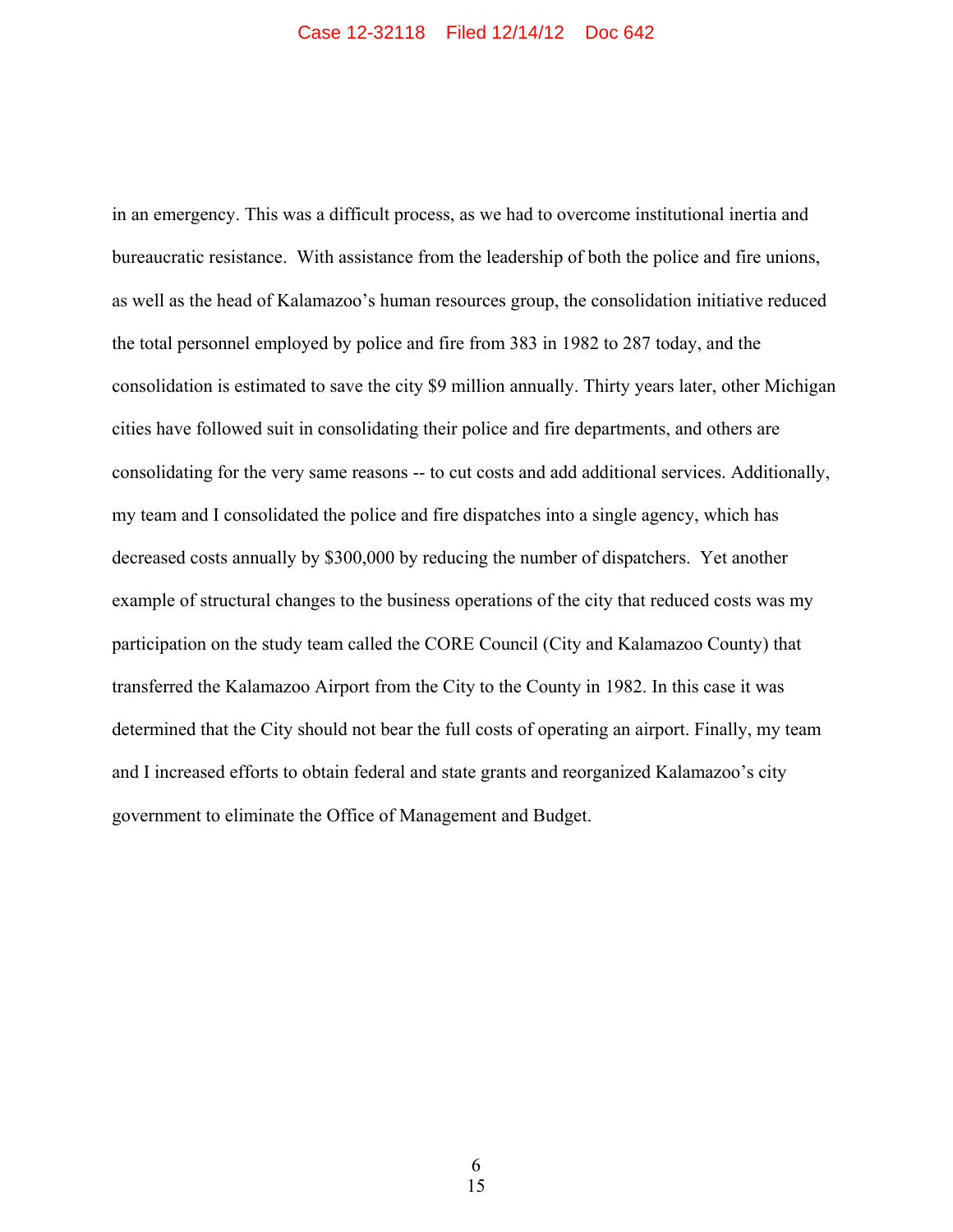in an emergency. This was a difficult process, as we had to overcome institutional inertia and bureaucratic resistance. With assistance from the leadership of both the police and fire unions, as well as the head of Kalamazoo's human resources group, the consolidation initiative reduced the total personnel employed by police and fire from 383 in 1982 to 287 today, and the consolidation is estimated to save the city $9 million annually. Thirty years later, other Michigan cities have followed suit in consolidating their police and fire departments, and others are consolidating for the very same reasons -- to cut costs and add additional services. Additionally, my team and I consolidated the police and fire dispatches into a single agency, which has decreased costs annually by $300,000 by reducing the number of dispatchers. Yet another example of structural changes to the business operations of the city that reduced costs was my participation on the study team called the CORE Council (City and Kalamazoo County) that transferred the Kalamazoo Airport from the City to the County in 1982. In this case it was determined that the City should not bear the full costs of operating an airport. Finally, my team and I increased efforts to obtain federal and state grants and reorganized Kalamazoo's city government to eliminate the Office of Management and Budget.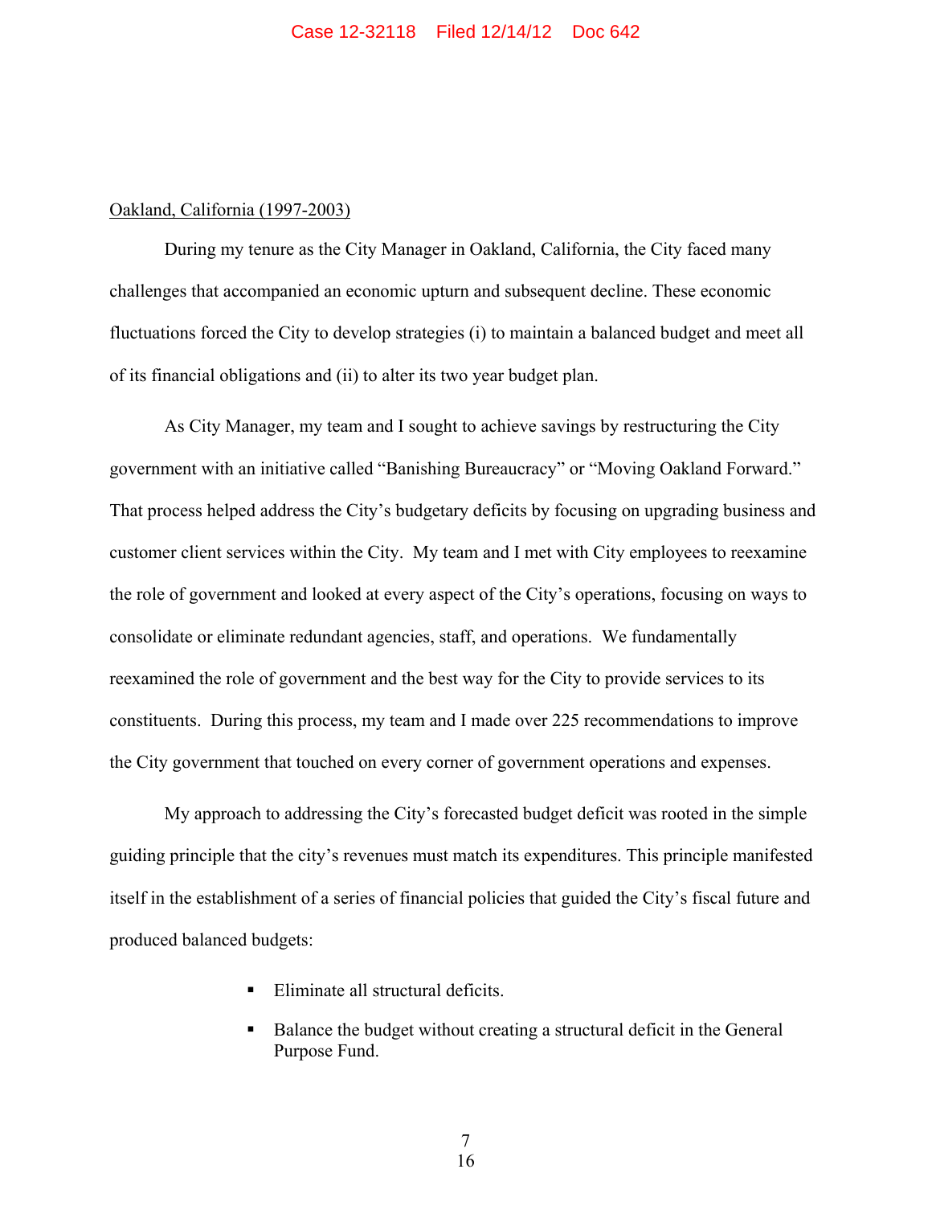<u>Oakland, California (1997-2003)</u>

During my tenure as the City Manager in Oakland, California, the City faced many challenges that accompanied an economic upturn and subsequent decline. These economic fluctuations forced the City to develop strategies (i) to maintain a balanced budget and meet all of its financial obligations and (ii) to alter its two year budget plan.

As City Manager, my team and I sought to achieve savings by restructuring the City government with an initiative called "Banishing Bureaucracy" or "Moving Oakland Forward." That process helped address the City's budgetary deficits by focusing on upgrading business and customer client services within the City. My team and I met with City employees to reexamine the role of government and looked at every aspect of the City's operations, focusing on ways to consolidate or eliminate redundant agencies, staff, and operations. We fundamentally reexamined the role of government and the best way for the City to provide services to its constituents. During this process, my team and I made over 225 recommendations to improve the City government that touched on every corner of government operations and expenses.

My approach to addressing the City's forecasted budget deficit was rooted in the simple guiding principle that the city's revenues must match its expenditures. This principle manifested itself in the establishment of a series of financial policies that guided the City's fiscal future and produced balanced budgets:

- Eliminate all structural deficits.
- Balance the budget without creating a structural deficit in the General Purpose Fund.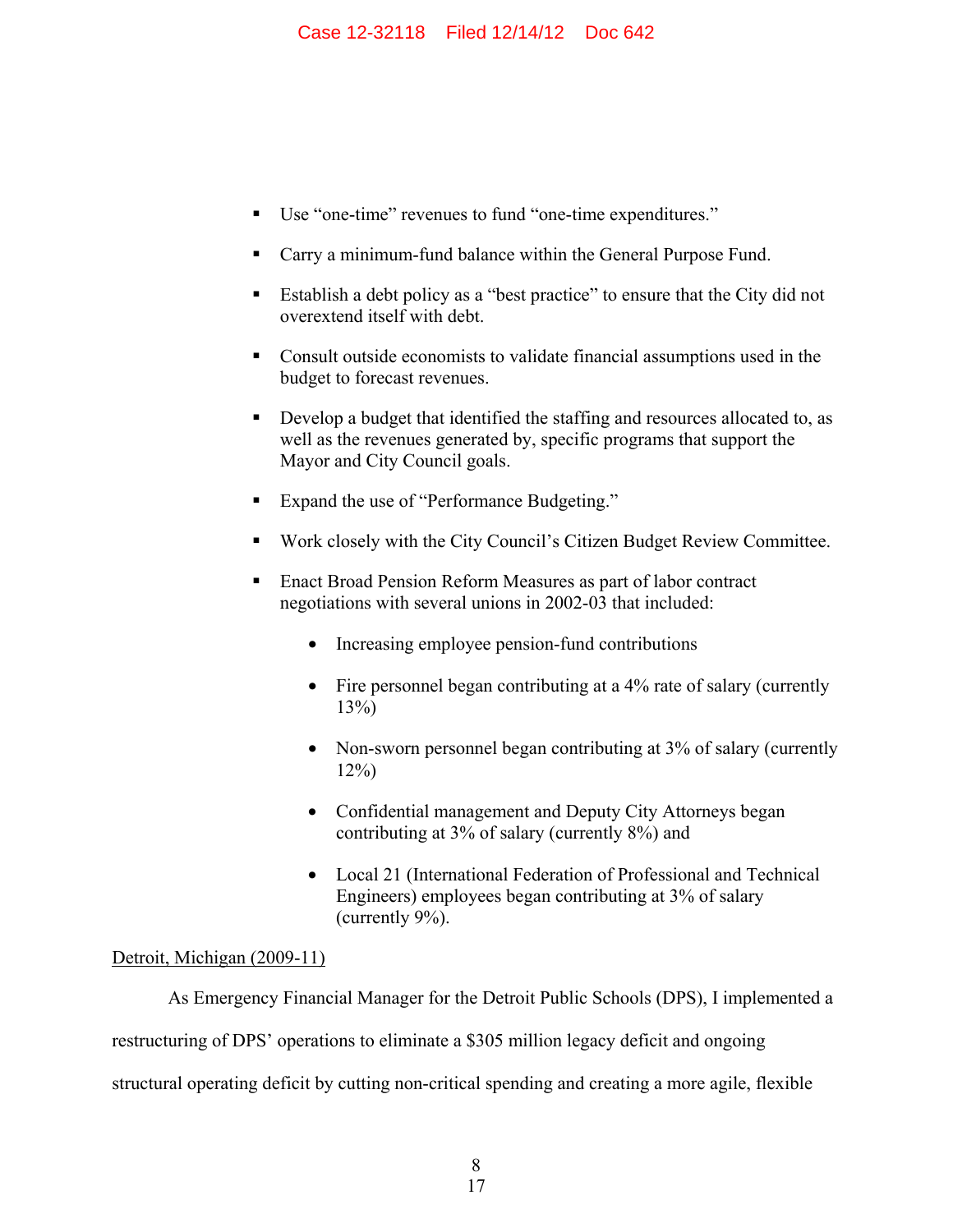- Use "one-time" revenues to fund "one-time expenditures."
- Carry a minimum-fund balance within the General Purpose Fund.
- Establish a debt policy as a "best practice" to ensure that the City did not overextend itself with debt.
- Consult outside economists to validate financial assumptions used in the budget to forecast revenues.
- Develop a budget that identified the staffing and resources allocated to, as well as the revenues generated by, specific programs that support the Mayor and City Council goals.
- Expand the use of "Performance Budgeting."
- Work closely with the City Council's Citizen Budget Review Committee.
- Enact Broad Pension Reform Measures as part of labor contract negotiations with several unions in 2002-03 that included:
    - Increasing employee pension-fund contributions
    - Fire personnel began contributing at a 4% rate of salary (currently 13%)
    - Non-sworn personnel began contributing at 3% of salary (currently 12%)
    - Confidential management and Deputy City Attorneys began contributing at 3% of salary (currently 8%) and
    - Local 21 (International Federation of Professional and Technical Engineers) employees began contributing at 3% of salary (currently 9%).

Detroit, Michigan (2009-11)

As Emergency Financial Manager for the Detroit Public Schools (DPS), I implemented a restructuring of DPS' operations to eliminate a $305 million legacy deficit and ongoing structural operating deficit by cutting non-critical spending and creating a more agile, flexible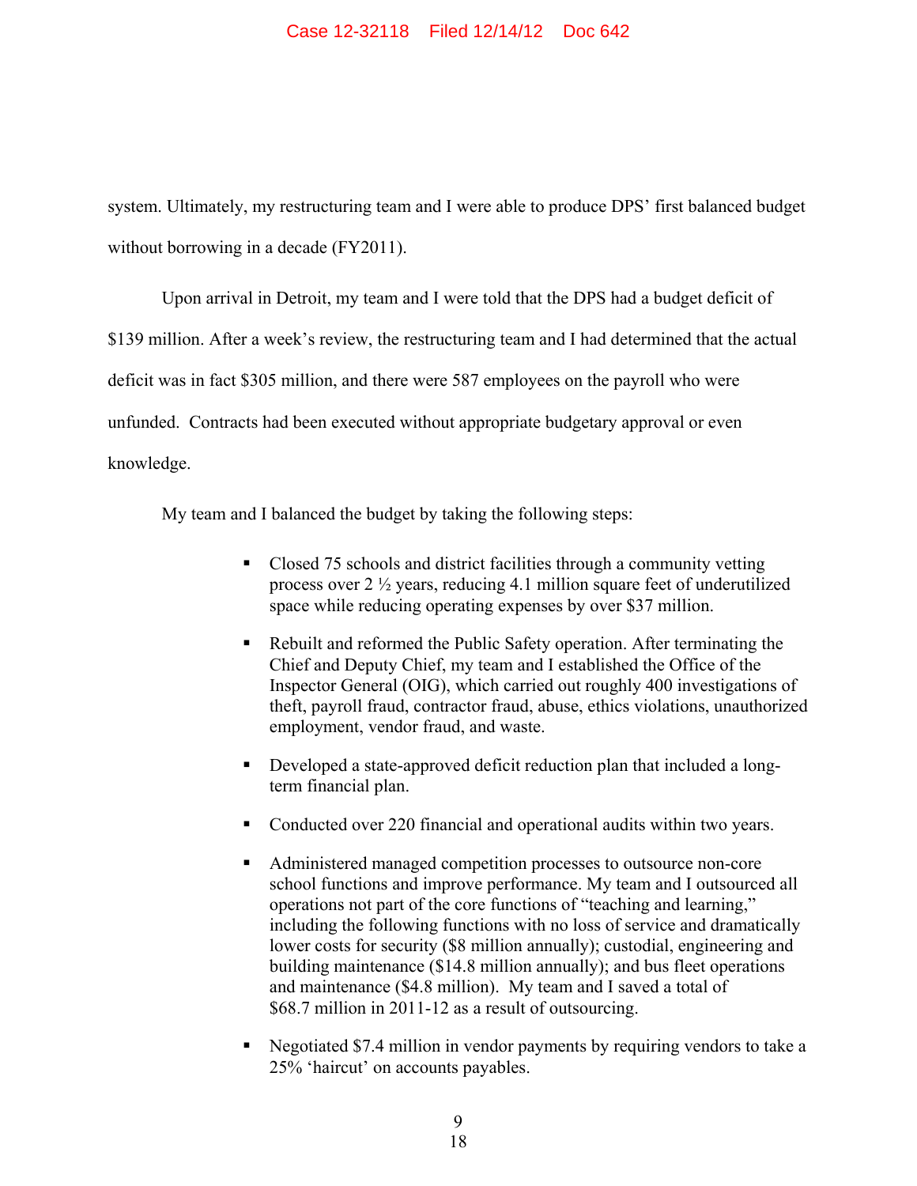system. Ultimately, my restructuring team and I were able to produce DPS' first balanced budget without borrowing in a decade (FY2011).

Upon arrival in Detroit, my team and I were told that the DPS had a budget deficit of $139 million. After a week's review, the restructuring team and I had determined that the actual deficit was in fact $305 million, and there were 587 employees on the payroll who were unfunded. Contracts had been executed without appropriate budgetary approval or even knowledge.

My team and I balanced the budget by taking the following steps:

- Closed 75 schools and district facilities through a community vetting process over 2 ½ years, reducing 4.1 million square feet of underutilized space while reducing operating expenses by over $37 million.
- Rebuilt and reformed the Public Safety operation. After terminating the Chief and Deputy Chief, my team and I established the Office of the Inspector General (OIG), which carried out roughly 400 investigations of theft, payroll fraud, contractor fraud, abuse, ethics violations, unauthorized employment, vendor fraud, and waste.
- Developed a state-approved deficit reduction plan that included a long-term financial plan.
- Conducted over 220 financial and operational audits within two years.
- Administered managed competition processes to outsource non-core school functions and improve performance. My team and I outsourced all operations not part of the core functions of "teaching and learning," including the following functions with no loss of service and dramatically lower costs for security ($8 million annually); custodial, engineering and building maintenance ($14.8 million annually); and bus fleet operations and maintenance ($4.8 million). My team and I saved a total of $68.7 million in 2011-12 as a result of outsourcing.
- Negotiated $7.4 million in vendor payments by requiring vendors to take a 25% 'haircut' on accounts payables.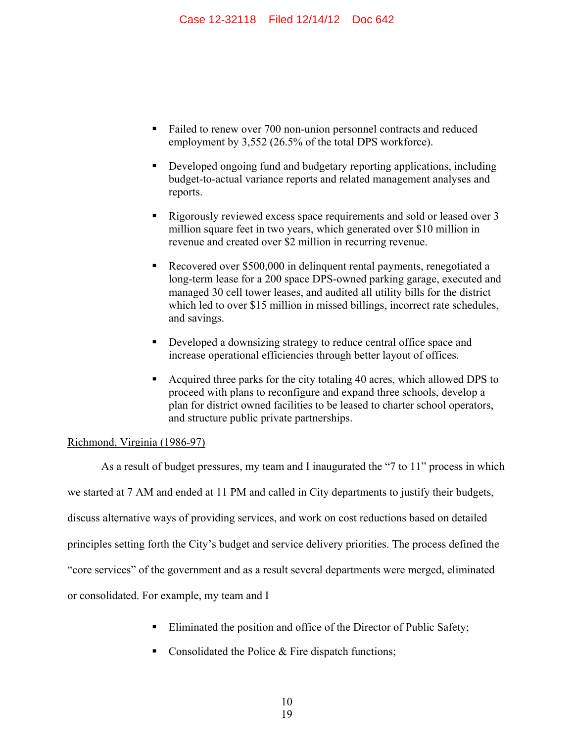- Failed to renew over 700 non-union personnel contracts and reduced employment by 3,552 (26.5% of the total DPS workforce).
- Developed ongoing fund and budgetary reporting applications, including budget-to-actual variance reports and related management analyses and reports.
- Rigorously reviewed excess space requirements and sold or leased over 3 million square feet in two years, which generated over $10 million in revenue and created over $2 million in recurring revenue.
- Recovered over $500,000 in delinquent rental payments, renegotiated a long-term lease for a 200 space DPS-owned parking garage, executed and managed 30 cell tower leases, and audited all utility bills for the district which led to over $15 million in missed billings, incorrect rate schedules, and savings.
- Developed a downsizing strategy to reduce central office space and increase operational efficiencies through better layout of offices.
- Acquired three parks for the city totaling 40 acres, which allowed DPS to proceed with plans to reconfigure and expand three schools, develop a plan for district owned facilities to be leased to charter school operators, and structure public private partnerships.

<u>Richmond, Virginia (1986-97)</u>

As a result of budget pressures, my team and I inaugurated the "7 to 11" process in which we started at 7 AM and ended at 11 PM and called in City departments to justify their budgets, discuss alternative ways of providing services, and work on cost reductions based on detailed principles setting forth the City's budget and service delivery priorities. The process defined the "core services" of the government and as a result several departments were merged, eliminated or consolidated. For example, my team and I

- Eliminated the position and office of the Director of Public Safety;
- Consolidated the Police & Fire dispatch functions;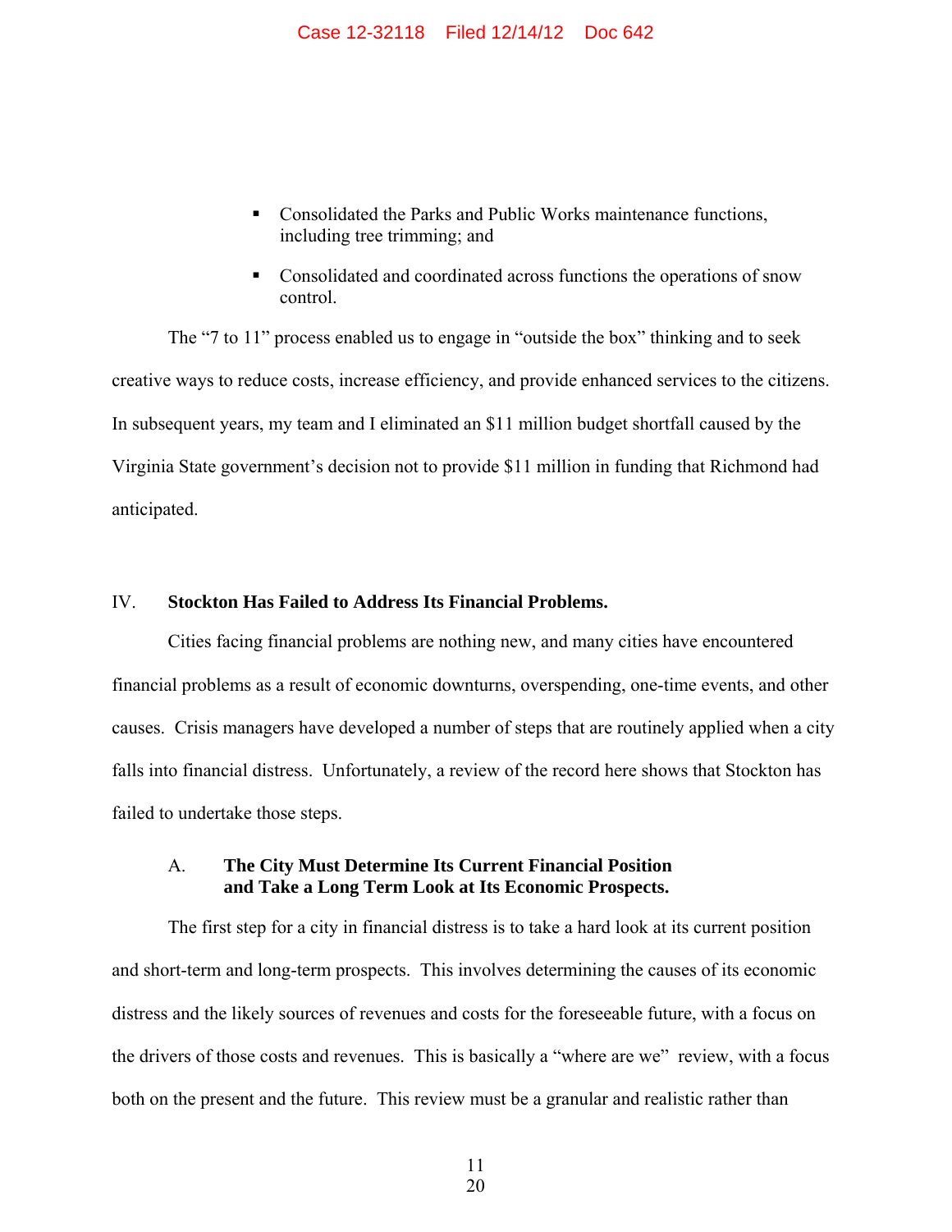- Consolidated the Parks and Public Works maintenance functions, including tree trimming; and
- Consolidated and coordinated across functions the operations of snow control.

The "7 to 11" process enabled us to engage in "outside the box" thinking and to seek creative ways to reduce costs, increase efficiency, and provide enhanced services to the citizens. In subsequent years, my team and I eliminated an $11 million budget shortfall caused by the Virginia State government's decision not to provide $11 million in funding that Richmond had anticipated.

## IV. Stockton Has Failed to Address Its Financial Problems.

Cities facing financial problems are nothing new, and many cities have encountered financial problems as a result of economic downturns, overspending, one-time events, and other causes. Crisis managers have developed a number of steps that are routinely applied when a city falls into financial distress. Unfortunately, a review of the record here shows that Stockton has failed to undertake those steps.

### A. The City Must Determine Its Current Financial Position and Take a Long Term Look at Its Economic Prospects.

The first step for a city in financial distress is to take a hard look at its current position and short-term and long-term prospects. This involves determining the causes of its economic distress and the likely sources of revenues and costs for the foreseeable future, with a focus on the drivers of those costs and revenues. This is basically a "where are we" review, with a focus both on the present and the future. This review must be a granular and realistic rather than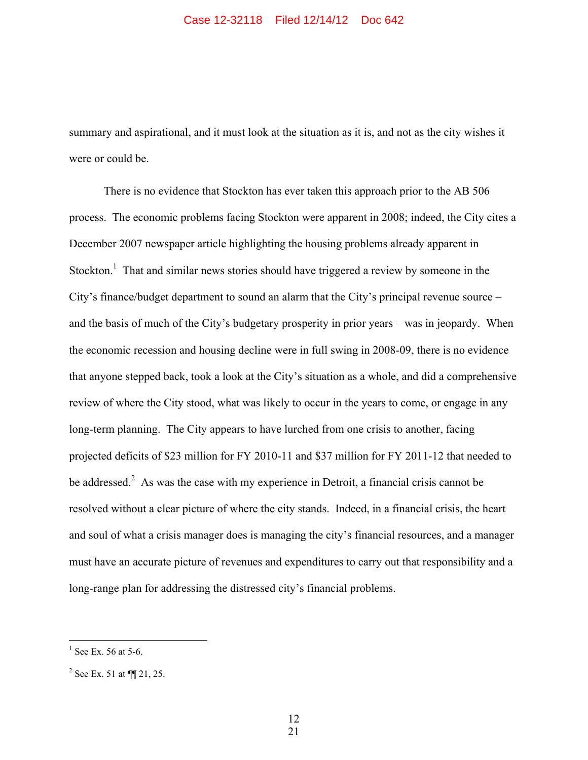summary and aspirational, and it must look at the situation as it is, and not as the city wishes it were or could be.

There is no evidence that Stockton has ever taken this approach prior to the AB 506 process. The economic problems facing Stockton were apparent in 2008; indeed, the City cites a December 2007 newspaper article highlighting the housing problems already apparent in Stockton.[1] That and similar news stories should have triggered a review by someone in the City's finance/budget department to sound an alarm that the City's principal revenue source – and the basis of much of the City's budgetary prosperity in prior years – was in jeopardy. When the economic recession and housing decline were in full swing in 2008-09, there is no evidence that anyone stepped back, took a look at the City's situation as a whole, and did a comprehensive review of where the City stood, what was likely to occur in the years to come, or engage in any long-term planning. The City appears to have lurched from one crisis to another, facing projected deficits of $23 million for FY 2010-11 and $37 million for FY 2011-12 that needed to be addressed.[2] As was the case with my experience in Detroit, a financial crisis cannot be resolved without a clear picture of where the city stands. Indeed, in a financial crisis, the heart and soul of what a crisis manager does is managing the city's financial resources, and a manager must have an accurate picture of revenues and expenditures to carry out that responsibility and a long-range plan for addressing the distressed city's financial problems.

[1] See Ex. 56 at 5-6.

[2] See Ex. 51 at ¶¶ 21, 25.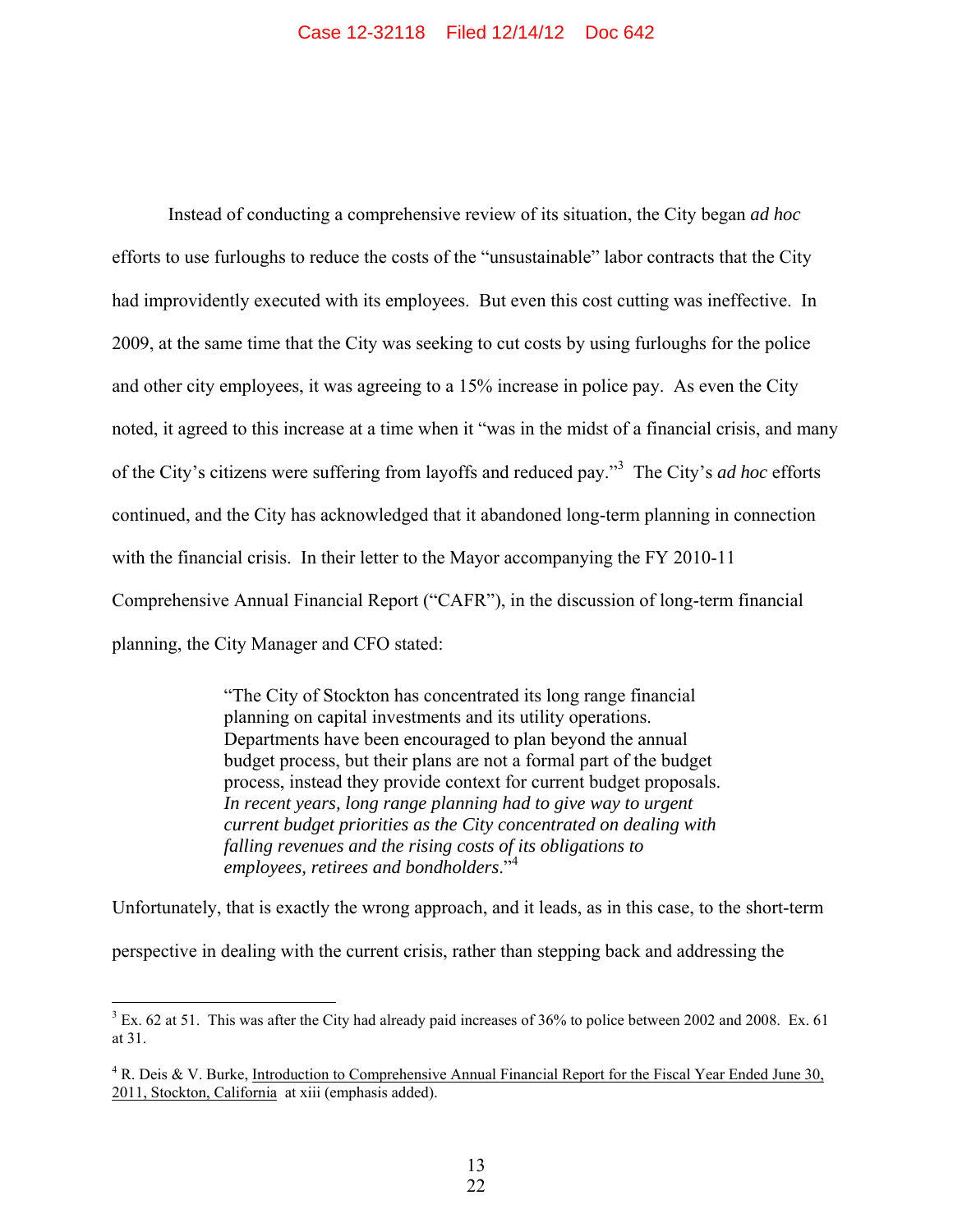Instead of conducting a comprehensive review of its situation, the City began *ad hoc* efforts to use furloughs to reduce the costs of the "unsustainable" labor contracts that the City had improvidently executed with its employees. But even this cost cutting was ineffective. In 2009, at the same time that the City was seeking to cut costs by using furloughs for the police and other city employees, it was agreeing to a 15% increase in police pay. As even the City noted, it agreed to this increase at a time when it "was in the midst of a financial crisis, and many of the City's citizens were suffering from layoffs and reduced pay."[3] The City's *ad hoc* efforts continued, and the City has acknowledged that it abandoned long-term planning in connection with the financial crisis. In their letter to the Mayor accompanying the FY 2010-11 Comprehensive Annual Financial Report ("CAFR"), in the discussion of long-term financial planning, the City Manager and CFO stated:

> "The City of Stockton has concentrated its long range financial planning on capital investments and its utility operations. Departments have been encouraged to plan beyond the annual budget process, but their plans are not a formal part of the budget process, instead they provide context for current budget proposals. *In recent years, long range planning had to give way to urgent current budget priorities as the City concentrated on dealing with falling revenues and the rising costs of its obligations to employees, retirees and bondholders*."[4]

Unfortunately, that is exactly the wrong approach, and it leads, as in this case, to the short-term perspective in dealing with the current crisis, rather than stepping back and addressing the

---

[3] Ex. 62 at 51. This was after the City had already paid increases of 36% to police between 2002 and 2008. Ex. 61 at 31.

[4] R. Deis & V. Burke, Introduction to Comprehensive Annual Financial Report for the Fiscal Year Ended June 30, 2011, Stockton, California at xiii (emphasis added).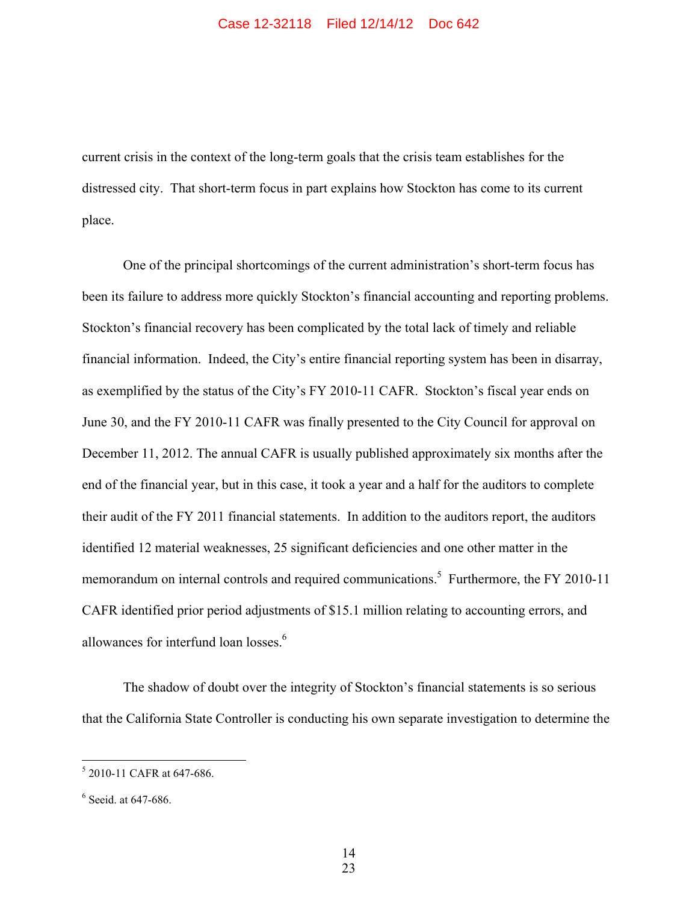current crisis in the context of the long-term goals that the crisis team establishes for the distressed city. That short-term focus in part explains how Stockton has come to its current place.

One of the principal shortcomings of the current administration's short-term focus has been its failure to address more quickly Stockton's financial accounting and reporting problems. Stockton's financial recovery has been complicated by the total lack of timely and reliable financial information. Indeed, the City's entire financial reporting system has been in disarray, as exemplified by the status of the City's FY 2010-11 CAFR. Stockton's fiscal year ends on June 30, and the FY 2010-11 CAFR was finally presented to the City Council for approval on December 11, 2012. The annual CAFR is usually published approximately six months after the end of the financial year, but in this case, it took a year and a half for the auditors to complete their audit of the FY 2011 financial statements. In addition to the auditors report, the auditors identified 12 material weaknesses, 25 significant deficiencies and one other matter in the memorandum on internal controls and required communications.[5] Furthermore, the FY 2010-11 CAFR identified prior period adjustments of $15.1 million relating to accounting errors, and allowances for interfund loan losses.[6]

The shadow of doubt over the integrity of Stockton's financial statements is so serious that the California State Controller is conducting his own separate investigation to determine the

---

[5] 2010-11 CAFR at 647-686.

[6] Seeid. at 647-686.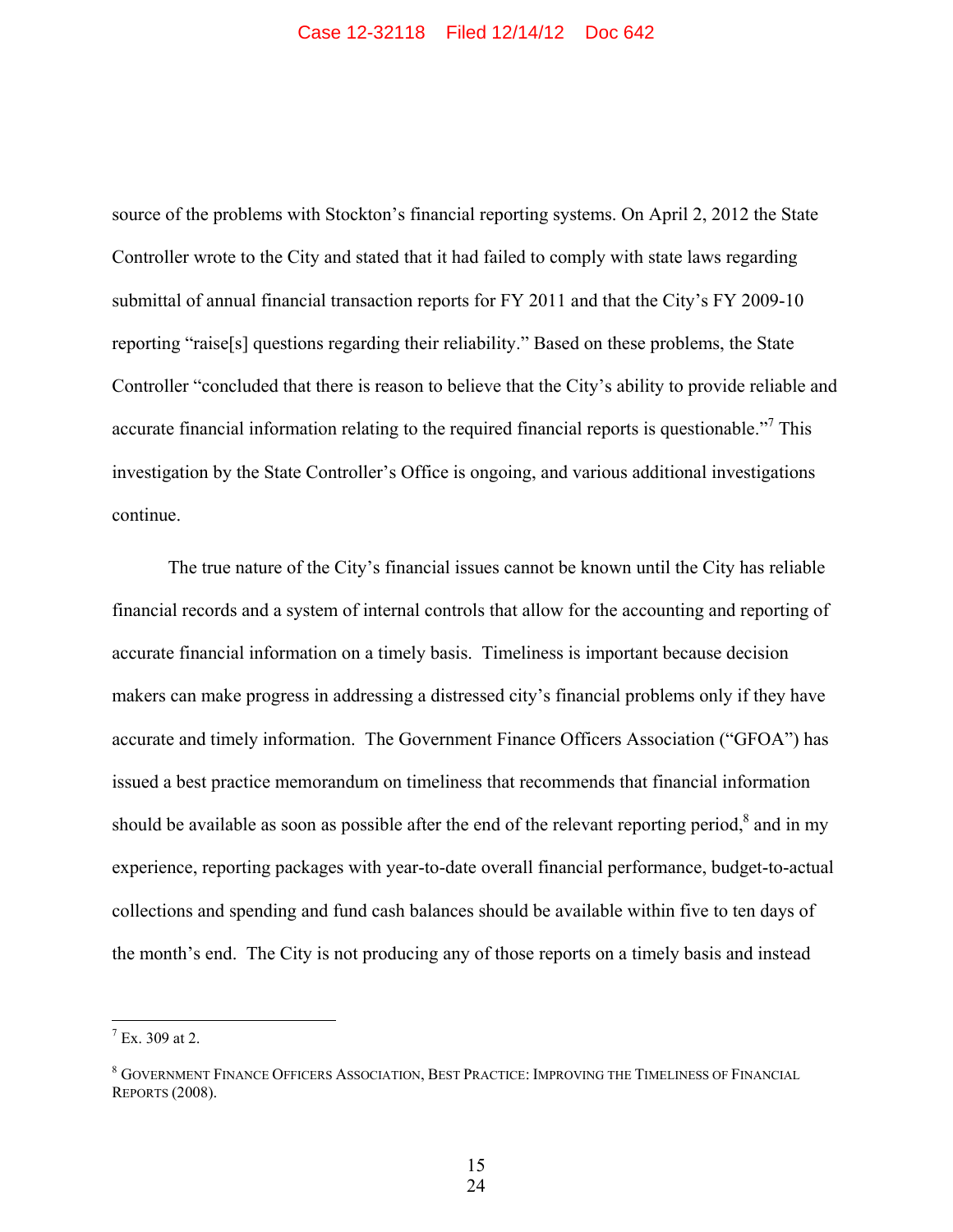source of the problems with Stockton's financial reporting systems. On April 2, 2012 the State Controller wrote to the City and stated that it had failed to comply with state laws regarding submittal of annual financial transaction reports for FY 2011 and that the City's FY 2009-10 reporting "raise[s] questions regarding their reliability." Based on these problems, the State Controller "concluded that there is reason to believe that the City's ability to provide reliable and accurate financial information relating to the required financial reports is questionable."[7] This investigation by the State Controller's Office is ongoing, and various additional investigations continue.

The true nature of the City's financial issues cannot be known until the City has reliable financial records and a system of internal controls that allow for the accounting and reporting of accurate financial information on a timely basis. Timeliness is important because decision makers can make progress in addressing a distressed city's financial problems only if they have accurate and timely information. The Government Finance Officers Association ("GFOA") has issued a best practice memorandum on timeliness that recommends that financial information should be available as soon as possible after the end of the relevant reporting period,[8] and in my experience, reporting packages with year-to-date overall financial performance, budget-to-actual collections and spending and fund cash balances should be available within five to ten days of the month's end. The City is not producing any of those reports on a timely basis and instead

---

[7] Ex. 309 at 2.

[8] GOVERNMENT FINANCE OFFICERS ASSOCIATION, BEST PRACTICE: IMPROVING THE TIMELINESS OF FINANCIAL REPORTS (2008).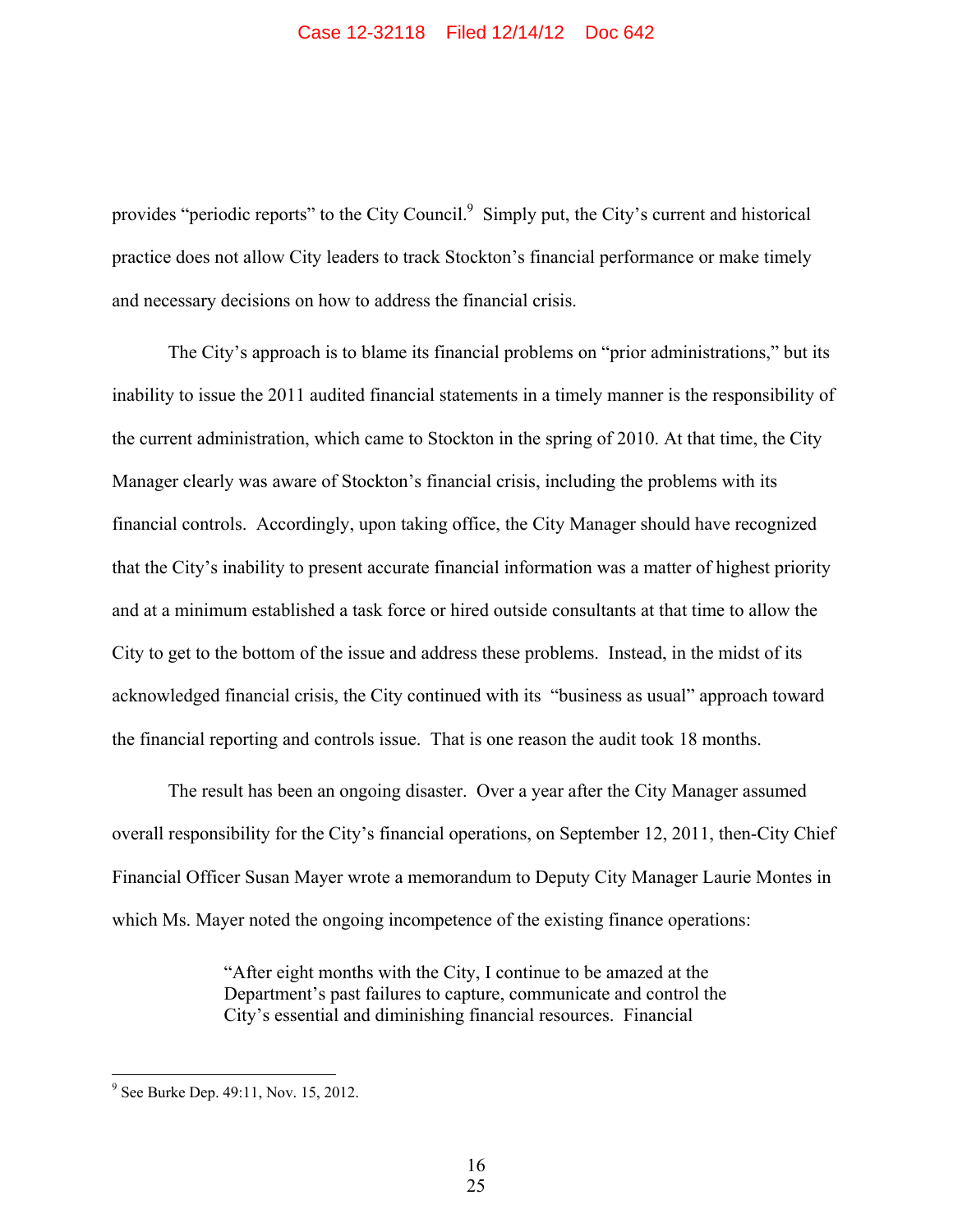provides "periodic reports" to the City Council.[9] Simply put, the City's current and historical practice does not allow City leaders to track Stockton's financial performance or make timely and necessary decisions on how to address the financial crisis.

The City's approach is to blame its financial problems on "prior administrations," but its inability to issue the 2011 audited financial statements in a timely manner is the responsibility of the current administration, which came to Stockton in the spring of 2010. At that time, the City Manager clearly was aware of Stockton's financial crisis, including the problems with its financial controls. Accordingly, upon taking office, the City Manager should have recognized that the City's inability to present accurate financial information was a matter of highest priority and at a minimum established a task force or hired outside consultants at that time to allow the City to get to the bottom of the issue and address these problems. Instead, in the midst of its acknowledged financial crisis, the City continued with its "business as usual" approach toward the financial reporting and controls issue. That is one reason the audit took 18 months.

The result has been an ongoing disaster. Over a year after the City Manager assumed overall responsibility for the City's financial operations, on September 12, 2011, then-City Chief Financial Officer Susan Mayer wrote a memorandum to Deputy City Manager Laurie Montes in which Ms. Mayer noted the ongoing incompetence of the existing finance operations:

> "After eight months with the City, I continue to be amazed at the Department's past failures to capture, communicate and control the City's essential and diminishing financial resources. Financial

[9] See Burke Dep. 49:11, Nov. 15, 2012.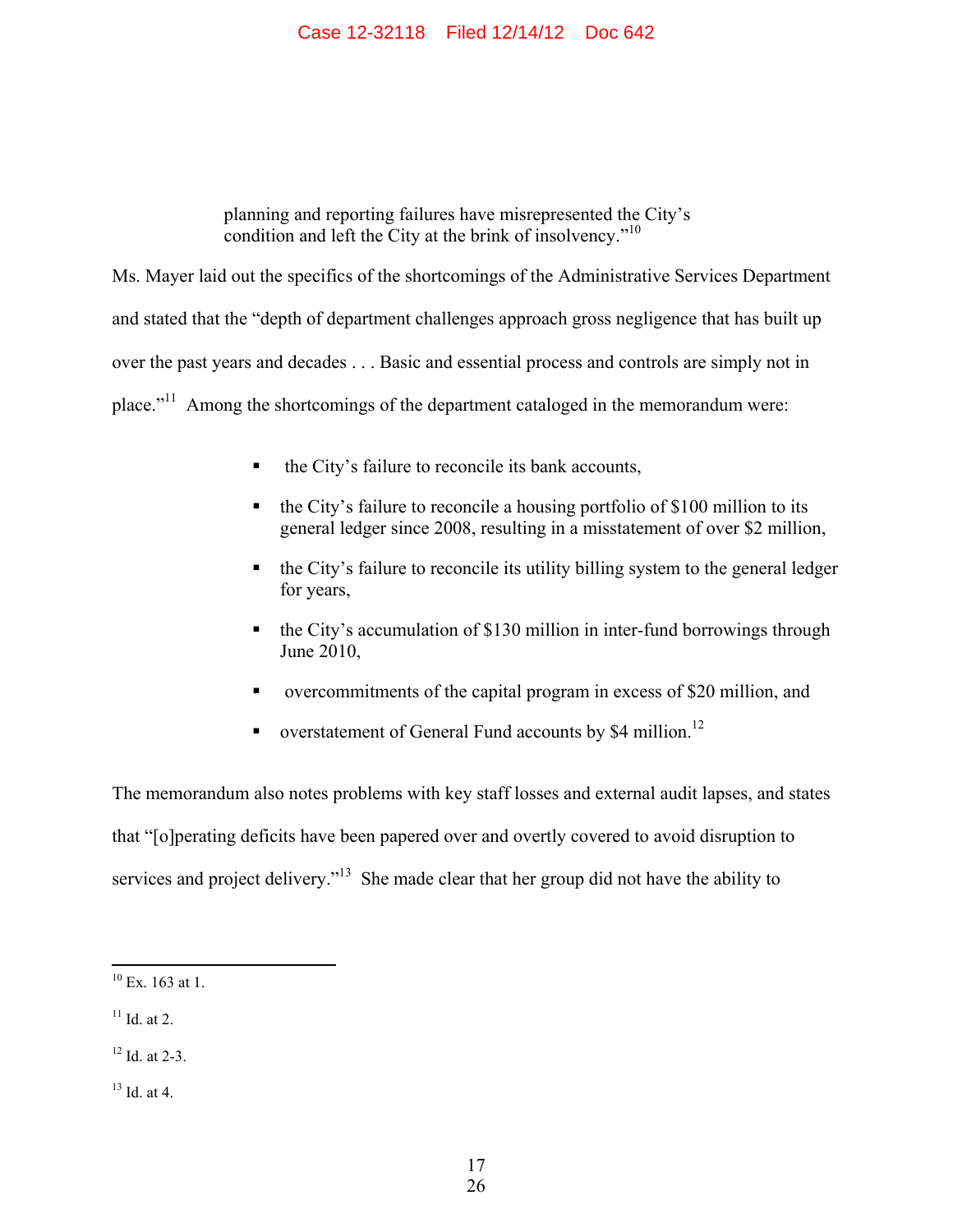> planning and reporting failures have misrepresented the City's condition and left the City at the brink of insolvency."[10]

Ms. Mayer laid out the specifics of the shortcomings of the Administrative Services Department and stated that the "depth of department challenges approach gross negligence that has built up over the past years and decades . . . Basic and essential process and controls are simply not in place."[11] Among the shortcomings of the department cataloged in the memorandum were:

- the City's failure to reconcile its bank accounts,
- the City's failure to reconcile a housing portfolio of $100 million to its general ledger since 2008, resulting in a misstatement of over $2 million,
- the City's failure to reconcile its utility billing system to the general ledger for years,
- the City's accumulation of $130 million in inter-fund borrowings through June 2010,
- overcommitments of the capital program in excess of $20 million, and
- overstatement of General Fund accounts by $4 million.[12]

The memorandum also notes problems with key staff losses and external audit lapses, and states that "[o]perating deficits have been papered over and overtly covered to avoid disruption to services and project delivery."[13] She made clear that her group did not have the ability to

---

[10] Ex. 163 at 1.

[11] Id. at 2.

[12] Id. at 2-3.

[13] Id. at 4.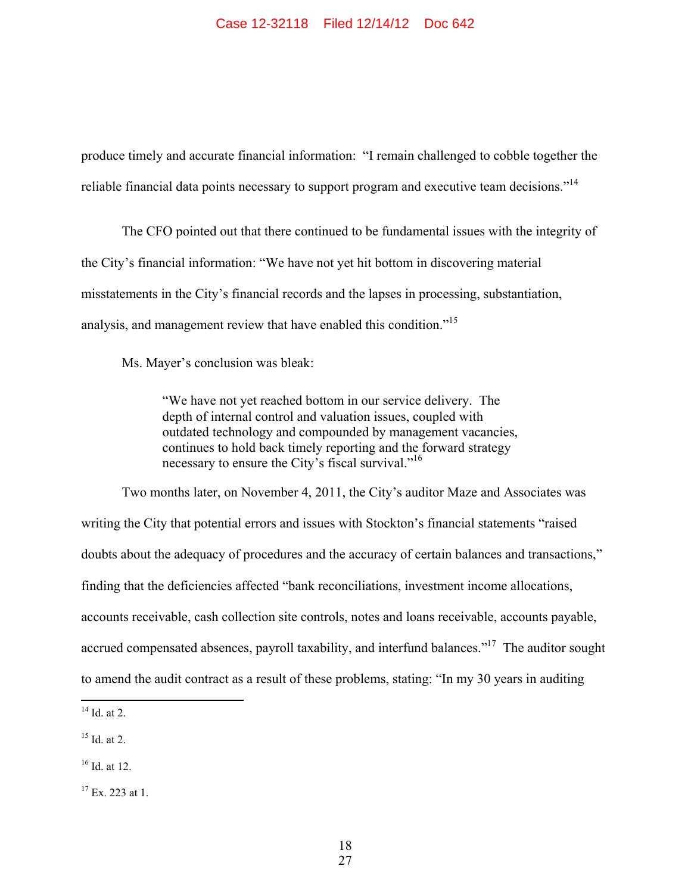produce timely and accurate financial information: "I remain challenged to cobble together the reliable financial data points necessary to support program and executive team decisions."[14]

The CFO pointed out that there continued to be fundamental issues with the integrity of the City's financial information: "We have not yet hit bottom in discovering material misstatements in the City's financial records and the lapses in processing, substantiation, analysis, and management review that have enabled this condition."[15]

Ms. Mayer's conclusion was bleak:

> "We have not yet reached bottom in our service delivery. The depth of internal control and valuation issues, coupled with outdated technology and compounded by management vacancies, continues to hold back timely reporting and the forward strategy necessary to ensure the City's fiscal survival."[16]

Two months later, on November 4, 2011, the City's auditor Maze and Associates was writing the City that potential errors and issues with Stockton's financial statements "raised doubts about the adequacy of procedures and the accuracy of certain balances and transactions," finding that the deficiencies affected "bank reconciliations, investment income allocations, accounts receivable, cash collection site controls, notes and loans receivable, accounts payable, accrued compensated absences, payroll taxability, and interfund balances."[17] The auditor sought to amend the audit contract as a result of these problems, stating: "In my 30 years in auditing

---

[14] Id. at 2.

[15] Id. at 2.

[16] Id. at 12.

[17] Ex. 223 at 1.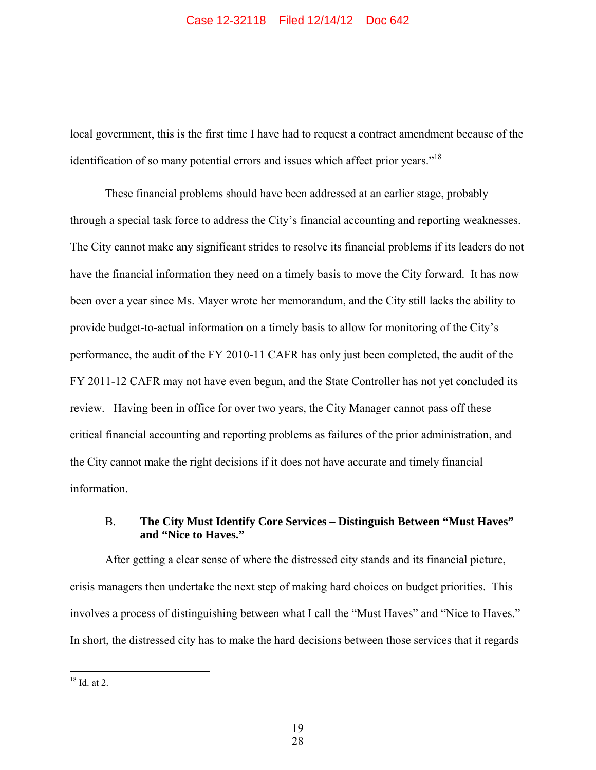local government, this is the first time I have had to request a contract amendment because of the identification of so many potential errors and issues which affect prior years."[18]

These financial problems should have been addressed at an earlier stage, probably through a special task force to address the City's financial accounting and reporting weaknesses. The City cannot make any significant strides to resolve its financial problems if its leaders do not have the financial information they need on a timely basis to move the City forward. It has now been over a year since Ms. Mayer wrote her memorandum, and the City still lacks the ability to provide budget-to-actual information on a timely basis to allow for monitoring of the City's performance, the audit of the FY 2010-11 CAFR has only just been completed, the audit of the FY 2011-12 CAFR may not have even begun, and the State Controller has not yet concluded its review. Having been in office for over two years, the City Manager cannot pass off these critical financial accounting and reporting problems as failures of the prior administration, and the City cannot make the right decisions if it does not have accurate and timely financial information.

### B. The City Must Identify Core Services – Distinguish Between "Must Haves" and "Nice to Haves."

After getting a clear sense of where the distressed city stands and its financial picture, crisis managers then undertake the next step of making hard choices on budget priorities. This involves a process of distinguishing between what I call the "Must Haves" and "Nice to Haves." In short, the distressed city has to make the hard decisions between those services that it regards

---

[18] Id. at 2.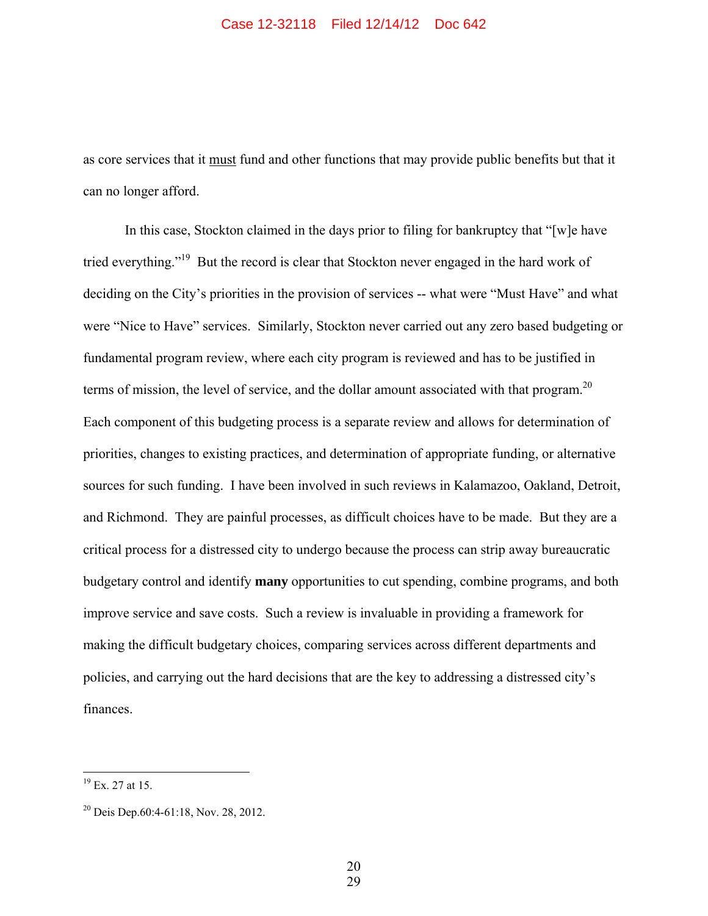as core services that it must fund and other functions that may provide public benefits but that it can no longer afford.

In this case, Stockton claimed in the days prior to filing for bankruptcy that "[w]e have tried everything."[19] But the record is clear that Stockton never engaged in the hard work of deciding on the City's priorities in the provision of services -- what were "Must Have" and what were "Nice to Have" services. Similarly, Stockton never carried out any zero based budgeting or fundamental program review, where each city program is reviewed and has to be justified in terms of mission, the level of service, and the dollar amount associated with that program.[20] Each component of this budgeting process is a separate review and allows for determination of priorities, changes to existing practices, and determination of appropriate funding, or alternative sources for such funding. I have been involved in such reviews in Kalamazoo, Oakland, Detroit, and Richmond. They are painful processes, as difficult choices have to be made. But they are a critical process for a distressed city to undergo because the process can strip away bureaucratic budgetary control and identify **many** opportunities to cut spending, combine programs, and both improve service and save costs. Such a review is invaluable in providing a framework for making the difficult budgetary choices, comparing services across different departments and policies, and carrying out the hard decisions that are the key to addressing a distressed city's finances.

---

[19] Ex. 27 at 15.

[20] Deis Dep.60:4-61:18, Nov. 28, 2012.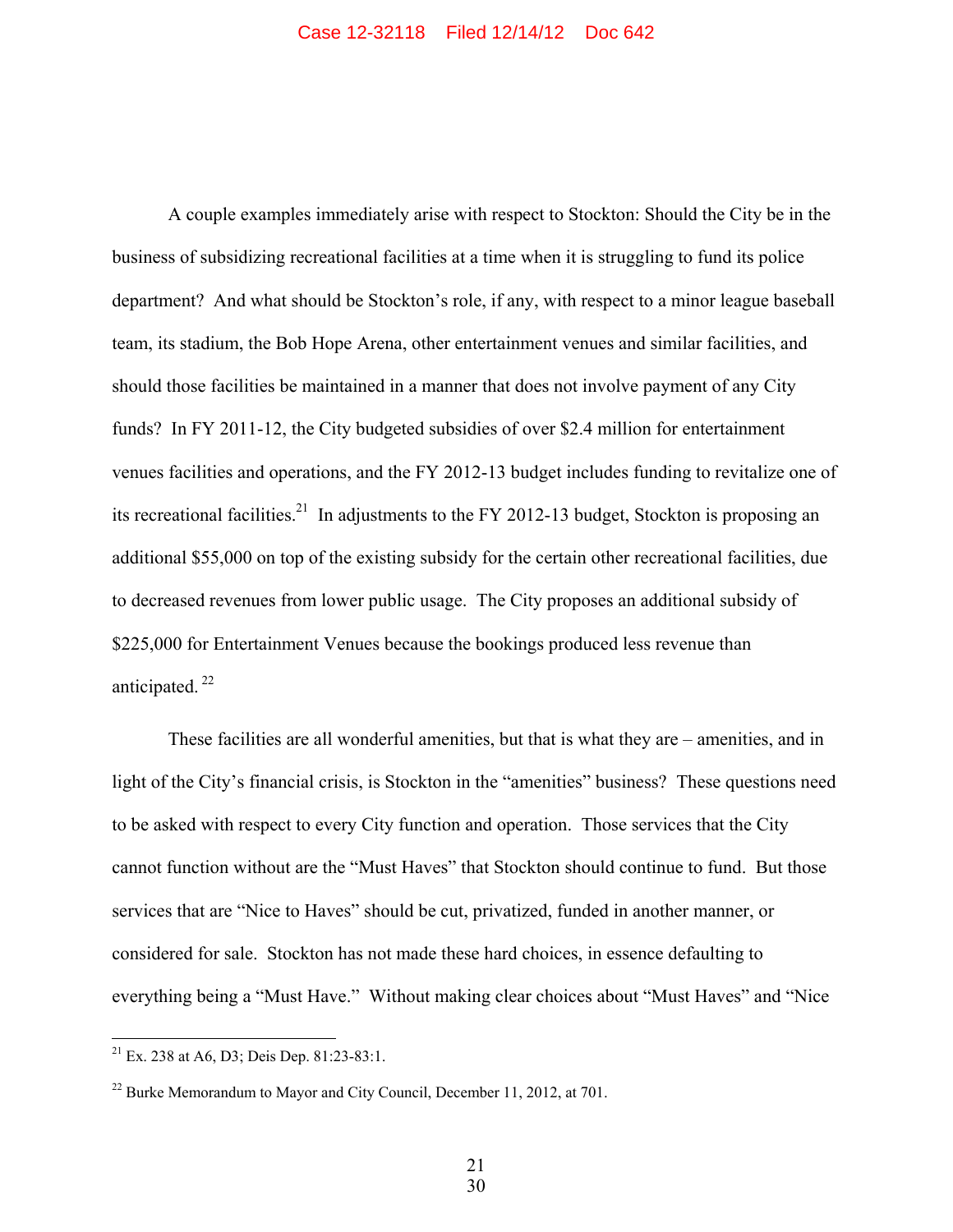A couple examples immediately arise with respect to Stockton: Should the City be in the business of subsidizing recreational facilities at a time when it is struggling to fund its police department? And what should be Stockton's role, if any, with respect to a minor league baseball team, its stadium, the Bob Hope Arena, other entertainment venues and similar facilities, and should those facilities be maintained in a manner that does not involve payment of any City funds? In FY 2011-12, the City budgeted subsidies of over $2.4 million for entertainment venues facilities and operations, and the FY 2012-13 budget includes funding to revitalize one of its recreational facilities.[21] In adjustments to the FY 2012-13 budget, Stockton is proposing an additional $55,000 on top of the existing subsidy for the certain other recreational facilities, due to decreased revenues from lower public usage. The City proposes an additional subsidy of $225,000 for Entertainment Venues because the bookings produced less revenue than anticipated.[22]

These facilities are all wonderful amenities, but that is what they are – amenities, and in light of the City's financial crisis, is Stockton in the "amenities" business? These questions need to be asked with respect to every City function and operation. Those services that the City cannot function without are the "Must Haves" that Stockton should continue to fund. But those services that are "Nice to Haves" should be cut, privatized, funded in another manner, or considered for sale. Stockton has not made these hard choices, in essence defaulting to everything being a "Must Have." Without making clear choices about "Must Haves" and "Nice

[21] Ex. 238 at A6, D3; Deis Dep. 81:23-83:1.

[22] Burke Memorandum to Mayor and City Council, December 11, 2012, at 701.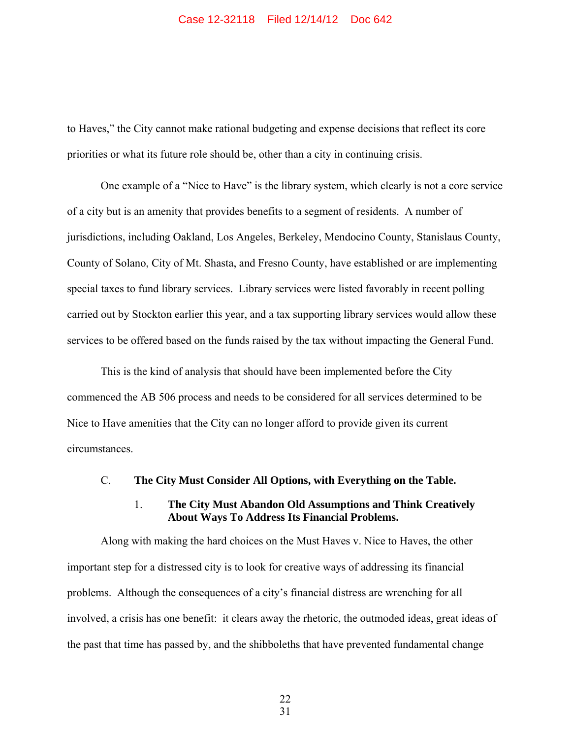to Haves," the City cannot make rational budgeting and expense decisions that reflect its core priorities or what its future role should be, other than a city in continuing crisis.

One example of a "Nice to Have" is the library system, which clearly is not a core service of a city but is an amenity that provides benefits to a segment of residents. A number of jurisdictions, including Oakland, Los Angeles, Berkeley, Mendocino County, Stanislaus County, County of Solano, City of Mt. Shasta, and Fresno County, have established or are implementing special taxes to fund library services. Library services were listed favorably in recent polling carried out by Stockton earlier this year, and a tax supporting library services would allow these services to be offered based on the funds raised by the tax without impacting the General Fund.

This is the kind of analysis that should have been implemented before the City commenced the AB 506 process and needs to be considered for all services determined to be Nice to Have amenities that the City can no longer afford to provide given its current circumstances.

### C. The City Must Consider All Options, with Everything on the Table.

#### 1. The City Must Abandon Old Assumptions and Think Creatively About Ways To Address Its Financial Problems.

Along with making the hard choices on the Must Haves v. Nice to Haves, the other important step for a distressed city is to look for creative ways of addressing its financial problems. Although the consequences of a city's financial distress are wrenching for all involved, a crisis has one benefit: it clears away the rhetoric, the outmoded ideas, great ideas of the past that time has passed by, and the shibboleths that have prevented fundamental change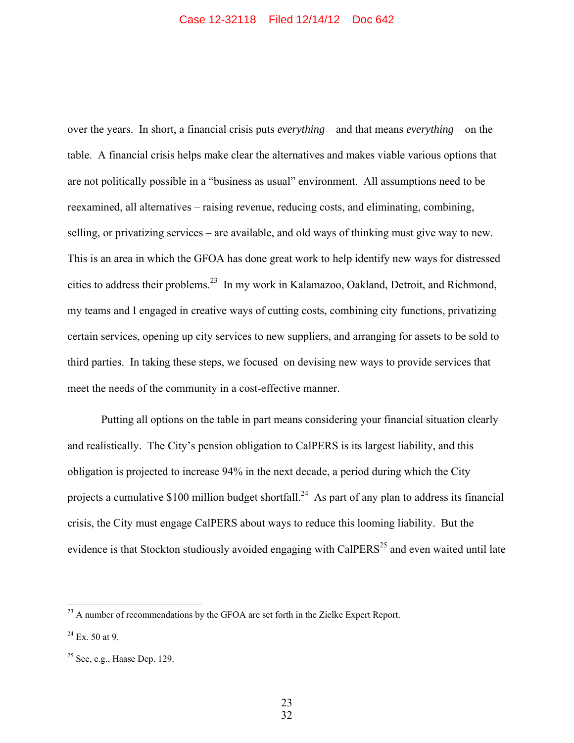over the years. In short, a financial crisis puts *everything*—and that means *everything*—on the table. A financial crisis helps make clear the alternatives and makes viable various options that are not politically possible in a "business as usual" environment. All assumptions need to be reexamined, all alternatives – raising revenue, reducing costs, and eliminating, combining, selling, or privatizing services – are available, and old ways of thinking must give way to new. This is an area in which the GFOA has done great work to help identify new ways for distressed cities to address their problems.[23] In my work in Kalamazoo, Oakland, Detroit, and Richmond, my teams and I engaged in creative ways of cutting costs, combining city functions, privatizing certain services, opening up city services to new suppliers, and arranging for assets to be sold to third parties. In taking these steps, we focused on devising new ways to provide services that meet the needs of the community in a cost-effective manner.

Putting all options on the table in part means considering your financial situation clearly and realistically. The City's pension obligation to CalPERS is its largest liability, and this obligation is projected to increase 94% in the next decade, a period during which the City projects a cumulative $100 million budget shortfall.[24] As part of any plan to address its financial crisis, the City must engage CalPERS about ways to reduce this looming liability. But the evidence is that Stockton studiously avoided engaging with CalPERS[25] and even waited until late

---

[23] A number of recommendations by the GFOA are set forth in the Zielke Expert Report.

[24] Ex. 50 at 9.

[25] See, e.g., Haase Dep. 129.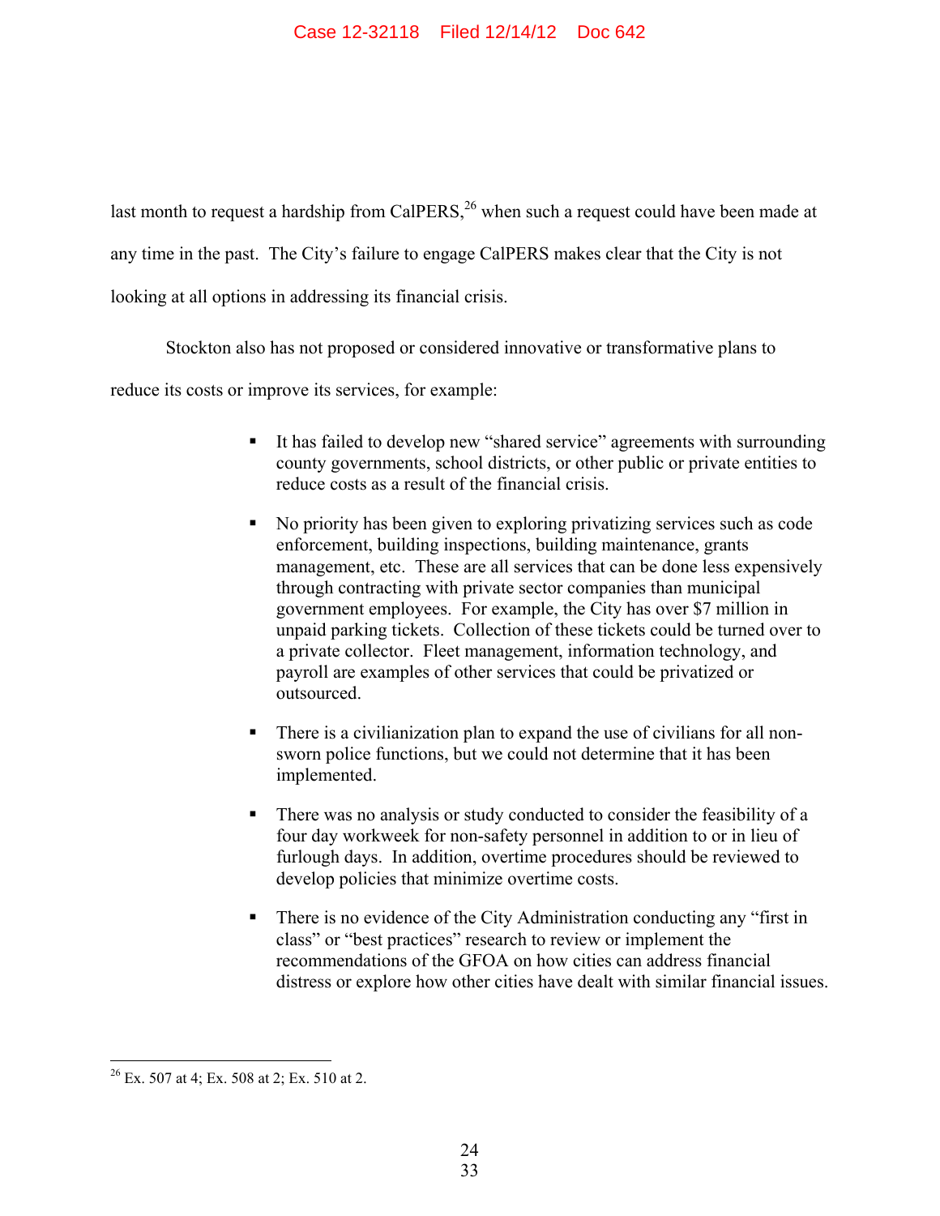last month to request a hardship from CalPERS,[26] when such a request could have been made at any time in the past. The City's failure to engage CalPERS makes clear that the City is not looking at all options in addressing its financial crisis.

Stockton also has not proposed or considered innovative or transformative plans to reduce its costs or improve its services, for example:

- It has failed to develop new "shared service" agreements with surrounding county governments, school districts, or other public or private entities to reduce costs as a result of the financial crisis.
- No priority has been given to exploring privatizing services such as code enforcement, building inspections, building maintenance, grants management, etc. These are all services that can be done less expensively through contracting with private sector companies than municipal government employees. For example, the City has over $7 million in unpaid parking tickets. Collection of these tickets could be turned over to a private collector. Fleet management, information technology, and payroll are examples of other services that could be privatized or outsourced.
- There is a civilianization plan to expand the use of civilians for all non-sworn police functions, but we could not determine that it has been implemented.
- There was no analysis or study conducted to consider the feasibility of a four day workweek for non-safety personnel in addition to or in lieu of furlough days. In addition, overtime procedures should be reviewed to develop policies that minimize overtime costs.
- There is no evidence of the City Administration conducting any "first in class" or "best practices" research to review or implement the recommendations of the GFOA on how cities can address financial distress or explore how other cities have dealt with similar financial issues.

[26] Ex. 507 at 4; Ex. 508 at 2; Ex. 510 at 2.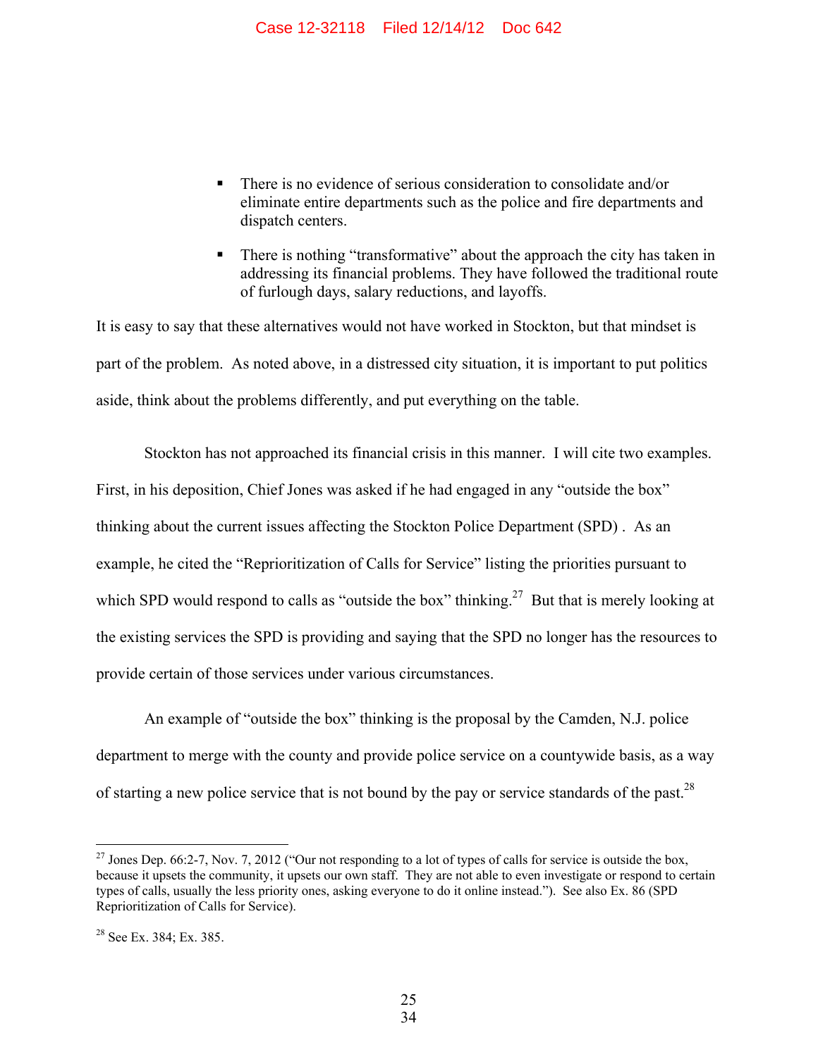- There is no evidence of serious consideration to consolidate and/or eliminate entire departments such as the police and fire departments and dispatch centers.
- There is nothing "transformative" about the approach the city has taken in addressing its financial problems. They have followed the traditional route of furlough days, salary reductions, and layoffs.

It is easy to say that these alternatives would not have worked in Stockton, but that mindset is part of the problem. As noted above, in a distressed city situation, it is important to put politics aside, think about the problems differently, and put everything on the table.

Stockton has not approached its financial crisis in this manner. I will cite two examples. First, in his deposition, Chief Jones was asked if he had engaged in any "outside the box" thinking about the current issues affecting the Stockton Police Department (SPD) . As an example, he cited the "Reprioritization of Calls for Service" listing the priorities pursuant to which SPD would respond to calls as "outside the box" thinking.[27] But that is merely looking at the existing services the SPD is providing and saying that the SPD no longer has the resources to provide certain of those services under various circumstances.

An example of "outside the box" thinking is the proposal by the Camden, N.J. police department to merge with the county and provide police service on a countywide basis, as a way of starting a new police service that is not bound by the pay or service standards of the past.[28]

[27] Jones Dep. 66:2-7, Nov. 7, 2012 ("Our not responding to a lot of types of calls for service is outside the box, because it upsets the community, it upsets our own staff. They are not able to even investigate or respond to certain types of calls, usually the less priority ones, asking everyone to do it online instead."). See also Ex. 86 (SPD Reprioritization of Calls for Service).

[28] See Ex. 384; Ex. 385.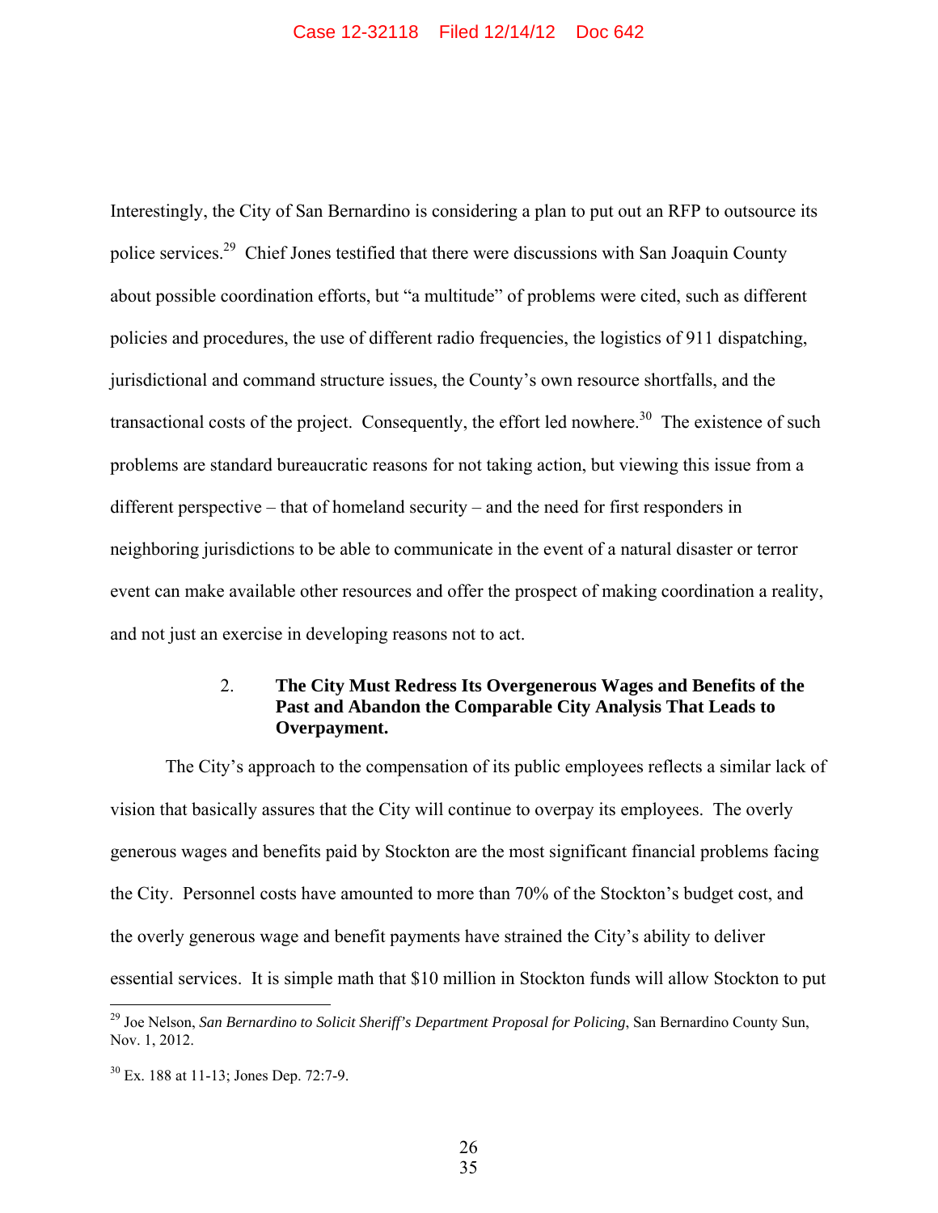Interestingly, the City of San Bernardino is considering a plan to put out an RFP to outsource its police services.[29] Chief Jones testified that there were discussions with San Joaquin County about possible coordination efforts, but "a multitude" of problems were cited, such as different policies and procedures, the use of different radio frequencies, the logistics of 911 dispatching, jurisdictional and command structure issues, the County's own resource shortfalls, and the transactional costs of the project. Consequently, the effort led nowhere.[30] The existence of such problems are standard bureaucratic reasons for not taking action, but viewing this issue from a different perspective – that of homeland security – and the need for first responders in neighboring jurisdictions to be able to communicate in the event of a natural disaster or terror event can make available other resources and offer the prospect of making coordination a reality, and not just an exercise in developing reasons not to act.

### 2. The City Must Redress Its Overgenerous Wages and Benefits of the Past and Abandon the Comparable City Analysis That Leads to Overpayment.

The City's approach to the compensation of its public employees reflects a similar lack of vision that basically assures that the City will continue to overpay its employees. The overly generous wages and benefits paid by Stockton are the most significant financial problems facing the City. Personnel costs have amounted to more than 70% of the Stockton's budget cost, and the overly generous wage and benefit payments have strained the City's ability to deliver essential services. It is simple math that $10 million in Stockton funds will allow Stockton to put

---

[29] Joe Nelson, *San Bernardino to Solicit Sheriff's Department Proposal for Policing*, San Bernardino County Sun, Nov. 1, 2012.

[30] Ex. 188 at 11-13; Jones Dep. 72:7-9.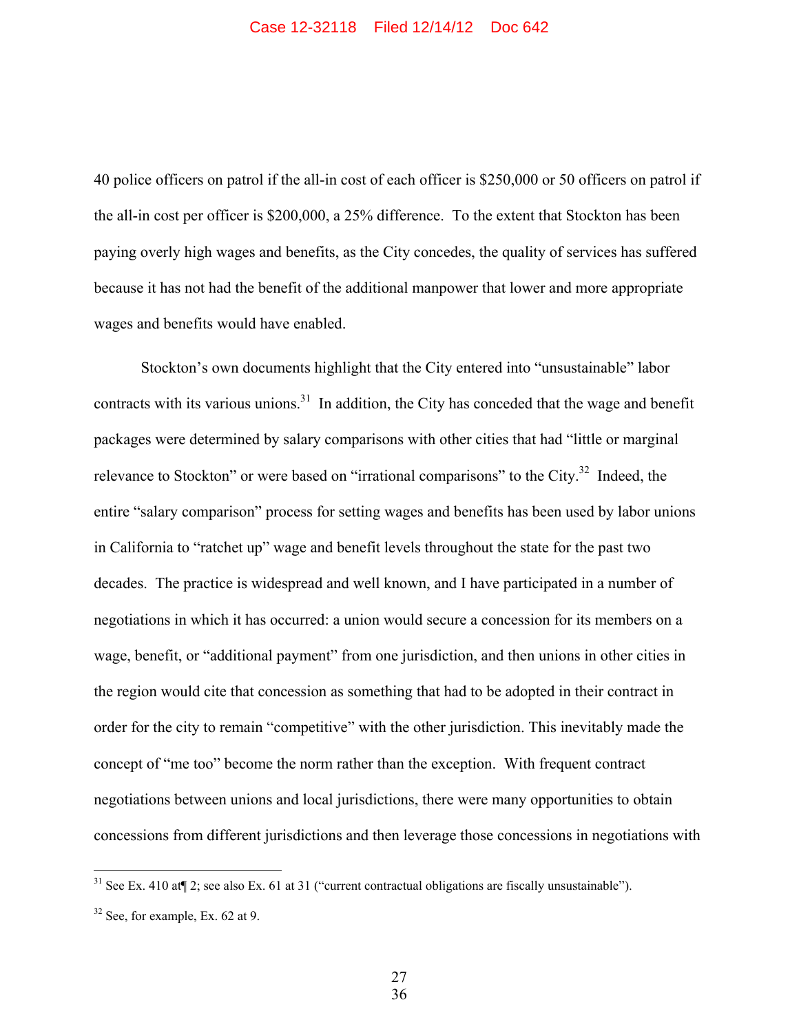40 police officers on patrol if the all-in cost of each officer is $250,000 or 50 officers on patrol if the all-in cost per officer is $200,000, a 25% difference. To the extent that Stockton has been paying overly high wages and benefits, as the City concedes, the quality of services has suffered because it has not had the benefit of the additional manpower that lower and more appropriate wages and benefits would have enabled.

Stockton's own documents highlight that the City entered into "unsustainable" labor contracts with its various unions.[31] In addition, the City has conceded that the wage and benefit packages were determined by salary comparisons with other cities that had "little or marginal relevance to Stockton" or were based on "irrational comparisons" to the City.[32] Indeed, the entire "salary comparison" process for setting wages and benefits has been used by labor unions in California to "ratchet up" wage and benefit levels throughout the state for the past two decades. The practice is widespread and well known, and I have participated in a number of negotiations in which it has occurred: a union would secure a concession for its members on a wage, benefit, or "additional payment" from one jurisdiction, and then unions in other cities in the region would cite that concession as something that had to be adopted in their contract in order for the city to remain "competitive" with the other jurisdiction. This inevitably made the concept of "me too" become the norm rather than the exception. With frequent contract negotiations between unions and local jurisdictions, there were many opportunities to obtain concessions from different jurisdictions and then leverage those concessions in negotiations with

---

[31] See Ex. 410 at¶ 2; see also Ex. 61 at 31 ("current contractual obligations are fiscally unsustainable").

[32] See, for example, Ex. 62 at 9.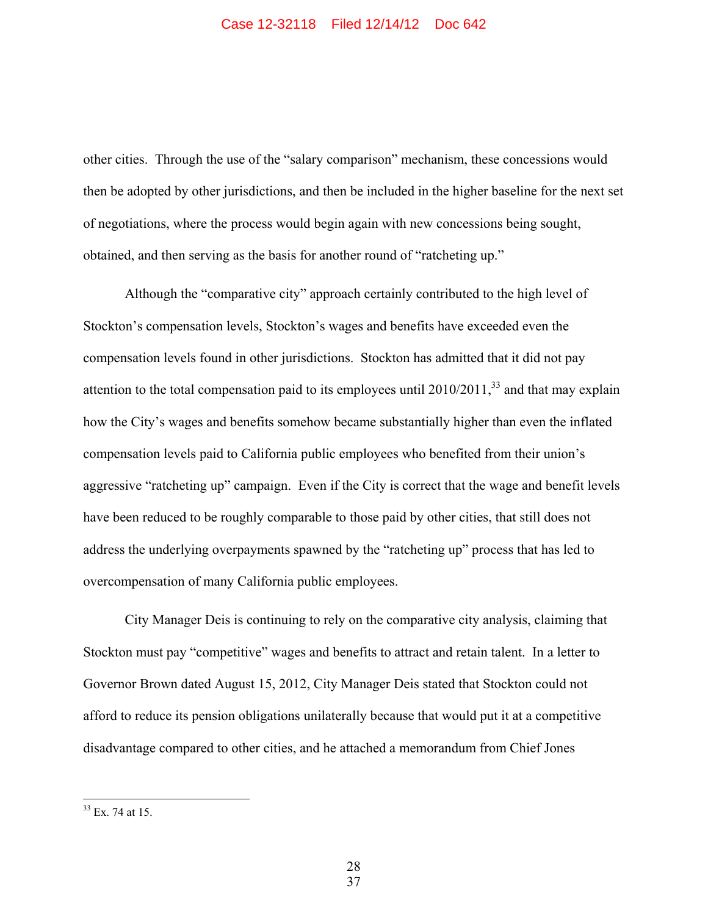other cities. Through the use of the "salary comparison" mechanism, these concessions would then be adopted by other jurisdictions, and then be included in the higher baseline for the next set of negotiations, where the process would begin again with new concessions being sought, obtained, and then serving as the basis for another round of "ratcheting up."

Although the "comparative city" approach certainly contributed to the high level of Stockton's compensation levels, Stockton's wages and benefits have exceeded even the compensation levels found in other jurisdictions. Stockton has admitted that it did not pay attention to the total compensation paid to its employees until 2010/2011,[33] and that may explain how the City's wages and benefits somehow became substantially higher than even the inflated compensation levels paid to California public employees who benefited from their union's aggressive "ratcheting up" campaign. Even if the City is correct that the wage and benefit levels have been reduced to be roughly comparable to those paid by other cities, that still does not address the underlying overpayments spawned by the "ratcheting up" process that has led to overcompensation of many California public employees.

City Manager Deis is continuing to rely on the comparative city analysis, claiming that Stockton must pay "competitive" wages and benefits to attract and retain talent. In a letter to Governor Brown dated August 15, 2012, City Manager Deis stated that Stockton could not afford to reduce its pension obligations unilaterally because that would put it at a competitive disadvantage compared to other cities, and he attached a memorandum from Chief Jones

---

[33] Ex. 74 at 15.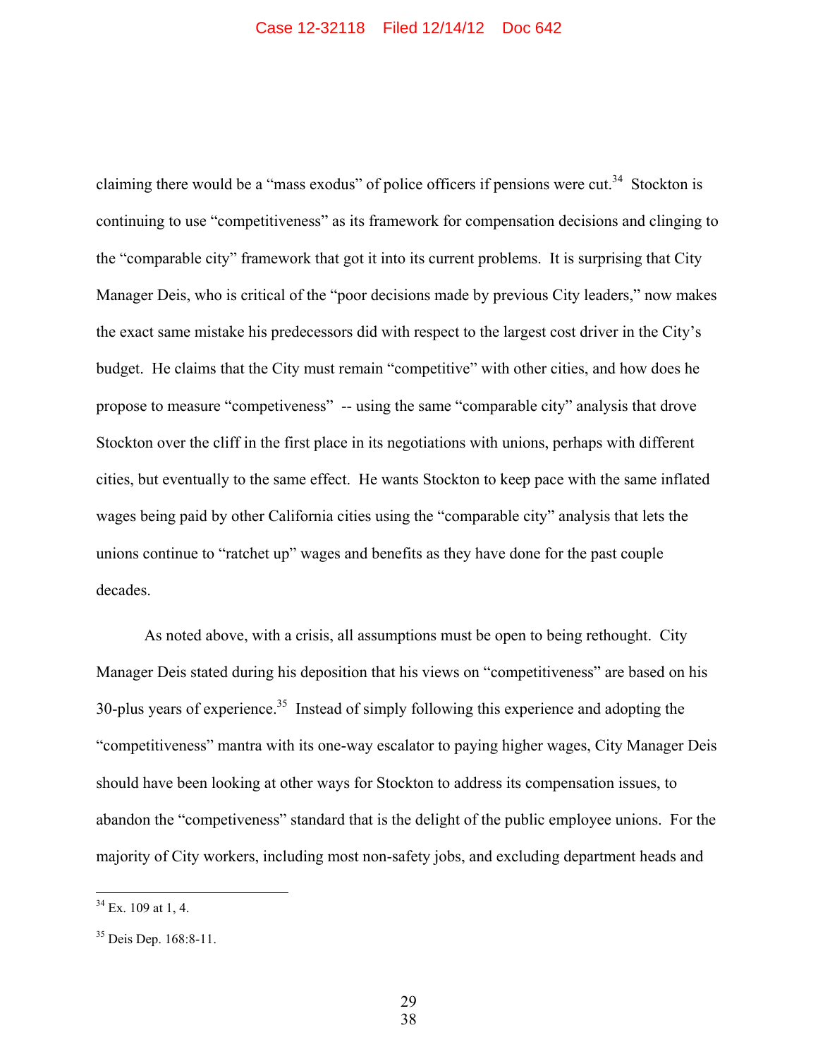claiming there would be a "mass exodus" of police officers if pensions were cut.[34] Stockton is continuing to use "competitiveness" as its framework for compensation decisions and clinging to the "comparable city" framework that got it into its current problems. It is surprising that City Manager Deis, who is critical of the "poor decisions made by previous City leaders," now makes the exact same mistake his predecessors did with respect to the largest cost driver in the City's budget. He claims that the City must remain "competitive" with other cities, and how does he propose to measure "competiveness" -- using the same "comparable city" analysis that drove Stockton over the cliff in the first place in its negotiations with unions, perhaps with different cities, but eventually to the same effect. He wants Stockton to keep pace with the same inflated wages being paid by other California cities using the "comparable city" analysis that lets the unions continue to "ratchet up" wages and benefits as they have done for the past couple decades.

As noted above, with a crisis, all assumptions must be open to being rethought. City Manager Deis stated during his deposition that his views on "competitiveness" are based on his 30-plus years of experience.[35] Instead of simply following this experience and adopting the "competitiveness" mantra with its one-way escalator to paying higher wages, City Manager Deis should have been looking at other ways for Stockton to address its compensation issues, to abandon the "competiveness" standard that is the delight of the public employee unions. For the majority of City workers, including most non-safety jobs, and excluding department heads and

---

[34] Ex. 109 at 1, 4.

[35] Deis Dep. 168:8-11.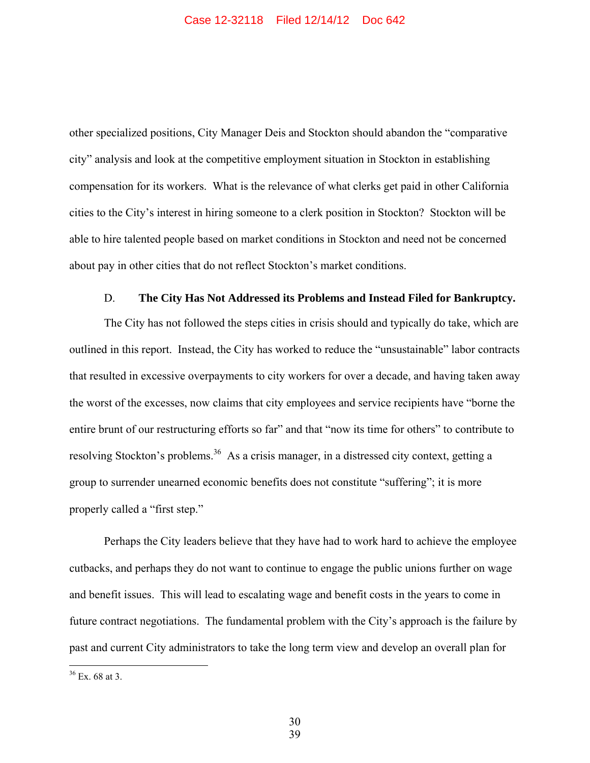other specialized positions, City Manager Deis and Stockton should abandon the "comparative city" analysis and look at the competitive employment situation in Stockton in establishing compensation for its workers. What is the relevance of what clerks get paid in other California cities to the City's interest in hiring someone to a clerk position in Stockton? Stockton will be able to hire talented people based on market conditions in Stockton and need not be concerned about pay in other cities that do not reflect Stockton's market conditions.

### D. The City Has Not Addressed its Problems and Instead Filed for Bankruptcy.

The City has not followed the steps cities in crisis should and typically do take, which are outlined in this report. Instead, the City has worked to reduce the "unsustainable" labor contracts that resulted in excessive overpayments to city workers for over a decade, and having taken away the worst of the excesses, now claims that city employees and service recipients have "borne the entire brunt of our restructuring efforts so far" and that "now its time for others" to contribute to resolving Stockton's problems.[36] As a crisis manager, in a distressed city context, getting a group to surrender unearned economic benefits does not constitute "suffering"; it is more properly called a "first step."

Perhaps the City leaders believe that they have had to work hard to achieve the employee cutbacks, and perhaps they do not want to continue to engage the public unions further on wage and benefit issues. This will lead to escalating wage and benefit costs in the years to come in future contract negotiations. The fundamental problem with the City's approach is the failure by past and current City administrators to take the long term view and develop an overall plan for

[36] Ex. 68 at 3.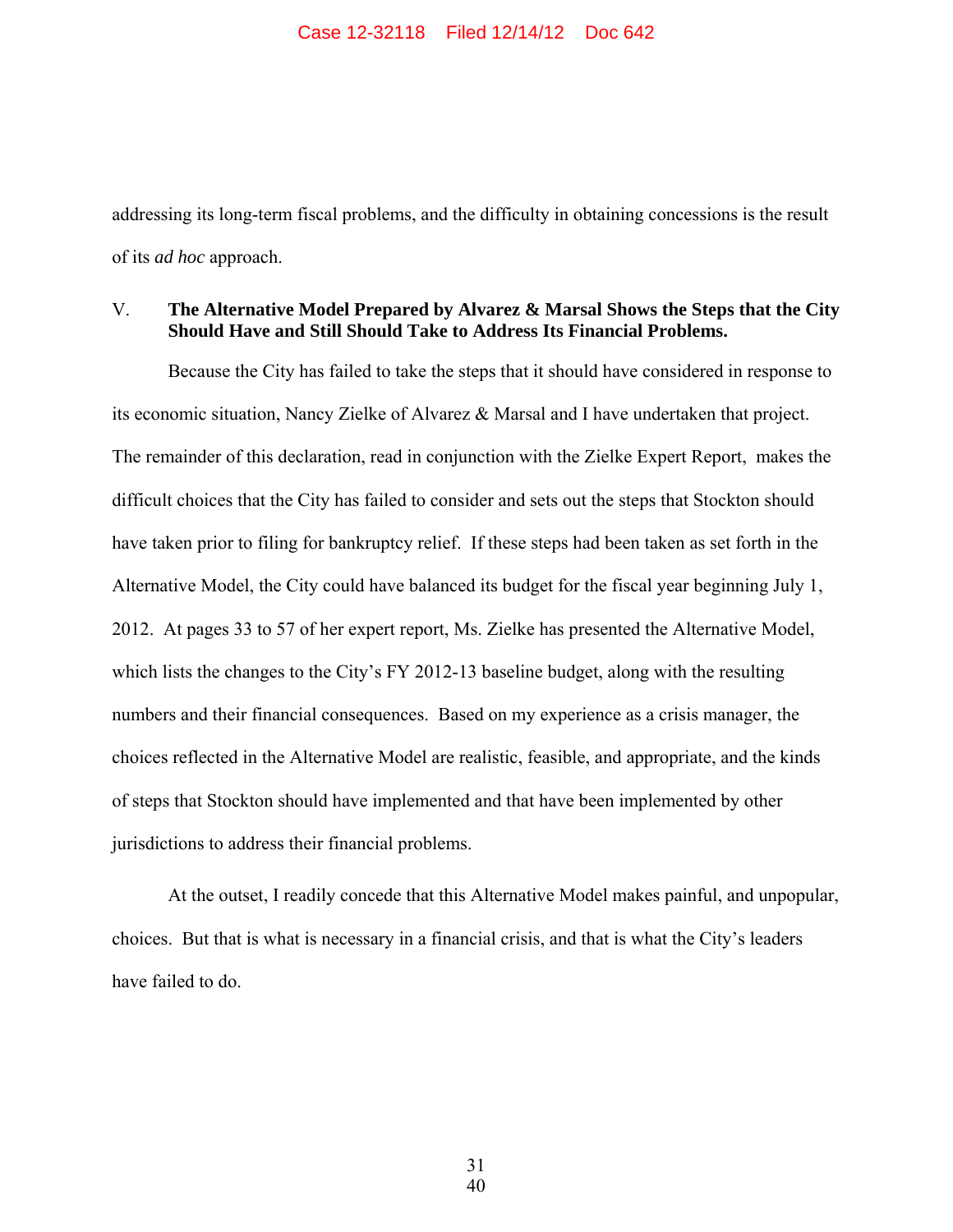addressing its long-term fiscal problems, and the difficulty in obtaining concessions is the result of its *ad hoc* approach.

## V. The Alternative Model Prepared by Alvarez & Marsal Shows the Steps that the City Should Have and Still Should Take to Address Its Financial Problems.

Because the City has failed to take the steps that it should have considered in response to its economic situation, Nancy Zielke of Alvarez & Marsal and I have undertaken that project. The remainder of this declaration, read in conjunction with the Zielke Expert Report, makes the difficult choices that the City has failed to consider and sets out the steps that Stockton should have taken prior to filing for bankruptcy relief. If these steps had been taken as set forth in the Alternative Model, the City could have balanced its budget for the fiscal year beginning July 1, 2012. At pages 33 to 57 of her expert report, Ms. Zielke has presented the Alternative Model, which lists the changes to the City's FY 2012-13 baseline budget, along with the resulting numbers and their financial consequences. Based on my experience as a crisis manager, the choices reflected in the Alternative Model are realistic, feasible, and appropriate, and the kinds of steps that Stockton should have implemented and that have been implemented by other jurisdictions to address their financial problems.

At the outset, I readily concede that this Alternative Model makes painful, and unpopular, choices. But that is what is necessary in a financial crisis, and that is what the City's leaders have failed to do.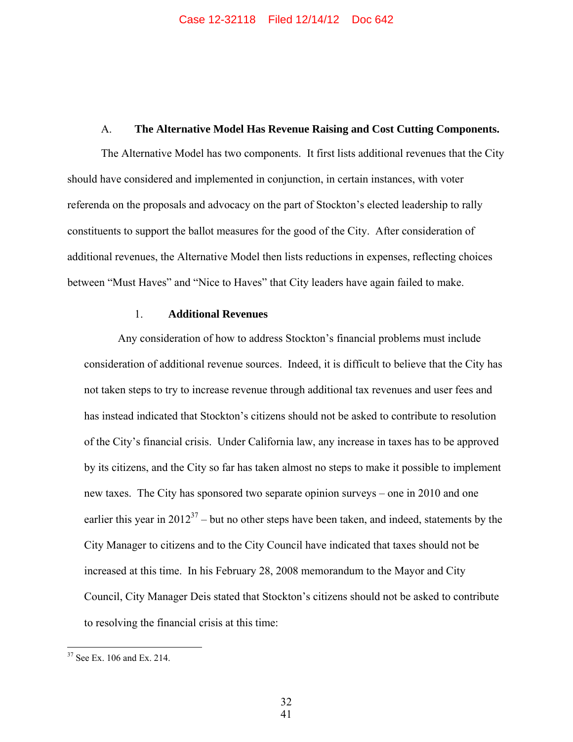A. **The Alternative Model Has Revenue Raising and Cost Cutting Components.**

The Alternative Model has two components. It first lists additional revenues that the City should have considered and implemented in conjunction, in certain instances, with voter referenda on the proposals and advocacy on the part of Stockton's elected leadership to rally constituents to support the ballot measures for the good of the City. After consideration of additional revenues, the Alternative Model then lists reductions in expenses, reflecting choices between "Must Haves" and "Nice to Haves" that City leaders have again failed to make.

1. **Additional Revenues**

Any consideration of how to address Stockton's financial problems must include consideration of additional revenue sources. Indeed, it is difficult to believe that the City has not taken steps to try to increase revenue through additional tax revenues and user fees and has instead indicated that Stockton's citizens should not be asked to contribute to resolution of the City's financial crisis. Under California law, any increase in taxes has to be approved by its citizens, and the City so far has taken almost no steps to make it possible to implement new taxes. The City has sponsored two separate opinion surveys – one in 2010 and one earlier this year in 2012[37] – but no other steps have been taken, and indeed, statements by the City Manager to citizens and to the City Council have indicated that taxes should not be increased at this time. In his February 28, 2008 memorandum to the Mayor and City Council, City Manager Deis stated that Stockton's citizens should not be asked to contribute to resolving the financial crisis at this time:

[37] See Ex. 106 and Ex. 214.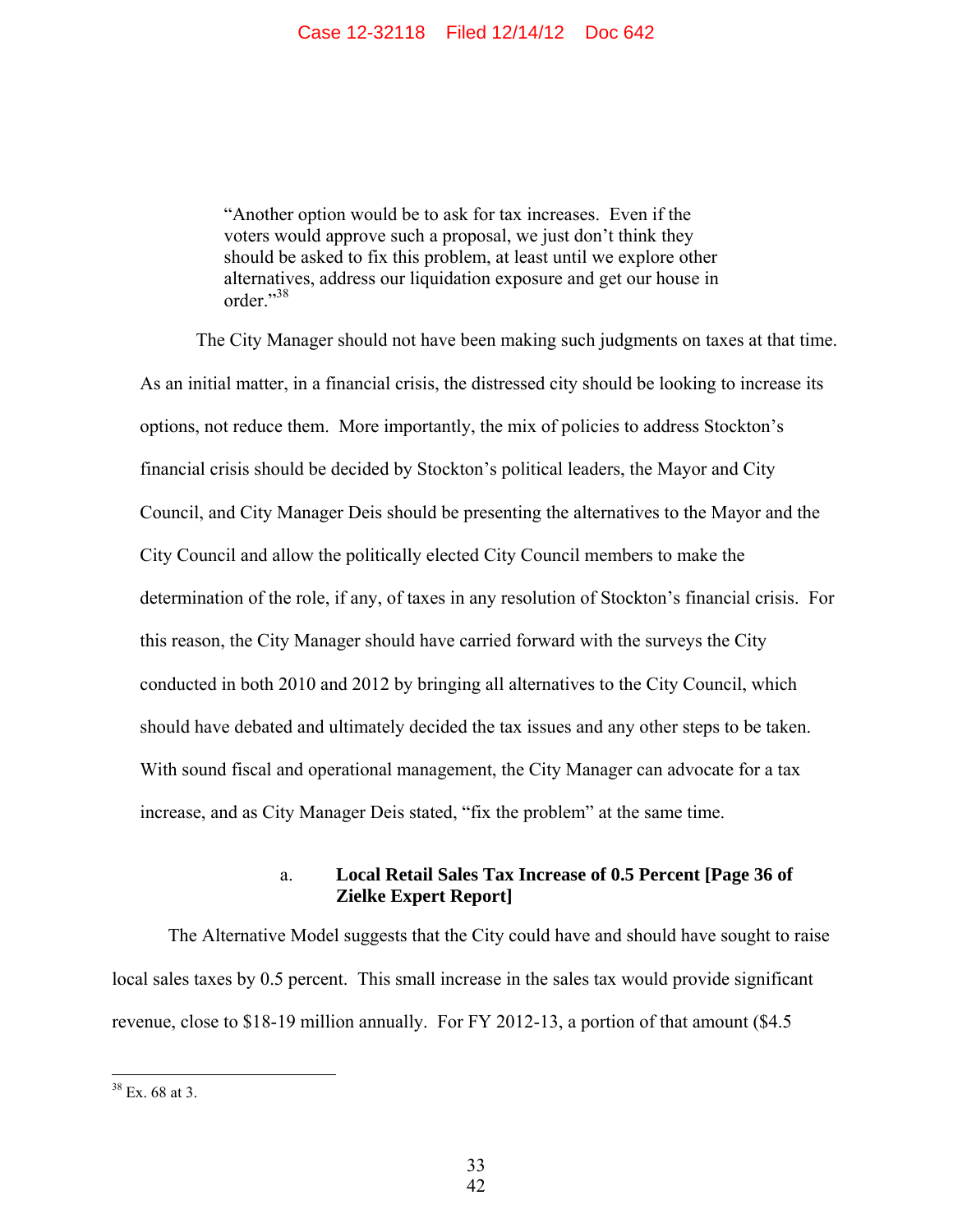> "Another option would be to ask for tax increases. Even if the voters would approve such a proposal, we just don't think they should be asked to fix this problem, at least until we explore other alternatives, address our liquidation exposure and get our house in order."[38]

The City Manager should not have been making such judgments on taxes at that time. As an initial matter, in a financial crisis, the distressed city should be looking to increase its options, not reduce them. More importantly, the mix of policies to address Stockton's financial crisis should be decided by Stockton's political leaders, the Mayor and City Council, and City Manager Deis should be presenting the alternatives to the Mayor and the City Council and allow the politically elected City Council members to make the determination of the role, if any, of taxes in any resolution of Stockton's financial crisis. For this reason, the City Manager should have carried forward with the surveys the City conducted in both 2010 and 2012 by bringing all alternatives to the City Council, which should have debated and ultimately decided the tax issues and any other steps to be taken. With sound fiscal and operational management, the City Manager can advocate for a tax increase, and as City Manager Deis stated, "fix the problem" at the same time.

#### a. **Local Retail Sales Tax Increase of 0.5 Percent [Page 36 of Zielke Expert Report]**

The Alternative Model suggests that the City could have and should have sought to raise local sales taxes by 0.5 percent. This small increase in the sales tax would provide significant revenue, close to $18-19 million annually. For FY 2012-13, a portion of that amount ($4.5

[38] Ex. 68 at 3.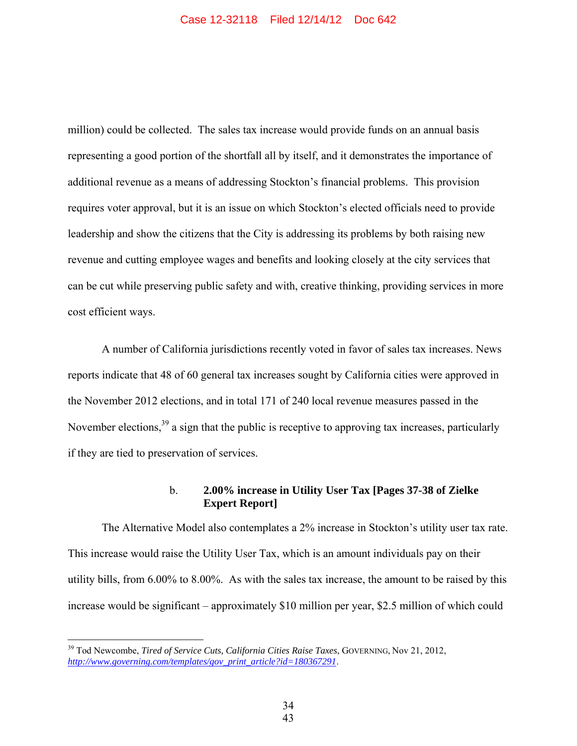million) could be collected. The sales tax increase would provide funds on an annual basis representing a good portion of the shortfall all by itself, and it demonstrates the importance of additional revenue as a means of addressing Stockton's financial problems. This provision requires voter approval, but it is an issue on which Stockton's elected officials need to provide leadership and show the citizens that the City is addressing its problems by both raising new revenue and cutting employee wages and benefits and looking closely at the city services that can be cut while preserving public safety and with, creative thinking, providing services in more cost efficient ways.

A number of California jurisdictions recently voted in favor of sales tax increases. News reports indicate that 48 of 60 general tax increases sought by California cities were approved in the November 2012 elections, and in total 171 of 240 local revenue measures passed in the November elections,[39] a sign that the public is receptive to approving tax increases, particularly if they are tied to preservation of services.

#### b. 2.00% increase in Utility User Tax [Pages 37-38 of Zielke Expert Report]

The Alternative Model also contemplates a 2% increase in Stockton's utility user tax rate. This increase would raise the Utility User Tax, which is an amount individuals pay on their utility bills, from 6.00% to 8.00%. As with the sales tax increase, the amount to be raised by this increase would be significant – approximately $10 million per year, $2.5 million of which could

---

[39] Tod Newcombe, *Tired of Service Cuts, California Cities Raise Taxes*, GOVERNING, Nov 21, 2012, *http://www.governing.com/templates/gov_print_article?id=180367291*.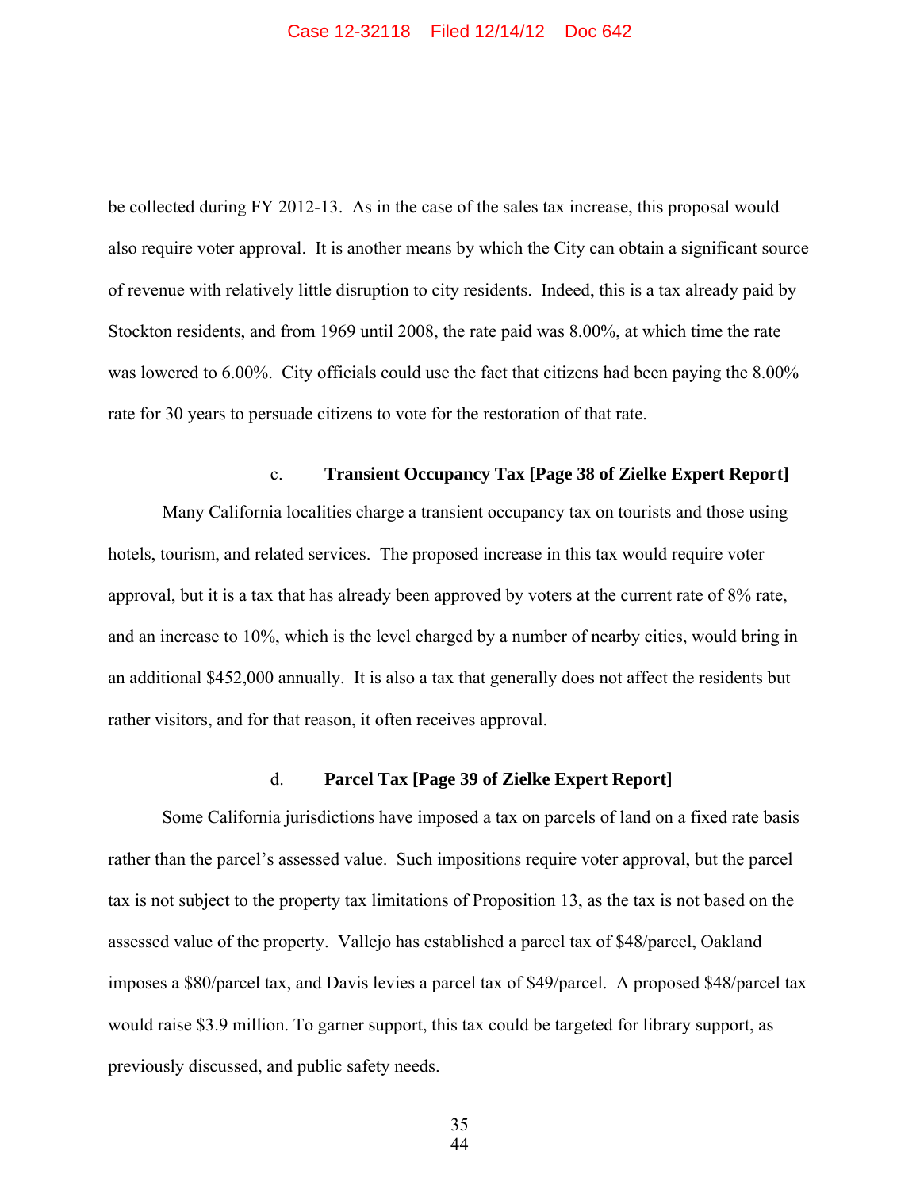be collected during FY 2012-13. As in the case of the sales tax increase, this proposal would also require voter approval. It is another means by which the City can obtain a significant source of revenue with relatively little disruption to city residents. Indeed, this is a tax already paid by Stockton residents, and from 1969 until 2008, the rate paid was 8.00%, at which time the rate was lowered to 6.00%. City officials could use the fact that citizens had been paying the 8.00% rate for 30 years to persuade citizens to vote for the restoration of that rate.

#### c. **Transient Occupancy Tax [Page 38 of Zielke Expert Report]**

Many California localities charge a transient occupancy tax on tourists and those using hotels, tourism, and related services. The proposed increase in this tax would require voter approval, but it is a tax that has already been approved by voters at the current rate of 8% rate, and an increase to 10%, which is the level charged by a number of nearby cities, would bring in an additional $452,000 annually. It is also a tax that generally does not affect the residents but rather visitors, and for that reason, it often receives approval.

#### d. **Parcel Tax [Page 39 of Zielke Expert Report]**

Some California jurisdictions have imposed a tax on parcels of land on a fixed rate basis rather than the parcel's assessed value. Such impositions require voter approval, but the parcel tax is not subject to the property tax limitations of Proposition 13, as the tax is not based on the assessed value of the property. Vallejo has established a parcel tax of $48/parcel, Oakland imposes a $80/parcel tax, and Davis levies a parcel tax of $49/parcel. A proposed $48/parcel tax would raise $3.9 million. To garner support, this tax could be targeted for library support, as previously discussed, and public safety needs.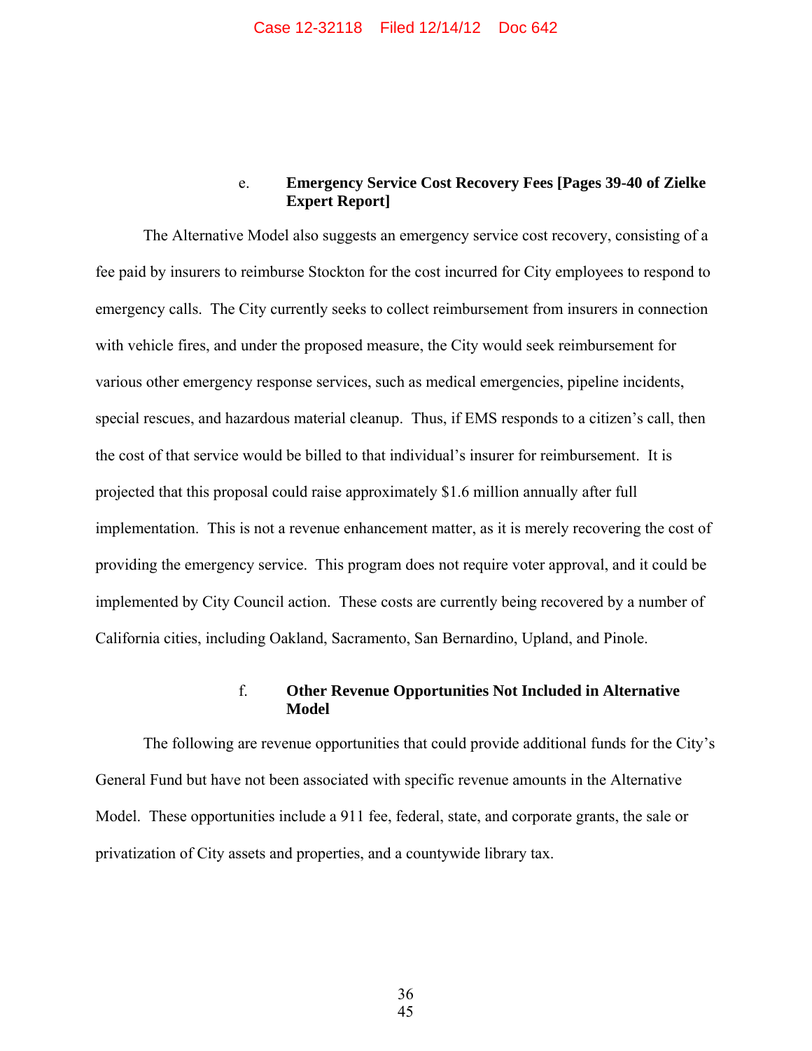#### e. Emergency Service Cost Recovery Fees [Pages 39-40 of Zielke Expert Report]

The Alternative Model also suggests an emergency service cost recovery, consisting of a fee paid by insurers to reimburse Stockton for the cost incurred for City employees to respond to emergency calls. The City currently seeks to collect reimbursement from insurers in connection with vehicle fires, and under the proposed measure, the City would seek reimbursement for various other emergency response services, such as medical emergencies, pipeline incidents, special rescues, and hazardous material cleanup. Thus, if EMS responds to a citizen's call, then the cost of that service would be billed to that individual's insurer for reimbursement. It is projected that this proposal could raise approximately $1.6 million annually after full implementation. This is not a revenue enhancement matter, as it is merely recovering the cost of providing the emergency service. This program does not require voter approval, and it could be implemented by City Council action. These costs are currently being recovered by a number of California cities, including Oakland, Sacramento, San Bernardino, Upland, and Pinole.

#### f. Other Revenue Opportunities Not Included in Alternative Model

The following are revenue opportunities that could provide additional funds for the City's General Fund but have not been associated with specific revenue amounts in the Alternative Model. These opportunities include a 911 fee, federal, state, and corporate grants, the sale or privatization of City assets and properties, and a countywide library tax.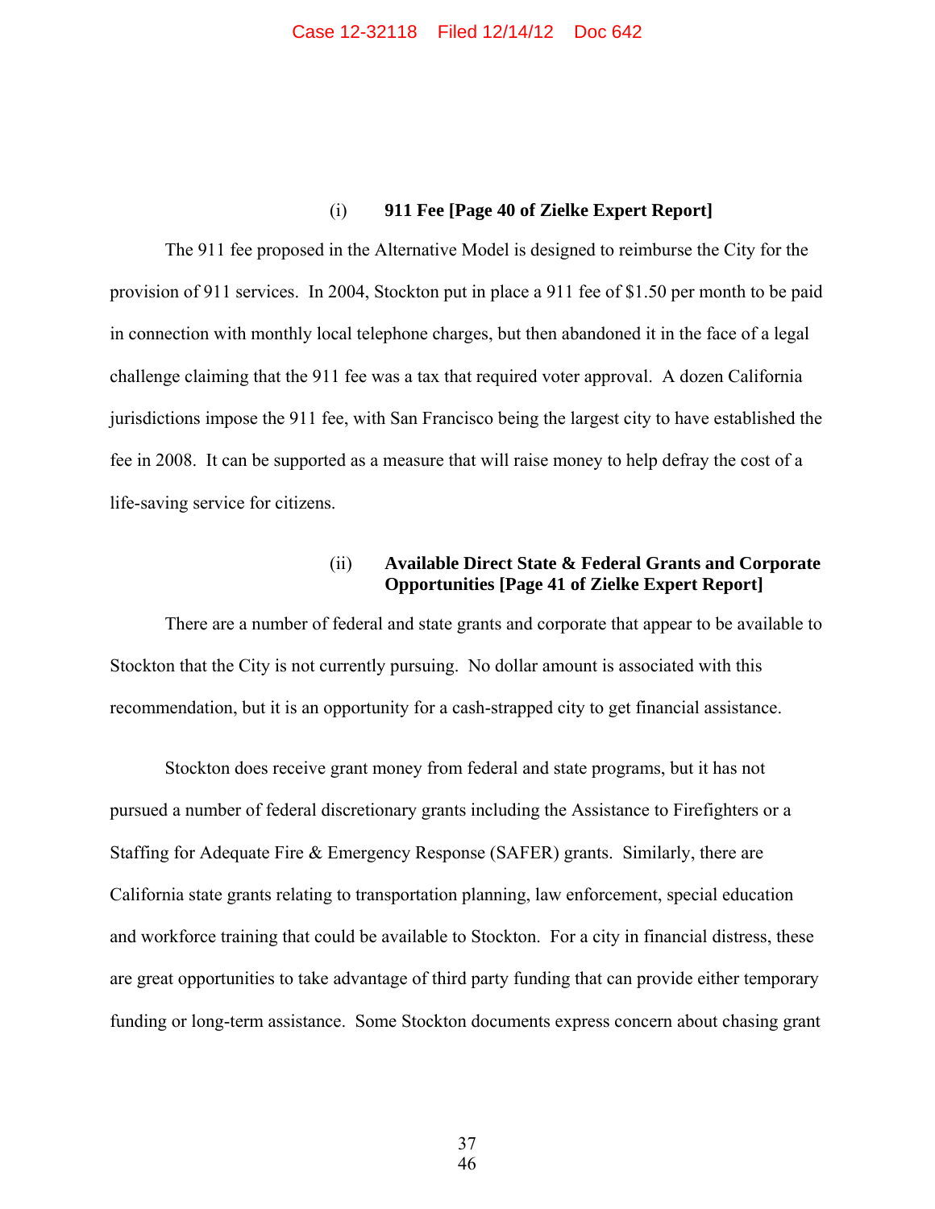#### (i) 911 Fee [Page 40 of Zielke Expert Report]

The 911 fee proposed in the Alternative Model is designed to reimburse the City for the provision of 911 services. In 2004, Stockton put in place a 911 fee of $1.50 per month to be paid in connection with monthly local telephone charges, but then abandoned it in the face of a legal challenge claiming that the 911 fee was a tax that required voter approval. A dozen California jurisdictions impose the 911 fee, with San Francisco being the largest city to have established the fee in 2008. It can be supported as a measure that will raise money to help defray the cost of a life-saving service for citizens.

#### (ii) Available Direct State & Federal Grants and Corporate Opportunities [Page 41 of Zielke Expert Report]

There are a number of federal and state grants and corporate that appear to be available to Stockton that the City is not currently pursuing. No dollar amount is associated with this recommendation, but it is an opportunity for a cash-strapped city to get financial assistance.

Stockton does receive grant money from federal and state programs, but it has not pursued a number of federal discretionary grants including the Assistance to Firefighters or a Staffing for Adequate Fire & Emergency Response (SAFER) grants. Similarly, there are California state grants relating to transportation planning, law enforcement, special education and workforce training that could be available to Stockton. For a city in financial distress, these are great opportunities to take advantage of third party funding that can provide either temporary funding or long-term assistance. Some Stockton documents express concern about chasing grant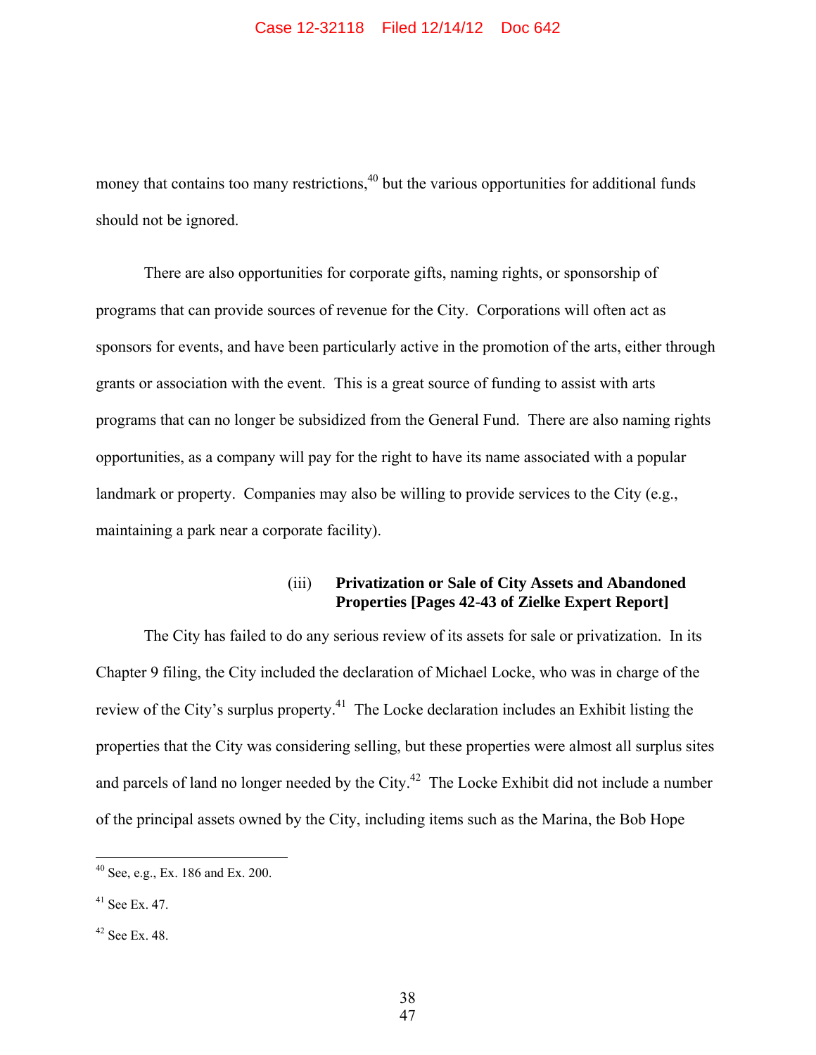money that contains too many restrictions,[40] but the various opportunities for additional funds should not be ignored.

There are also opportunities for corporate gifts, naming rights, or sponsorship of programs that can provide sources of revenue for the City. Corporations will often act as sponsors for events, and have been particularly active in the promotion of the arts, either through grants or association with the event. This is a great source of funding to assist with arts programs that can no longer be subsidized from the General Fund. There are also naming rights opportunities, as a company will pay for the right to have its name associated with a popular landmark or property. Companies may also be willing to provide services to the City (e.g., maintaining a park near a corporate facility).

### (iii) Privatization or Sale of City Assets and Abandoned Properties [Pages 42-43 of Zielke Expert Report]

The City has failed to do any serious review of its assets for sale or privatization. In its Chapter 9 filing, the City included the declaration of Michael Locke, who was in charge of the review of the City's surplus property.[41] The Locke declaration includes an Exhibit listing the properties that the City was considering selling, but these properties were almost all surplus sites and parcels of land no longer needed by the City.[42] The Locke Exhibit did not include a number of the principal assets owned by the City, including items such as the Marina, the Bob Hope

---

[40] See, e.g., Ex. 186 and Ex. 200.

[41] See Ex. 47.

[42] See Ex. 48.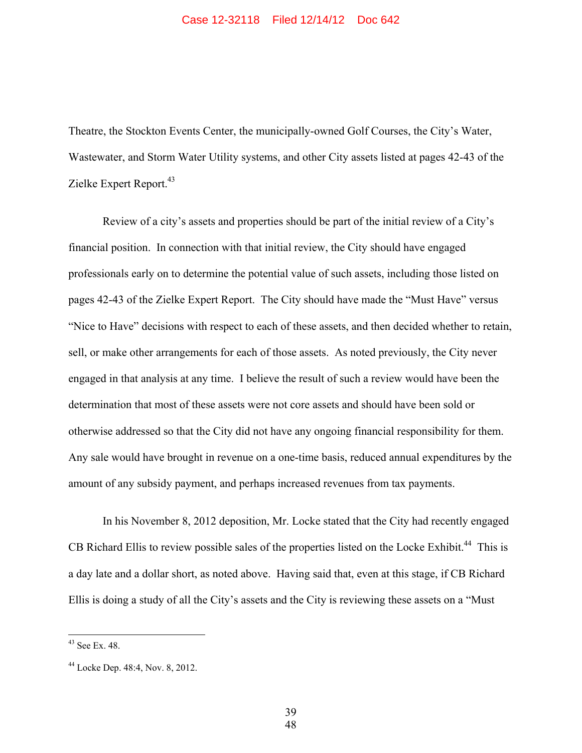Theatre, the Stockton Events Center, the municipally-owned Golf Courses, the City's Water, Wastewater, and Storm Water Utility systems, and other City assets listed at pages 42-43 of the Zielke Expert Report.[43]

Review of a city's assets and properties should be part of the initial review of a City's financial position. In connection with that initial review, the City should have engaged professionals early on to determine the potential value of such assets, including those listed on pages 42-43 of the Zielke Expert Report. The City should have made the "Must Have" versus "Nice to Have" decisions with respect to each of these assets, and then decided whether to retain, sell, or make other arrangements for each of those assets. As noted previously, the City never engaged in that analysis at any time. I believe the result of such a review would have been the determination that most of these assets were not core assets and should have been sold or otherwise addressed so that the City did not have any ongoing financial responsibility for them. Any sale would have brought in revenue on a one-time basis, reduced annual expenditures by the amount of any subsidy payment, and perhaps increased revenues from tax payments.

In his November 8, 2012 deposition, Mr. Locke stated that the City had recently engaged CB Richard Ellis to review possible sales of the properties listed on the Locke Exhibit.[44] This is a day late and a dollar short, as noted above. Having said that, even at this stage, if CB Richard Ellis is doing a study of all the City's assets and the City is reviewing these assets on a "Must

---

[43] See Ex. 48.

[44] Locke Dep. 48:4, Nov. 8, 2012.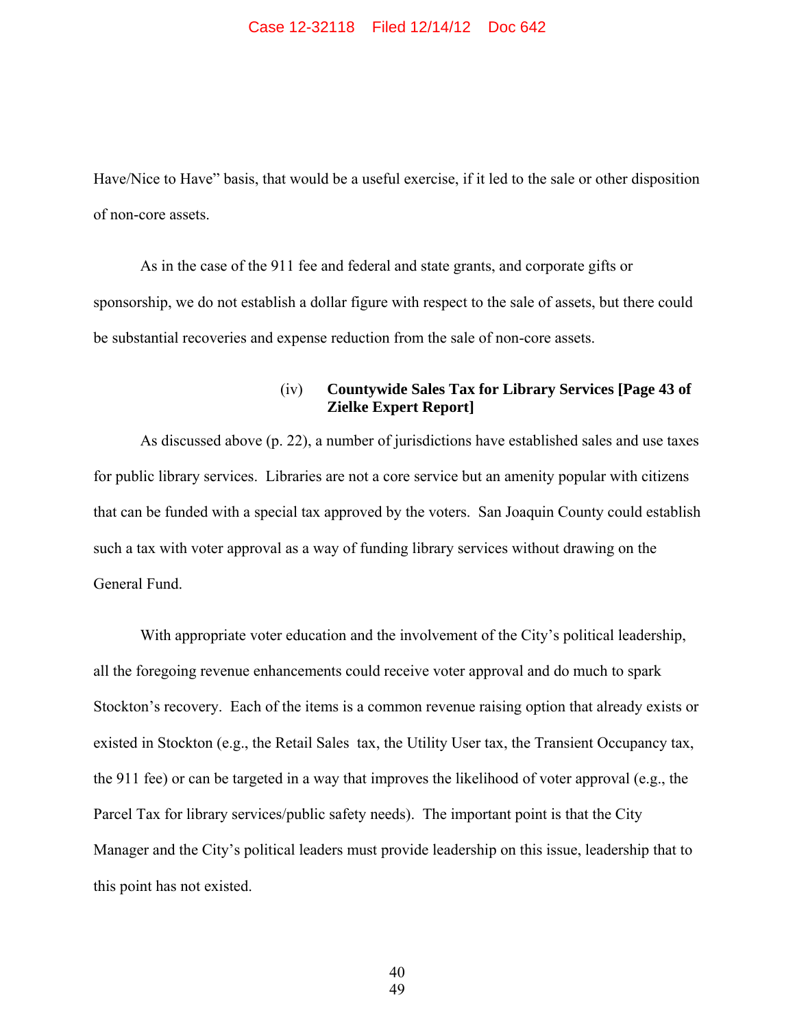Have/Nice to Have" basis, that would be a useful exercise, if it led to the sale or other disposition of non-core assets.

As in the case of the 911 fee and federal and state grants, and corporate gifts or sponsorship, we do not establish a dollar figure with respect to the sale of assets, but there could be substantial recoveries and expense reduction from the sale of non-core assets.

#### (iv) Countywide Sales Tax for Library Services [Page 43 of Zielke Expert Report]

As discussed above (p. 22), a number of jurisdictions have established sales and use taxes for public library services. Libraries are not a core service but an amenity popular with citizens that can be funded with a special tax approved by the voters. San Joaquin County could establish such a tax with voter approval as a way of funding library services without drawing on the General Fund.

With appropriate voter education and the involvement of the City's political leadership, all the foregoing revenue enhancements could receive voter approval and do much to spark Stockton's recovery. Each of the items is a common revenue raising option that already exists or existed in Stockton (e.g., the Retail Sales tax, the Utility User tax, the Transient Occupancy tax, the 911 fee) or can be targeted in a way that improves the likelihood of voter approval (e.g., the Parcel Tax for library services/public safety needs). The important point is that the City Manager and the City's political leaders must provide leadership on this issue, leadership that to this point has not existed.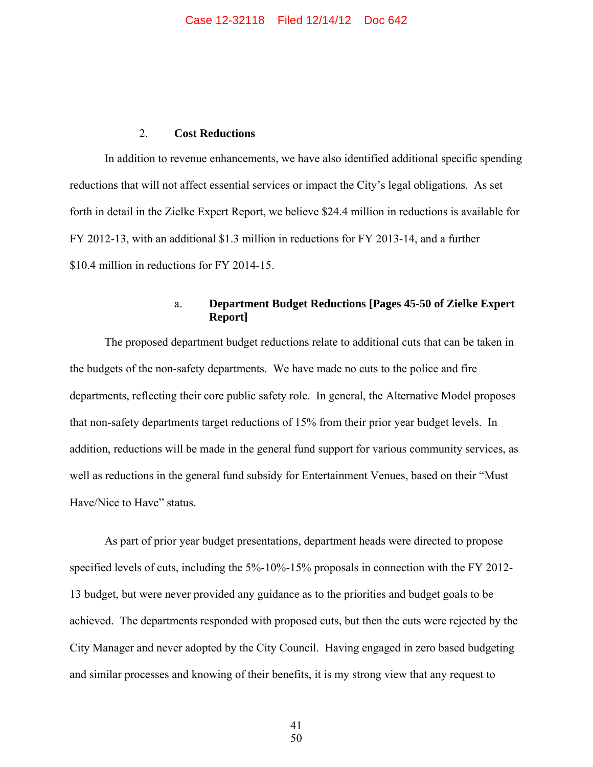## 2. Cost Reductions

In addition to revenue enhancements, we have also identified additional specific spending reductions that will not affect essential services or impact the City's legal obligations. As set forth in detail in the Zielke Expert Report, we believe $24.4 million in reductions is available for FY 2012-13, with an additional $1.3 million in reductions for FY 2013-14, and a further $10.4 million in reductions for FY 2014-15.

### a. Department Budget Reductions [Pages 45-50 of Zielke Expert Report]

The proposed department budget reductions relate to additional cuts that can be taken in the budgets of the non-safety departments. We have made no cuts to the police and fire departments, reflecting their core public safety role. In general, the Alternative Model proposes that non-safety departments target reductions of 15% from their prior year budget levels. In addition, reductions will be made in the general fund support for various community services, as well as reductions in the general fund subsidy for Entertainment Venues, based on their "Must Have/Nice to Have" status.

As part of prior year budget presentations, department heads were directed to propose specified levels of cuts, including the 5%-10%-15% proposals in connection with the FY 2012-13 budget, but were never provided any guidance as to the priorities and budget goals to be achieved. The departments responded with proposed cuts, but then the cuts were rejected by the City Manager and never adopted by the City Council. Having engaged in zero based budgeting and similar processes and knowing of their benefits, it is my strong view that any request to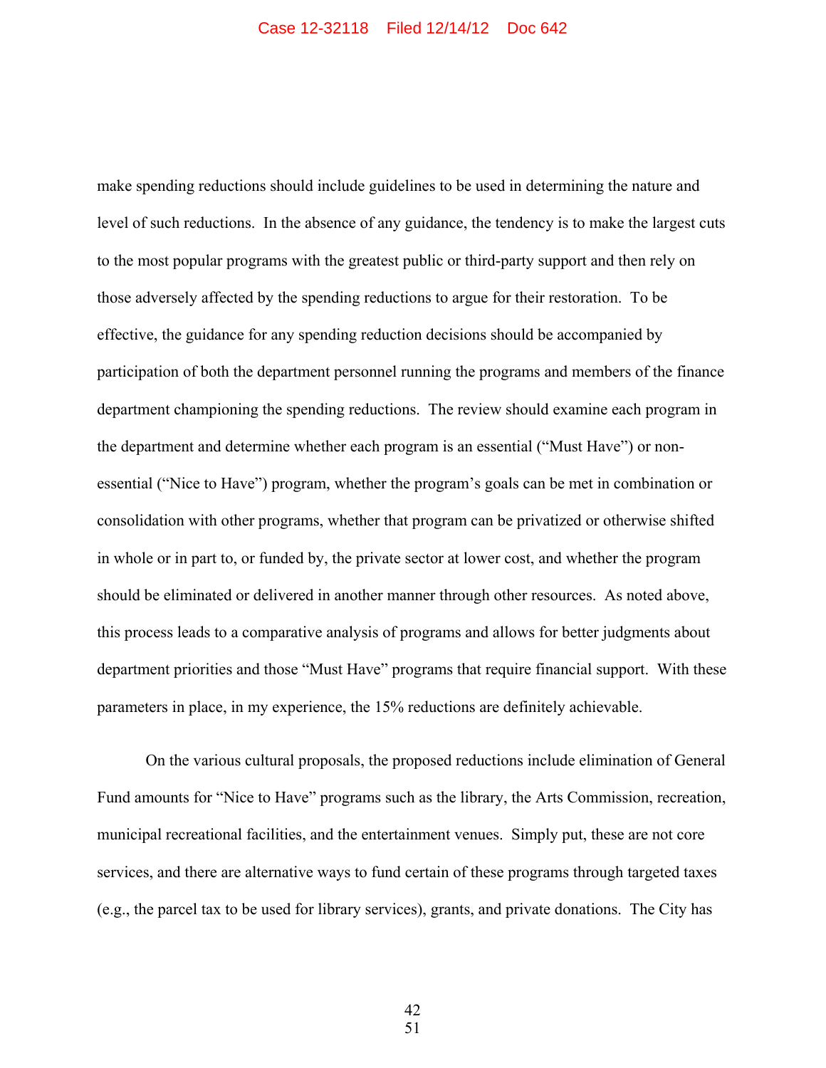make spending reductions should include guidelines to be used in determining the nature and level of such reductions. In the absence of any guidance, the tendency is to make the largest cuts to the most popular programs with the greatest public or third-party support and then rely on those adversely affected by the spending reductions to argue for their restoration. To be effective, the guidance for any spending reduction decisions should be accompanied by participation of both the department personnel running the programs and members of the finance department championing the spending reductions. The review should examine each program in the department and determine whether each program is an essential ("Must Have") or non-essential ("Nice to Have") program, whether the program's goals can be met in combination or consolidation with other programs, whether that program can be privatized or otherwise shifted in whole or in part to, or funded by, the private sector at lower cost, and whether the program should be eliminated or delivered in another manner through other resources. As noted above, this process leads to a comparative analysis of programs and allows for better judgments about department priorities and those "Must Have" programs that require financial support. With these parameters in place, in my experience, the 15% reductions are definitely achievable.

On the various cultural proposals, the proposed reductions include elimination of General Fund amounts for "Nice to Have" programs such as the library, the Arts Commission, recreation, municipal recreational facilities, and the entertainment venues. Simply put, these are not core services, and there are alternative ways to fund certain of these programs through targeted taxes (e.g., the parcel tax to be used for library services), grants, and private donations. The City has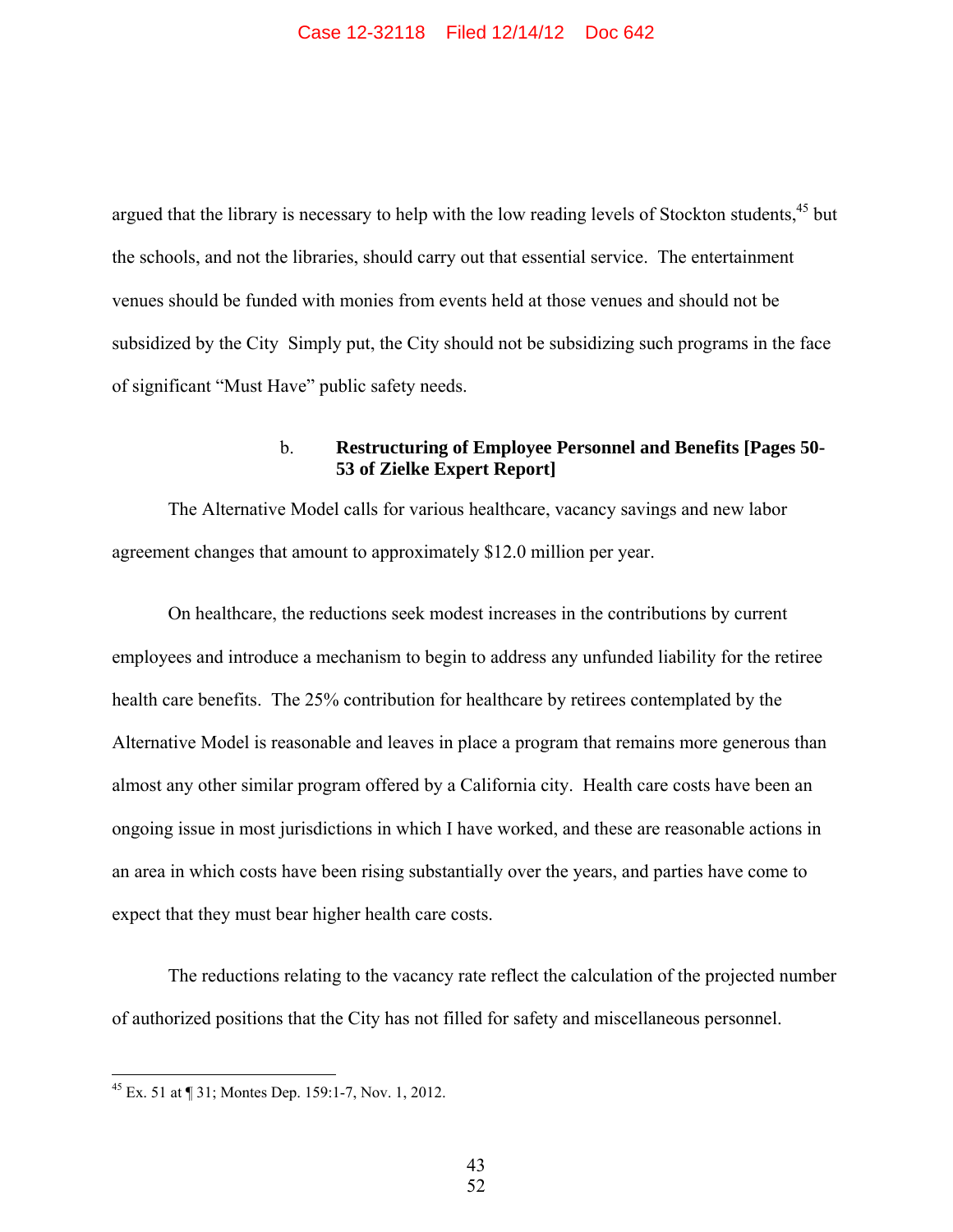argued that the library is necessary to help with the low reading levels of Stockton students,[45] but the schools, and not the libraries, should carry out that essential service. The entertainment venues should be funded with monies from events held at those venues and should not be subsidized by the City Simply put, the City should not be subsidizing such programs in the face of significant "Must Have" public safety needs.

b. **Restructuring of Employee Personnel and Benefits [Pages 50-53 of Zielke Expert Report]**

The Alternative Model calls for various healthcare, vacancy savings and new labor agreement changes that amount to approximately $12.0 million per year.

On healthcare, the reductions seek modest increases in the contributions by current employees and introduce a mechanism to begin to address any unfunded liability for the retiree health care benefits. The 25% contribution for healthcare by retirees contemplated by the Alternative Model is reasonable and leaves in place a program that remains more generous than almost any other similar program offered by a California city. Health care costs have been an ongoing issue in most jurisdictions in which I have worked, and these are reasonable actions in an area in which costs have been rising substantially over the years, and parties have come to expect that they must bear higher health care costs.

The reductions relating to the vacancy rate reflect the calculation of the projected number of authorized positions that the City has not filled for safety and miscellaneous personnel.

[45] Ex. 51 at ¶ 31; Montes Dep. 159:1-7, Nov. 1, 2012.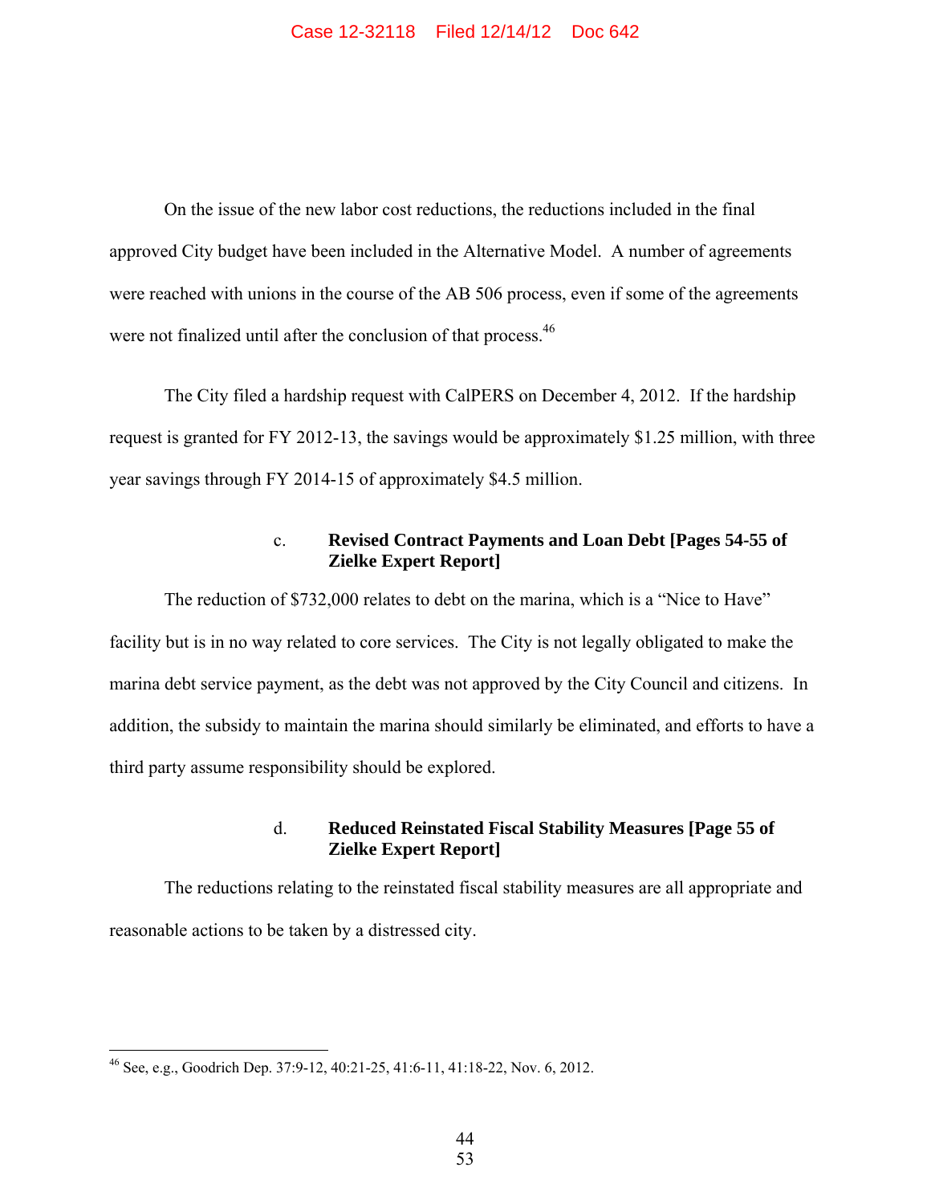On the issue of the new labor cost reductions, the reductions included in the final approved City budget have been included in the Alternative Model. A number of agreements were reached with unions in the course of the AB 506 process, even if some of the agreements were not finalized until after the conclusion of that process.[46]

The City filed a hardship request with CalPERS on December 4, 2012. If the hardship request is granted for FY 2012-13, the savings would be approximately $1.25 million, with three year savings through FY 2014-15 of approximately $4.5 million.

c. **Revised Contract Payments and Loan Debt [Pages 54-55 of Zielke Expert Report]**

The reduction of $732,000 relates to debt on the marina, which is a "Nice to Have" facility but is in no way related to core services. The City is not legally obligated to make the marina debt service payment, as the debt was not approved by the City Council and citizens. In addition, the subsidy to maintain the marina should similarly be eliminated, and efforts to have a third party assume responsibility should be explored.

d. **Reduced Reinstated Fiscal Stability Measures [Page 55 of Zielke Expert Report]**

The reductions relating to the reinstated fiscal stability measures are all appropriate and reasonable actions to be taken by a distressed city.

---

[46] See, e.g., Goodrich Dep. 37:9-12, 40:21-25, 41:6-11, 41:18-22, Nov. 6, 2012.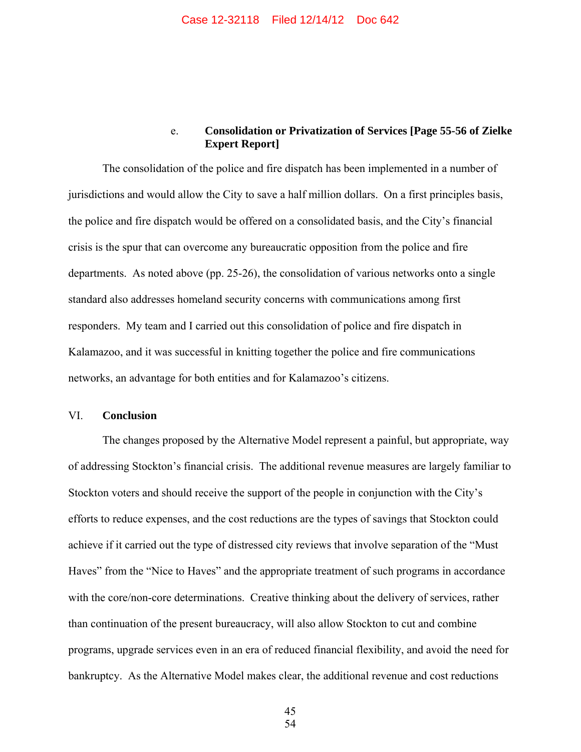### e. Consolidation or Privatization of Services [Page 55-56 of Zielke Expert Report]

The consolidation of the police and fire dispatch has been implemented in a number of jurisdictions and would allow the City to save a half million dollars. On a first principles basis, the police and fire dispatch would be offered on a consolidated basis, and the City's financial crisis is the spur that can overcome any bureaucratic opposition from the police and fire departments. As noted above (pp. 25-26), the consolidation of various networks onto a single standard also addresses homeland security concerns with communications among first responders. My team and I carried out this consolidation of police and fire dispatch in Kalamazoo, and it was successful in knitting together the police and fire communications networks, an advantage for both entities and for Kalamazoo's citizens.

## VI. Conclusion

The changes proposed by the Alternative Model represent a painful, but appropriate, way of addressing Stockton's financial crisis. The additional revenue measures are largely familiar to Stockton voters and should receive the support of the people in conjunction with the City's efforts to reduce expenses, and the cost reductions are the types of savings that Stockton could achieve if it carried out the type of distressed city reviews that involve separation of the "Must Haves" from the "Nice to Haves" and the appropriate treatment of such programs in accordance with the core/non-core determinations. Creative thinking about the delivery of services, rather than continuation of the present bureaucracy, will also allow Stockton to cut and combine programs, upgrade services even in an era of reduced financial flexibility, and avoid the need for bankruptcy. As the Alternative Model makes clear, the additional revenue and cost reductions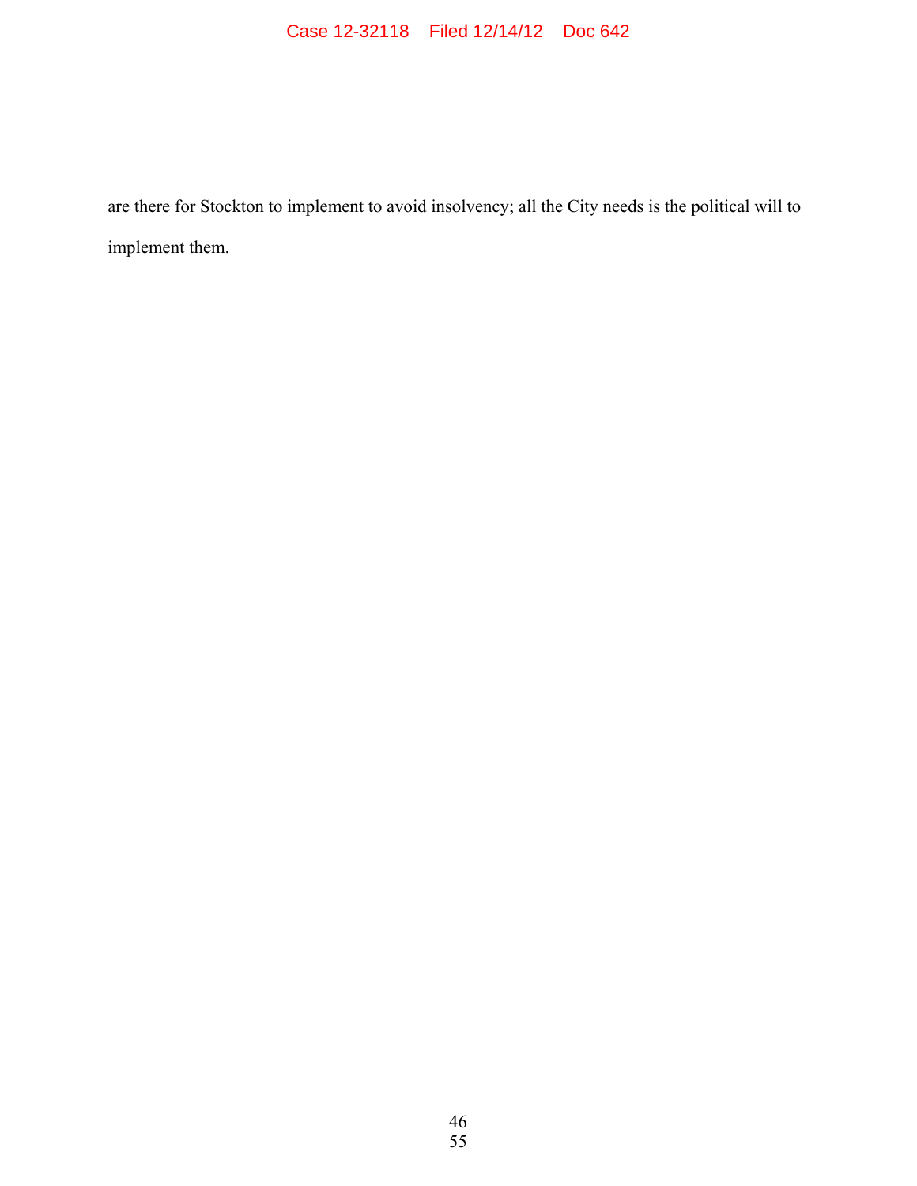are there for Stockton to implement to avoid insolvency; all the City needs is the political will to implement them.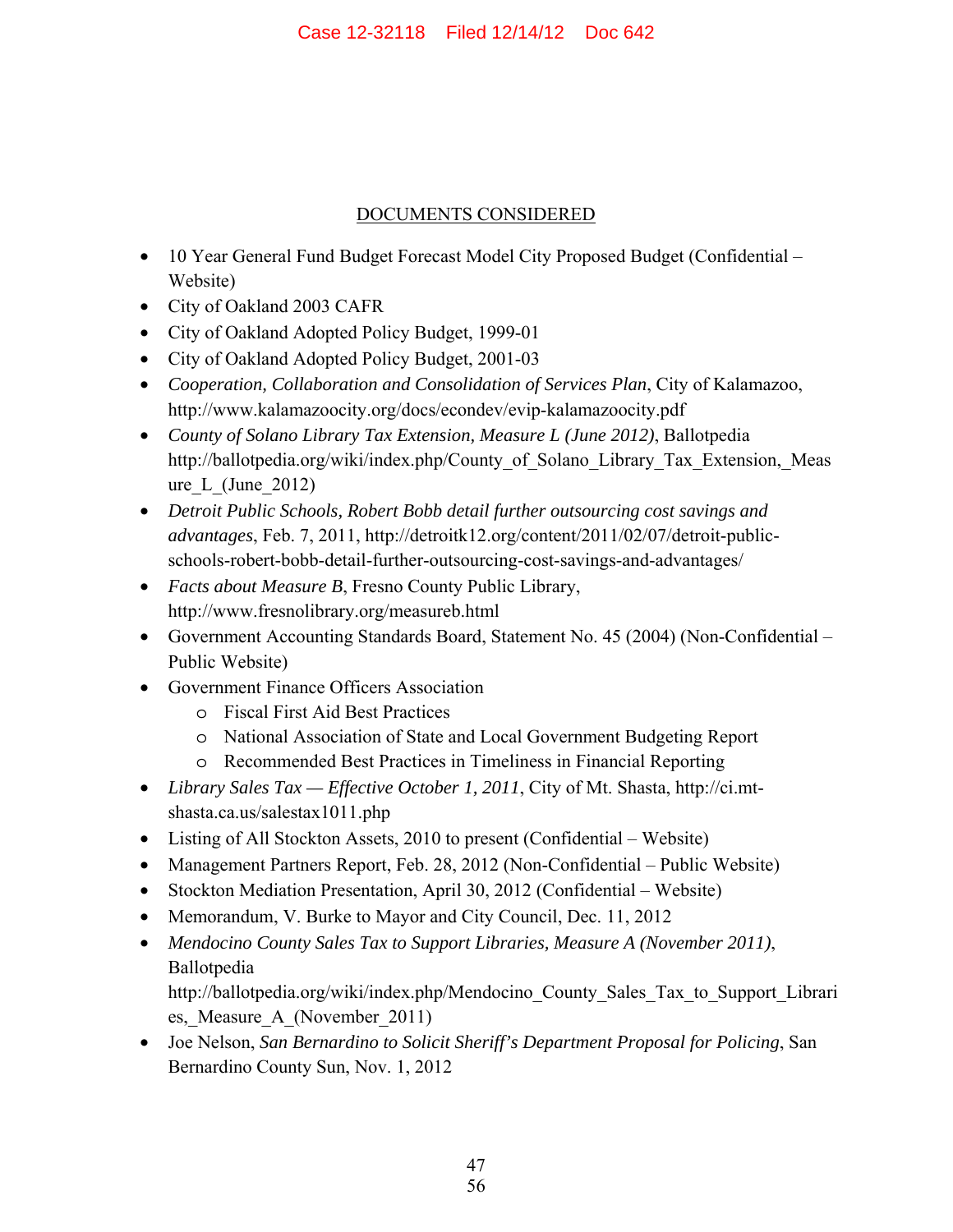## DOCUMENTS CONSIDERED

- 10 Year General Fund Budget Forecast Model City Proposed Budget (Confidential – Website)
- City of Oakland 2003 CAFR
- City of Oakland Adopted Policy Budget, 1999-01
- City of Oakland Adopted Policy Budget, 2001-03
- *Cooperation, Collaboration and Consolidation of Services Plan*, City of Kalamazoo, http://www.kalamazoocity.org/docs/econdev/evip-kalamazoocity.pdf
- *County of Solano Library Tax Extension, Measure L (June 2012)*, Ballotpedia http://ballotpedia.org/wiki/index.php/County_of_Solano_Library_Tax_Extension,_Measure_L_(June_2012)
- *Detroit Public Schools, Robert Bobb detail further outsourcing cost savings and advantages*, Feb. 7, 2011, http://detroitk12.org/content/2011/02/07/detroit-public-schools-robert-bobb-detail-further-outsourcing-cost-savings-and-advantages/
- *Facts about Measure B*, Fresno County Public Library, http://www.fresnolibrary.org/measureb.html
- Government Accounting Standards Board, Statement No. 45 (2004) (Non-Confidential – Public Website)
- Government Finance Officers Association
  - Fiscal First Aid Best Practices
  - National Association of State and Local Government Budgeting Report
  - Recommended Best Practices in Timeliness in Financial Reporting
- *Library Sales Tax — Effective October 1, 2011*, City of Mt. Shasta, http://ci.mt-shasta.ca.us/salestax1011.php
- Listing of All Stockton Assets, 2010 to present (Confidential – Website)
- Management Partners Report, Feb. 28, 2012 (Non-Confidential – Public Website)
- Stockton Mediation Presentation, April 30, 2012 (Confidential – Website)
- Memorandum, V. Burke to Mayor and City Council, Dec. 11, 2012
- *Mendocino County Sales Tax to Support Libraries, Measure A (November 2011)*, Ballotpedia http://ballotpedia.org/wiki/index.php/Mendocino_County_Sales_Tax_to_Support_Libraries,_Measure_A_(November_2011)
- Joe Nelson, *San Bernardino to Solicit Sheriff's Department Proposal for Policing*, San Bernardino County Sun, Nov. 1, 2012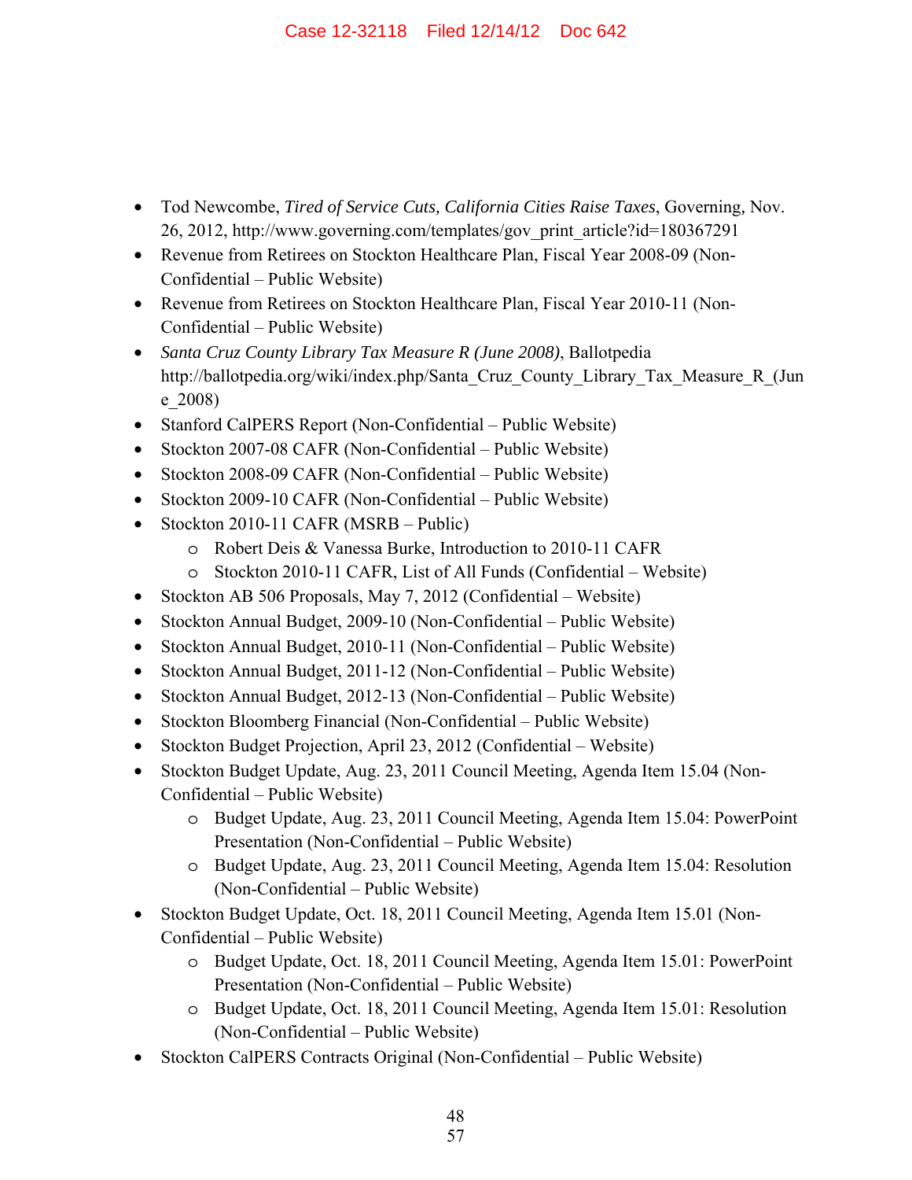- Tod Newcombe, *Tired of Service Cuts, California Cities Raise Taxes*, Governing, Nov. 26, 2012, http://www.governing.com/templates/gov_print_article?id=180367291
- Revenue from Retirees on Stockton Healthcare Plan, Fiscal Year 2008-09 (Non-Confidential – Public Website)
- Revenue from Retirees on Stockton Healthcare Plan, Fiscal Year 2010-11 (Non-Confidential – Public Website)
- *Santa Cruz County Library Tax Measure R (June 2008)*, Ballotpedia http://ballotpedia.org/wiki/index.php/Santa_Cruz_County_Library_Tax_Measure_R_(June_2008)
- Stanford CalPERS Report (Non-Confidential – Public Website)
- Stockton 2007-08 CAFR (Non-Confidential – Public Website)
- Stockton 2008-09 CAFR (Non-Confidential – Public Website)
- Stockton 2009-10 CAFR (Non-Confidential – Public Website)
- Stockton 2010-11 CAFR (MSRB – Public)
    - Robert Deis & Vanessa Burke, Introduction to 2010-11 CAFR
    - Stockton 2010-11 CAFR, List of All Funds (Confidential – Website)
- Stockton AB 506 Proposals, May 7, 2012 (Confidential – Website)
- Stockton Annual Budget, 2009-10 (Non-Confidential – Public Website)
- Stockton Annual Budget, 2010-11 (Non-Confidential – Public Website)
- Stockton Annual Budget, 2011-12 (Non-Confidential – Public Website)
- Stockton Annual Budget, 2012-13 (Non-Confidential – Public Website)
- Stockton Bloomberg Financial (Non-Confidential – Public Website)
- Stockton Budget Projection, April 23, 2012 (Confidential – Website)
- Stockton Budget Update, Aug. 23, 2011 Council Meeting, Agenda Item 15.04 (Non-Confidential – Public Website)
    - Budget Update, Aug. 23, 2011 Council Meeting, Agenda Item 15.04: PowerPoint Presentation (Non-Confidential – Public Website)
    - Budget Update, Aug. 23, 2011 Council Meeting, Agenda Item 15.04: Resolution (Non-Confidential – Public Website)
- Stockton Budget Update, Oct. 18, 2011 Council Meeting, Agenda Item 15.01 (Non-Confidential – Public Website)
    - Budget Update, Oct. 18, 2011 Council Meeting, Agenda Item 15.01: PowerPoint Presentation (Non-Confidential – Public Website)
    - Budget Update, Oct. 18, 2011 Council Meeting, Agenda Item 15.01: Resolution (Non-Confidential – Public Website)
- Stockton CalPERS Contracts Original (Non-Confidential – Public Website)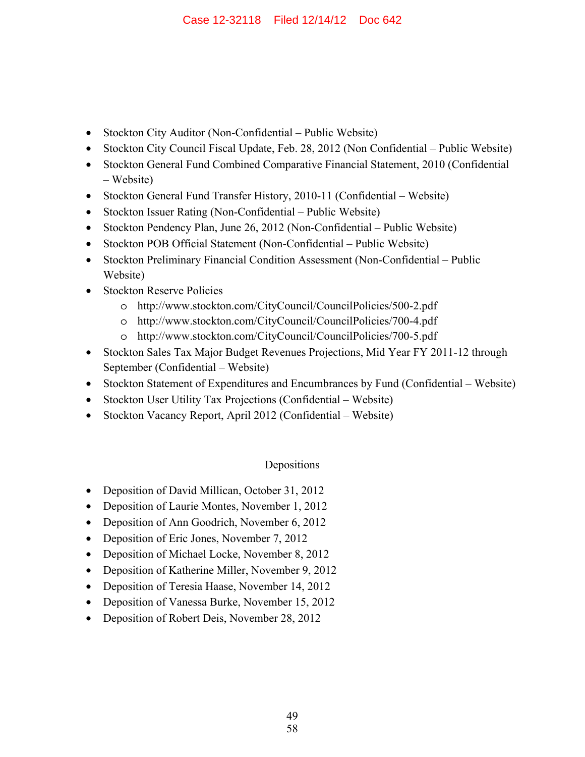- Stockton City Auditor (Non-Confidential – Public Website)
- Stockton City Council Fiscal Update, Feb. 28, 2012 (Non Confidential – Public Website)
- Stockton General Fund Combined Comparative Financial Statement, 2010 (Confidential – Website)
- Stockton General Fund Transfer History, 2010-11 (Confidential – Website)
- Stockton Issuer Rating (Non-Confidential – Public Website)
- Stockton Pendency Plan, June 26, 2012 (Non-Confidential – Public Website)
- Stockton POB Official Statement (Non-Confidential – Public Website)
- Stockton Preliminary Financial Condition Assessment (Non-Confidential – Public Website)
- Stockton Reserve Policies
    - http://www.stockton.com/CityCouncil/CouncilPolicies/500-2.pdf
    - http://www.stockton.com/CityCouncil/CouncilPolicies/700-4.pdf
    - http://www.stockton.com/CityCouncil/CouncilPolicies/700-5.pdf
- Stockton Sales Tax Major Budget Revenues Projections, Mid Year FY 2011-12 through September (Confidential – Website)
- Stockton Statement of Expenditures and Encumbrances by Fund (Confidential – Website)
- Stockton User Utility Tax Projections (Confidential – Website)
- Stockton Vacancy Report, April 2012 (Confidential – Website)

## Depositions

- Deposition of David Millican, October 31, 2012
- Deposition of Laurie Montes, November 1, 2012
- Deposition of Ann Goodrich, November 6, 2012
- Deposition of Eric Jones, November 7, 2012
- Deposition of Michael Locke, November 8, 2012
- Deposition of Katherine Miller, November 9, 2012
- Deposition of Teresia Haase, November 14, 2012
- Deposition of Vanessa Burke, November 15, 2012
- Deposition of Robert Deis, November 28, 2012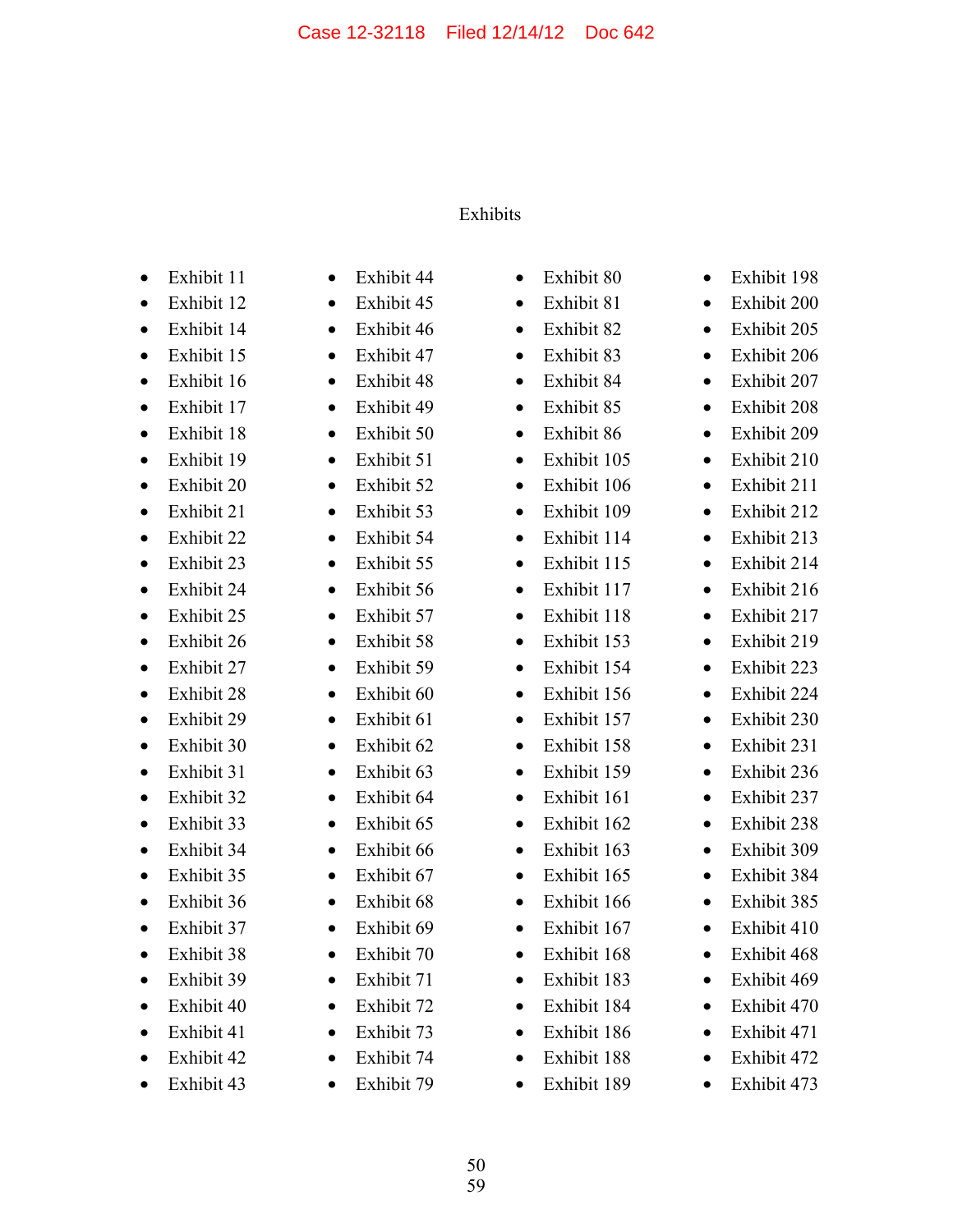Exhibits

- Exhibit 11
- Exhibit 12
- Exhibit 14
- Exhibit 15
- Exhibit 16
- Exhibit 17
- Exhibit 18
- Exhibit 19
- Exhibit 20
- Exhibit 21
- Exhibit 22
- Exhibit 23
- Exhibit 24
- Exhibit 25
- Exhibit 26
- Exhibit 27
- Exhibit 28
- Exhibit 29
- Exhibit 30
- Exhibit 31
- Exhibit 32
- Exhibit 33
- Exhibit 34
- Exhibit 35
- Exhibit 36
- Exhibit 37
- Exhibit 38
- Exhibit 39
- Exhibit 40
- Exhibit 41
- Exhibit 42
- Exhibit 43
- Exhibit 44
- Exhibit 45
- Exhibit 46
- Exhibit 47
- Exhibit 48
- Exhibit 49
- Exhibit 50
- Exhibit 51
- Exhibit 52
- Exhibit 53
- Exhibit 54
- Exhibit 55
- Exhibit 56
- Exhibit 57
- Exhibit 58
- Exhibit 59
- Exhibit 60
- Exhibit 61
- Exhibit 62
- Exhibit 63
- Exhibit 64
- Exhibit 65
- Exhibit 66
- Exhibit 67
- Exhibit 68
- Exhibit 69
- Exhibit 70
- Exhibit 71
- Exhibit 72
- Exhibit 73
- Exhibit 74
- Exhibit 79
- Exhibit 80
- Exhibit 81
- Exhibit 82
- Exhibit 83
- Exhibit 84
- Exhibit 85
- Exhibit 86
- Exhibit 105
- Exhibit 106
- Exhibit 109
- Exhibit 114
- Exhibit 115
- Exhibit 117
- Exhibit 118
- Exhibit 153
- Exhibit 154
- Exhibit 156
- Exhibit 157
- Exhibit 158
- Exhibit 159
- Exhibit 161
- Exhibit 162
- Exhibit 163
- Exhibit 165
- Exhibit 166
- Exhibit 167
- Exhibit 168
- Exhibit 183
- Exhibit 184
- Exhibit 186
- Exhibit 188
- Exhibit 189
- Exhibit 198
- Exhibit 200
- Exhibit 205
- Exhibit 206
- Exhibit 207
- Exhibit 208
- Exhibit 209
- Exhibit 210
- Exhibit 211
- Exhibit 212
- Exhibit 213
- Exhibit 214
- Exhibit 216
- Exhibit 217
- Exhibit 219
- Exhibit 223
- Exhibit 224
- Exhibit 230
- Exhibit 231
- Exhibit 236
- Exhibit 237
- Exhibit 238
- Exhibit 309
- Exhibit 384
- Exhibit 385
- Exhibit 410
- Exhibit 468
- Exhibit 469
- Exhibit 470
- Exhibit 471
- Exhibit 472
- Exhibit 473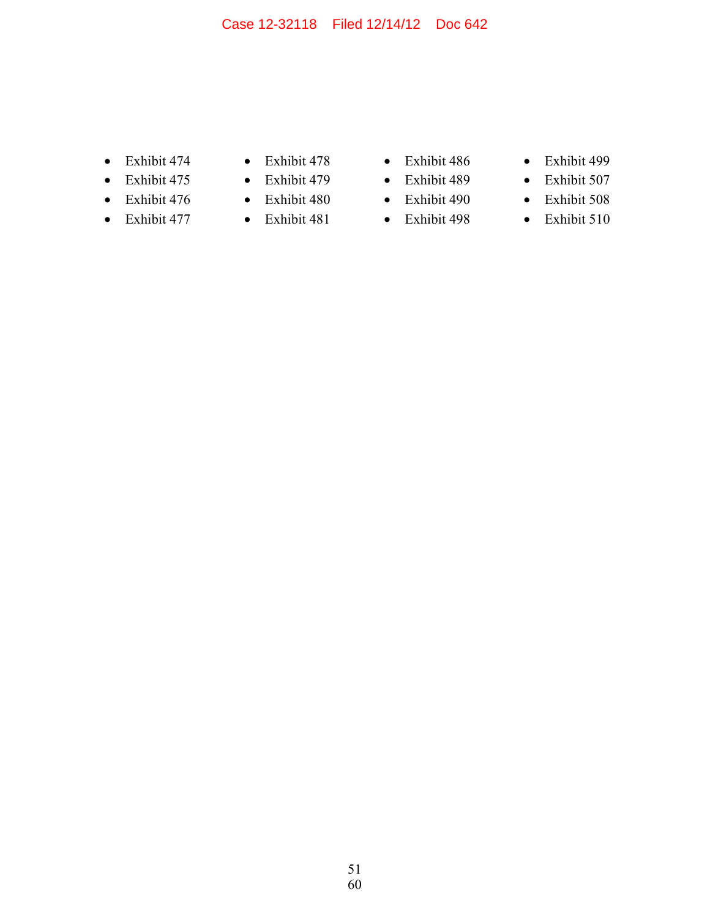- Exhibit 474
- Exhibit 475
- Exhibit 476
- Exhibit 477
- Exhibit 478
- Exhibit 479
- Exhibit 480
- Exhibit 481
- Exhibit 486
- Exhibit 489
- Exhibit 490
- Exhibit 498
- Exhibit 499
- Exhibit 507
- Exhibit 508
- Exhibit 510